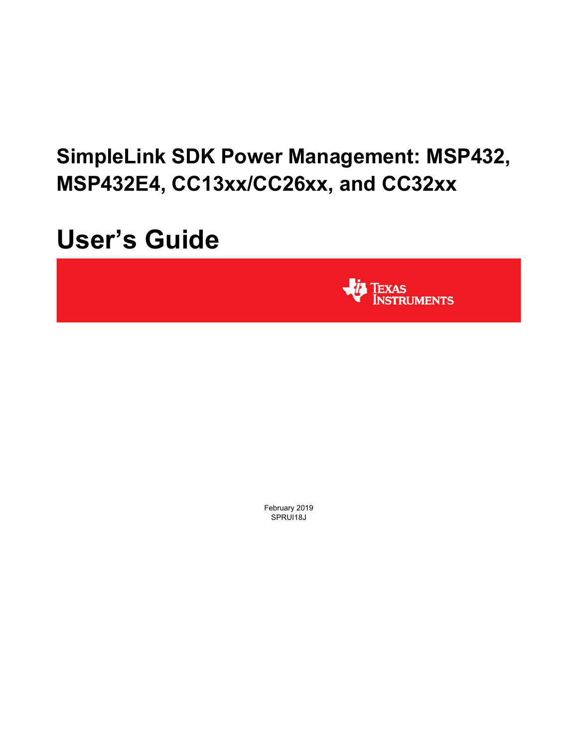# SimpleLink SDK Power Management: MSP432, MSP432E4, CC13xx/CC26xx, and CC32xx

# User's Guide

Texas Instruments

February 2019
SPRUI18J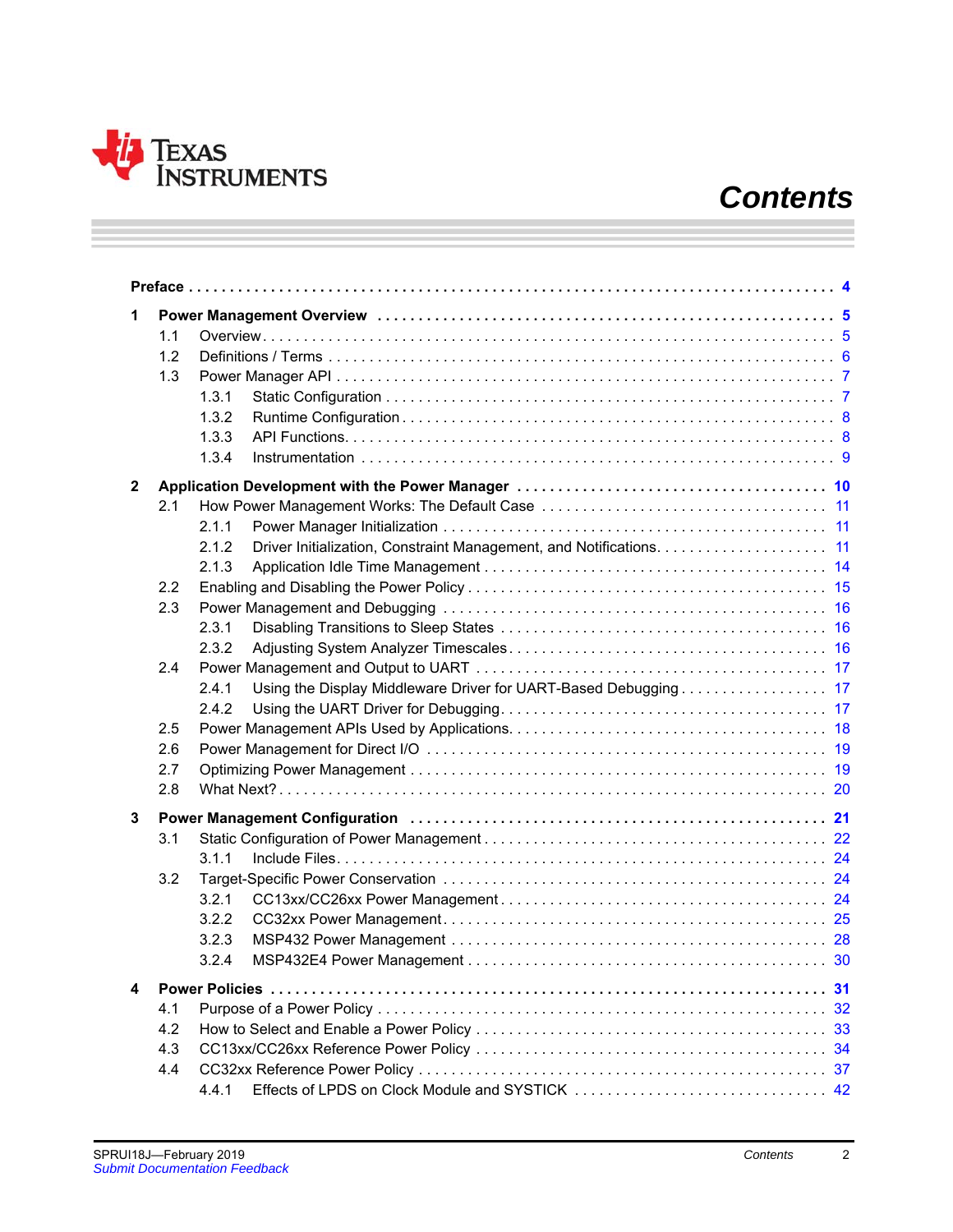# Contents

**Preface** ........................................................................ **4**

**1 Power Management Overview** ........................................................ **5**
- 1.1 Overview ........................................................................ 5
- 1.2 Definitions / Terms .............................................................. 6
- 1.3 Power Manager API ................................................................ 7
  - 1.3.1 Static Configuration ....................................................... 7
  - 1.3.2 Runtime Configuration ...................................................... 8
  - 1.3.3 API Functions .............................................................. 8
  - 1.3.4 Instrumentation ............................................................ 9

**2 Application Development with the Power Manager** .................................... **10**
- 2.1 How Power Management Works: The Default Case ..................................... 11
  - 2.1.1 Power Manager Initialization ............................................... 11
  - 2.1.2 Driver Initialization, Constraint Management, and Notifications ............ 11
  - 2.1.3 Application Idle Time Management ........................................... 14
- 2.2 Enabling and Disabling the Power Policy .......................................... 15
- 2.3 Power Management and Debugging ................................................... 16
  - 2.3.1 Disabling Transitions to Sleep States ...................................... 16
  - 2.3.2 Adjusting System Analyzer Timescales ....................................... 16
- 2.4 Power Management and Output to UART .............................................. 17
  - 2.4.1 Using the Display Middleware Driver for UART-Based Debugging ................ 17
  - 2.4.2 Using the UART Driver for Debugging ......................................... 17
- 2.5 Power Management APIs Used by Applications ........................................ 18
- 2.6 Power Management for Direct I/O .................................................. 19
- 2.7 Optimizing Power Management ...................................................... 19
- 2.8 What Next? ....................................................................... 20

**3 Power Management Configuration** .................................................... **21**
- 3.1 Static Configuration of Power Management ......................................... 22
  - 3.1.1 Include Files .............................................................. 24
- 3.2 Target-Specific Power Conservation ............................................... 24
  - 3.2.1 CC13xx/CC26xx Power Management .............................................. 24
  - 3.2.2 CC32xx Power Management ..................................................... 25
  - 3.2.3 MSP432 Power Management ..................................................... 28
  - 3.2.4 MSP432E4 Power Management ................................................... 30

**4 Power Policies** .................................................................... **31**
- 4.1 Purpose of a Power Policy ........................................................ 32
- 4.2 How to Select and Enable a Power Policy .......................................... 33
- 4.3 CC13xx/CC26xx Reference Power Policy ............................................. 34
- 4.4 CC32xx Reference Power Policy .................................................... 37
  - 4.4.1 Effects of LPDS on Clock Module and SYSTICK ................................ 42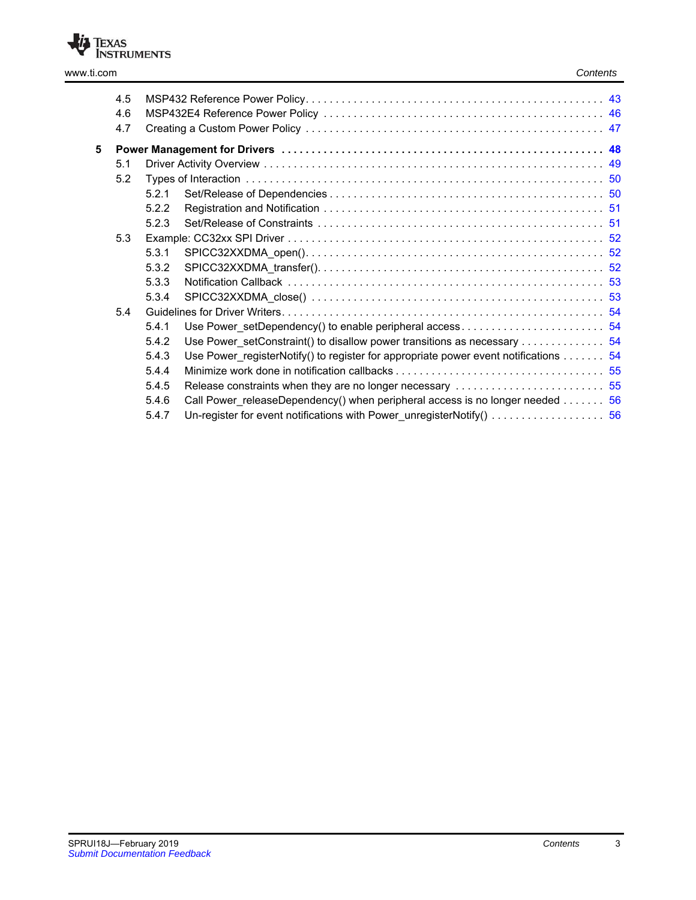| | | |
|---|---|---|
| 4.5 | MSP432 Reference Power Policy | 43 |
| 4.6 | MSP432E4 Reference Power Policy | 46 |
| 4.7 | Creating a Custom Power Policy | 47 |
| **5** | **Power Management for Drivers** | **48** |
| 5.1 | Driver Activity Overview | 49 |
| 5.2 | Types of Interaction | 50 |
| 5.2.1 | Set/Release of Dependencies | 50 |
| 5.2.2 | Registration and Notification | 51 |
| 5.2.3 | Set/Release of Constraints | 51 |
| 5.3 | Example: CC32xx SPI Driver | 52 |
| 5.3.1 | SPICC32XXDMA_open() | 52 |
| 5.3.2 | SPICC32XXDMA_transfer() | 52 |
| 5.3.3 | Notification Callback | 53 |
| 5.3.4 | SPICC32XXDMA_close() | 53 |
| 5.4 | Guidelines for Driver Writers | 54 |
| 5.4.1 | Use Power_setDependency() to enable peripheral access | 54 |
| 5.4.2 | Use Power_setConstraint() to disallow power transitions as necessary | 54 |
| 5.4.3 | Use Power_registerNotify() to register for appropriate power event notifications | 54 |
| 5.4.4 | Minimize work done in notification callbacks | 55 |
| 5.4.5 | Release constraints when they are no longer necessary | 55 |
| 5.4.6 | Call Power_releaseDependency() when peripheral access is no longer needed | 56 |
| 5.4.7 | Un-register for event notifications with Power_unregisterNotify() | 56 |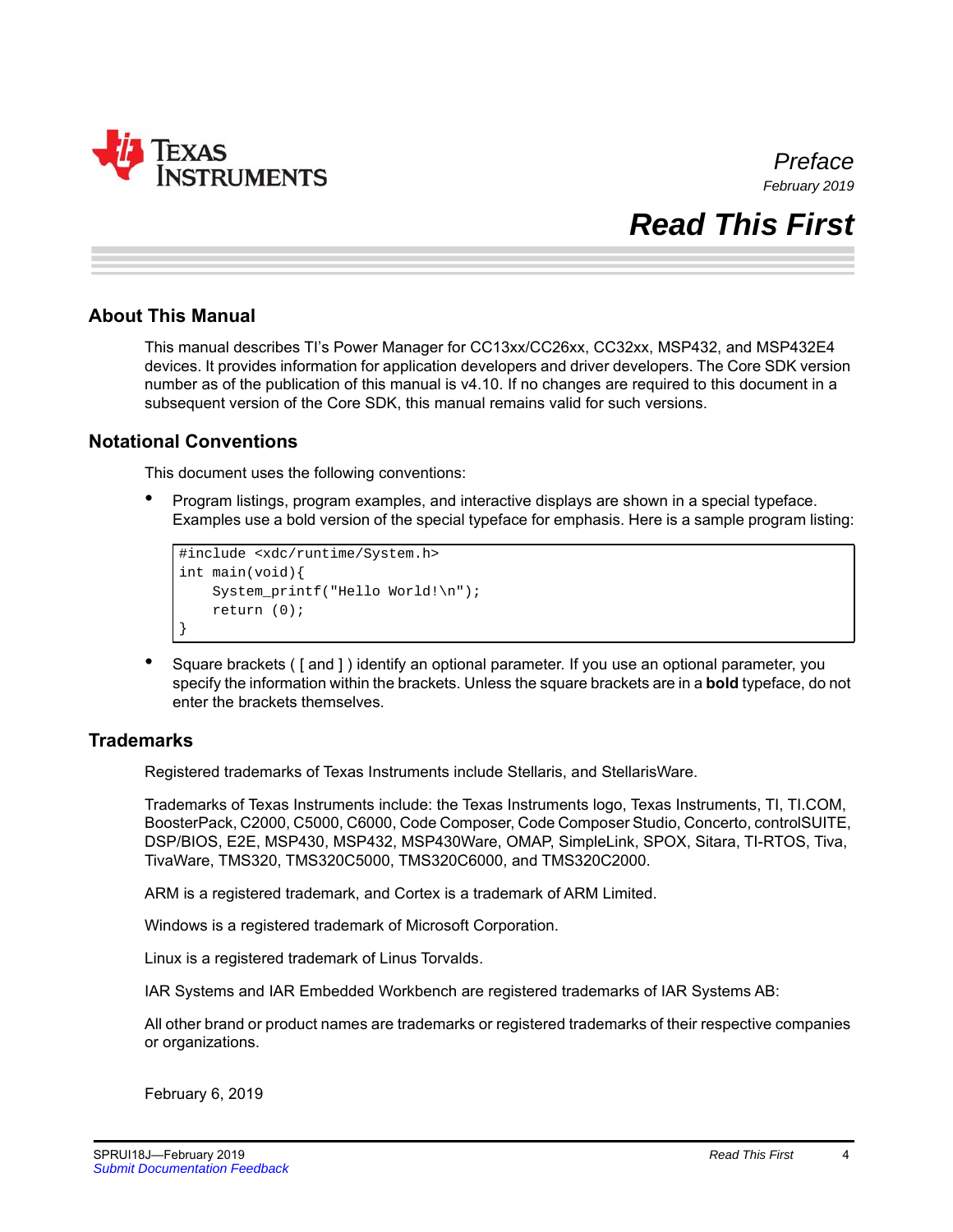*Preface*

*February 2019*

# Read This First

## About This Manual

This manual describes TI's Power Manager for CC13xx/CC26xx, CC32xx, MSP432, and MSP432E4 devices. It provides information for application developers and driver developers. The Core SDK version number as of the publication of this manual is v4.10. If no changes are required to this document in a subsequent version of the Core SDK, this manual remains valid for such versions.

## Notational Conventions

This document uses the following conventions:

- Program listings, program examples, and interactive displays are shown in a special typeface. Examples use a bold version of the special typeface for emphasis. Here is a sample program listing:

```
#include <xdc/runtime/System.h>
int main(void){
    System_printf("Hello World!\n");
    return (0);
}
```

- Square brackets ( [ and ] ) identify an optional parameter. If you use an optional parameter, you specify the information within the brackets. Unless the square brackets are in a **bold** typeface, do not enter the brackets themselves.

## Trademarks

Registered trademarks of Texas Instruments include Stellaris, and StellarisWare.

Trademarks of Texas Instruments include: the Texas Instruments logo, Texas Instruments, TI, TI.COM, BoosterPack, C2000, C5000, C6000, Code Composer, Code Composer Studio, Concerto, controlSUITE, DSP/BIOS, E2E, MSP430, MSP432, MSP430Ware, OMAP, SimpleLink, SPOX, Sitara, TI-RTOS, Tiva, TivaWare, TMS320, TMS320C5000, TMS320C6000, and TMS320C2000.

ARM is a registered trademark, and Cortex is a trademark of ARM Limited.

Windows is a registered trademark of Microsoft Corporation.

Linux is a registered trademark of Linus Torvalds.

IAR Systems and IAR Embedded Workbench are registered trademarks of IAR Systems AB:

All other brand or product names are trademarks or registered trademarks of their respective companies or organizations.

February 6, 2019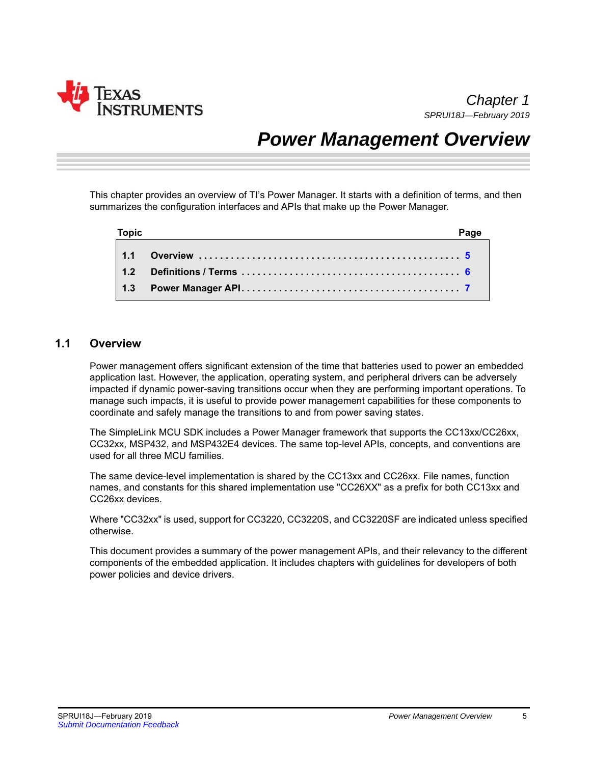Chapter 1

SPRUI18J—February 2019

# Power Management Overview

This chapter provides an overview of TI's Power Manager. It starts with a definition of terms, and then summarizes the configuration interfaces and APIs that make up the Power Manager.

| Topic | Page |
| --- | --- |
| 1.1 Overview | 5 |
| 1.2 Definitions / Terms | 6 |
| 1.3 Power Manager API | 7 |

## 1.1 Overview

Power management offers significant extension of the time that batteries used to power an embedded application last. However, the application, operating system, and peripheral drivers can be adversely impacted if dynamic power-saving transitions occur when they are performing important operations. To manage such impacts, it is useful to provide power management capabilities for these components to coordinate and safely manage the transitions to and from power saving states.

The SimpleLink MCU SDK includes a Power Manager framework that supports the CC13xx/CC26xx, CC32xx, MSP432, and MSP432E4 devices. The same top-level APIs, concepts, and conventions are used for all three MCU families.

The same device-level implementation is shared by the CC13xx and CC26xx. File names, function names, and constants for this shared implementation use "CC26XX" as a prefix for both CC13xx and CC26xx devices.

Where "CC32xx" is used, support for CC3220, CC3220S, and CC3220SF are indicated unless specified otherwise.

This document provides a summary of the power management APIs, and their relevancy to the different components of the embedded application. It includes chapters with guidelines for developers of both power policies and device drivers.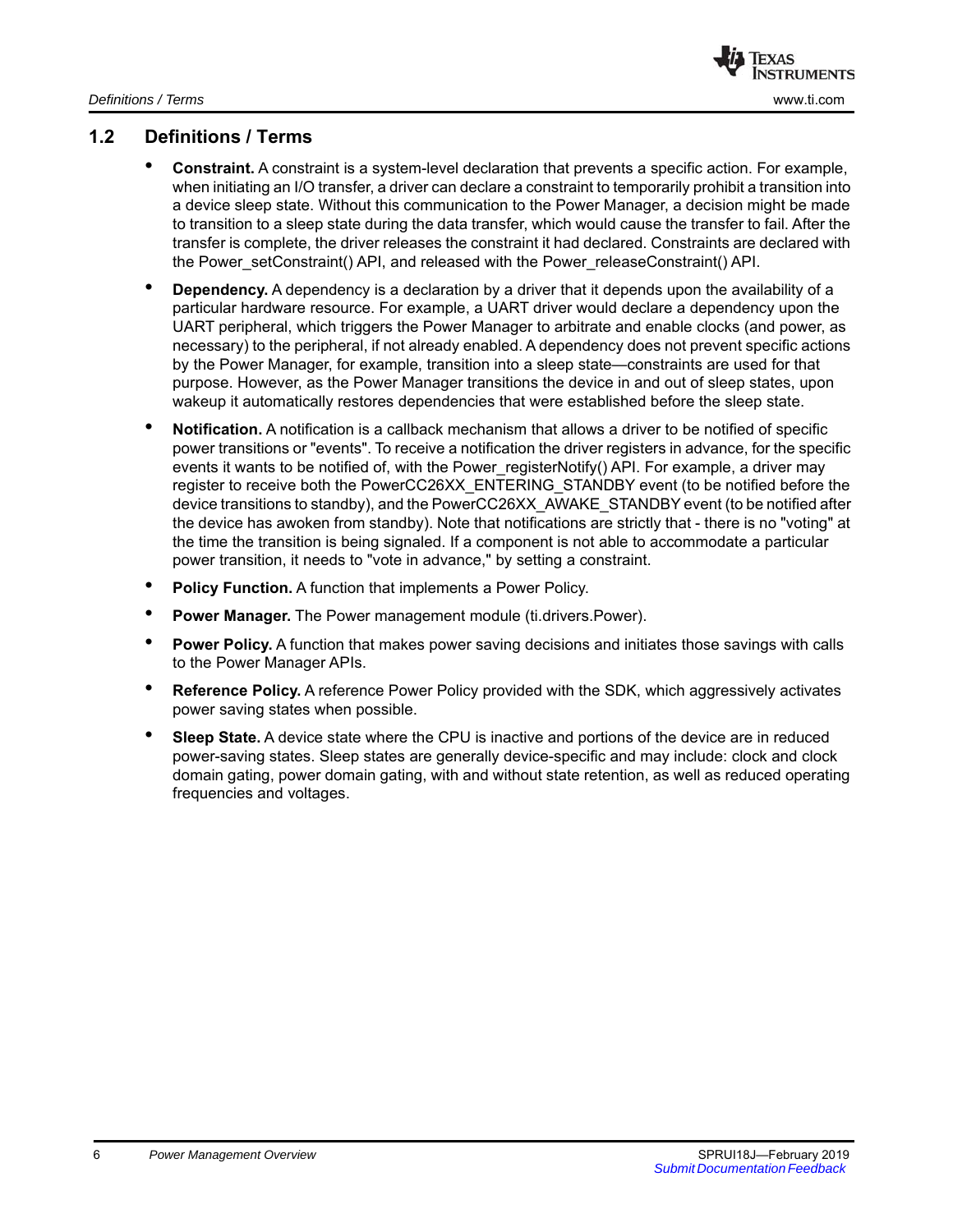## 1.2 Definitions / Terms

- **Constraint.** A constraint is a system-level declaration that prevents a specific action. For example, when initiating an I/O transfer, a driver can declare a constraint to temporarily prohibit a transition into a device sleep state. Without this communication to the Power Manager, a decision might be made to transition to a sleep state during the data transfer, which would cause the transfer to fail. After the transfer is complete, the driver releases the constraint it had declared. Constraints are declared with the Power_setConstraint() API, and released with the Power_releaseConstraint() API.
- **Dependency.** A dependency is a declaration by a driver that it depends upon the availability of a particular hardware resource. For example, a UART driver would declare a dependency upon the UART peripheral, which triggers the Power Manager to arbitrate and enable clocks (and power, as necessary) to the peripheral, if not already enabled. A dependency does not prevent specific actions by the Power Manager, for example, transition into a sleep state—constraints are used for that purpose. However, as the Power Manager transitions the device in and out of sleep states, upon wakeup it automatically restores dependencies that were established before the sleep state.
- **Notification.** A notification is a callback mechanism that allows a driver to be notified of specific power transitions or "events". To receive a notification the driver registers in advance, for the specific events it wants to be notified of, with the Power_registerNotify() API. For example, a driver may register to receive both the PowerCC26XX_ENTERING_STANDBY event (to be notified before the device transitions to standby), and the PowerCC26XX_AWAKE_STANDBY event (to be notified after the device has awoken from standby). Note that notifications are strictly that - there is no "voting" at the time the transition is being signaled. If a component is not able to accommodate a particular power transition, it needs to "vote in advance," by setting a constraint.
- **Policy Function.** A function that implements a Power Policy.
- **Power Manager.** The Power management module (ti.drivers.Power).
- **Power Policy.** A function that makes power saving decisions and initiates those savings with calls to the Power Manager APIs.
- **Reference Policy.** A reference Power Policy provided with the SDK, which aggressively activates power saving states when possible.
- **Sleep State.** A device state where the CPU is inactive and portions of the device are in reduced power-saving states. Sleep states are generally device-specific and may include: clock and clock domain gating, power domain gating, with and without state retention, as well as reduced operating frequencies and voltages.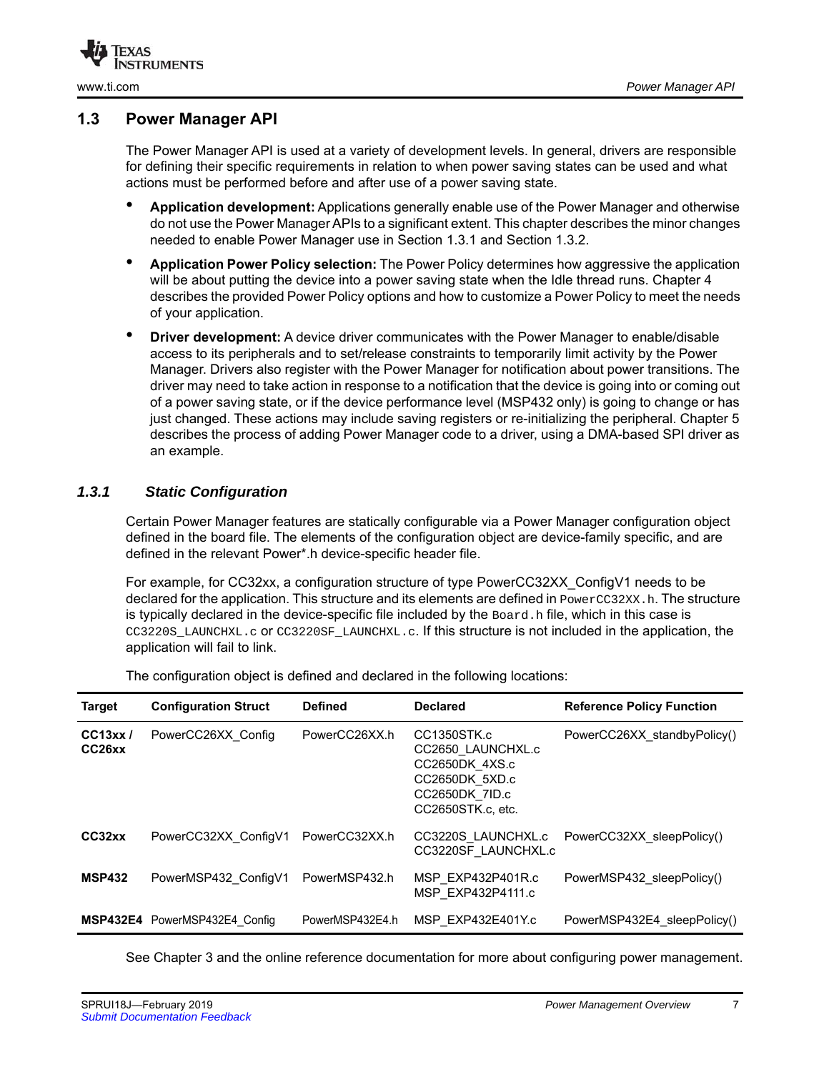## 1.3 Power Manager API

The Power Manager API is used at a variety of development levels. In general, drivers are responsible for defining their specific requirements in relation to when power saving states can be used and what actions must be performed before and after use of a power saving state.

- **Application development:** Applications generally enable use of the Power Manager and otherwise do not use the Power Manager APIs to a significant extent. This chapter describes the minor changes needed to enable Power Manager use in Section 1.3.1 and Section 1.3.2.
- **Application Power Policy selection:** The Power Policy determines how aggressive the application will be about putting the device into a power saving state when the Idle thread runs. Chapter 4 describes the provided Power Policy options and how to customize a Power Policy to meet the needs of your application.
- **Driver development:** A device driver communicates with the Power Manager to enable/disable access to its peripherals and to set/release constraints to temporarily limit activity by the Power Manager. Drivers also register with the Power Manager for notification about power transitions. The driver may need to take action in response to a notification that the device is going into or coming out of a power saving state, or if the device performance level (MSP432 only) is going to change or has just changed. These actions may include saving registers or re-initializing the peripheral. Chapter 5 describes the process of adding Power Manager code to a driver, using a DMA-based SPI driver as an example.

### *1.3.1 Static Configuration*

Certain Power Manager features are statically configurable via a Power Manager configuration object defined in the board file. The elements of the configuration object are device-family specific, and are defined in the relevant Power*.h device-specific header file.

For example, for CC32xx, a configuration structure of type PowerCC32XX_ConfigV1 needs to be declared for the application. This structure and its elements are defined in `PowerCC32XX.h`. The structure is typically declared in the device-specific file included by the `Board.h` file, which in this case is `CC3220S_LAUNCHXL.c` or `CC3220SF_LAUNCHXL.c`. If this structure is not included in the application, the application will fail to link.

The configuration object is defined and declared in the following locations:

| Target | Configuration Struct | Defined | Declared | Reference Policy Function |
|---|---|---|---|---|
| **CC13xx / CC26xx** | PowerCC26XX_Config | PowerCC26XX.h | CC1350STK.c<br>CC2650_LAUNCHXL.c<br>CC2650DK_4XS.c<br>CC2650DK_5XD.c<br>CC2650DK_7ID.c<br>CC2650STK.c, etc. | PowerCC26XX_standbyPolicy() |
| **CC32xx** | PowerCC32XX_ConfigV1 | PowerCC32XX.h | CC3220S_LAUNCHXL.c<br>CC3220SF_LAUNCHXL.c | PowerCC32XX_sleepPolicy() |
| **MSP432** | PowerMSP432_ConfigV1 | PowerMSP432.h | MSP_EXP432P401R.c<br>MSP_EXP432P4111.c | PowerMSP432_sleepPolicy() |
| **MSP432E4** | PowerMSP432E4_Config | PowerMSP432E4.h | MSP_EXP432E401Y.c | PowerMSP432E4_sleepPolicy() |

See Chapter 3 and the online reference documentation for more about configuring power management.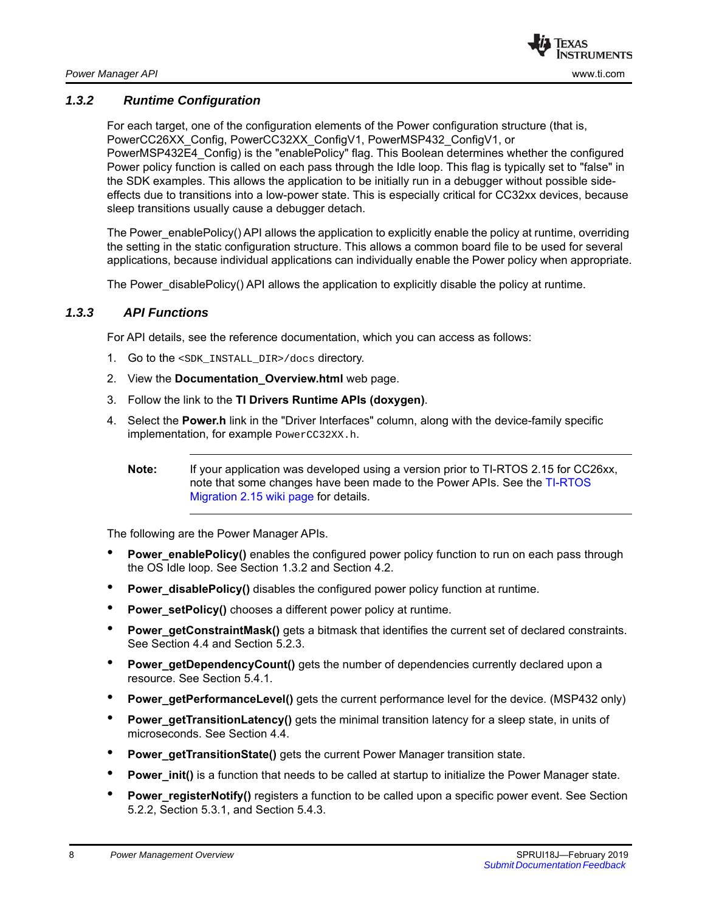### 1.3.2 Runtime Configuration

For each target, one of the configuration elements of the Power configuration structure (that is, PowerCC26XX_Config, PowerCC32XX_ConfigV1, PowerMSP432_ConfigV1, or PowerMSP432E4_Config) is the "enablePolicy" flag. This Boolean determines whether the configured Power policy function is called on each pass through the Idle loop. This flag is typically set to "false" in the SDK examples. This allows the application to be initially run in a debugger without possible side-effects due to transitions into a low-power state. This is especially critical for CC32xx devices, because sleep transitions usually cause a debugger detach.

The Power_enablePolicy() API allows the application to explicitly enable the policy at runtime, overriding the setting in the static configuration structure. This allows a common board file to be used for several applications, because individual applications can individually enable the Power policy when appropriate.

The Power_disablePolicy() API allows the application to explicitly disable the policy at runtime.

### 1.3.3 API Functions

For API details, see the reference documentation, which you can access as follows:

1. Go to the `<SDK_INSTALL_DIR>/docs` directory.
2. View the **Documentation_Overview.html** web page.
3. Follow the link to the **TI Drivers Runtime APIs (doxygen)**.
4. Select the **Power.h** link in the "Driver Interfaces" column, along with the device-family specific implementation, for example `PowerCC32XX.h`.

> **Note:** If your application was developed using a version prior to TI-RTOS 2.15 for CC26xx, note that some changes have been made to the Power APIs. See the TI-RTOS Migration 2.15 wiki page for details.

The following are the Power Manager APIs.

- **Power_enablePolicy()** enables the configured power policy function to run on each pass through the OS Idle loop. See Section 1.3.2 and Section 4.2.
- **Power_disablePolicy()** disables the configured power policy function at runtime.
- **Power_setPolicy()** chooses a different power policy at runtime.
- **Power_getConstraintMask()** gets a bitmask that identifies the current set of declared constraints. See Section 4.4 and Section 5.2.3.
- **Power_getDependencyCount()** gets the number of dependencies currently declared upon a resource. See Section 5.4.1.
- **Power_getPerformanceLevel()** gets the current performance level for the device. (MSP432 only)
- **Power_getTransitionLatency()** gets the minimal transition latency for a sleep state, in units of microseconds. See Section 4.4.
- **Power_getTransitionState()** gets the current Power Manager transition state.
- **Power_init()** is a function that needs to be called at startup to initialize the Power Manager state.
- **Power_registerNotify()** registers a function to be called upon a specific power event. See Section 5.2.2, Section 5.3.1, and Section 5.4.3.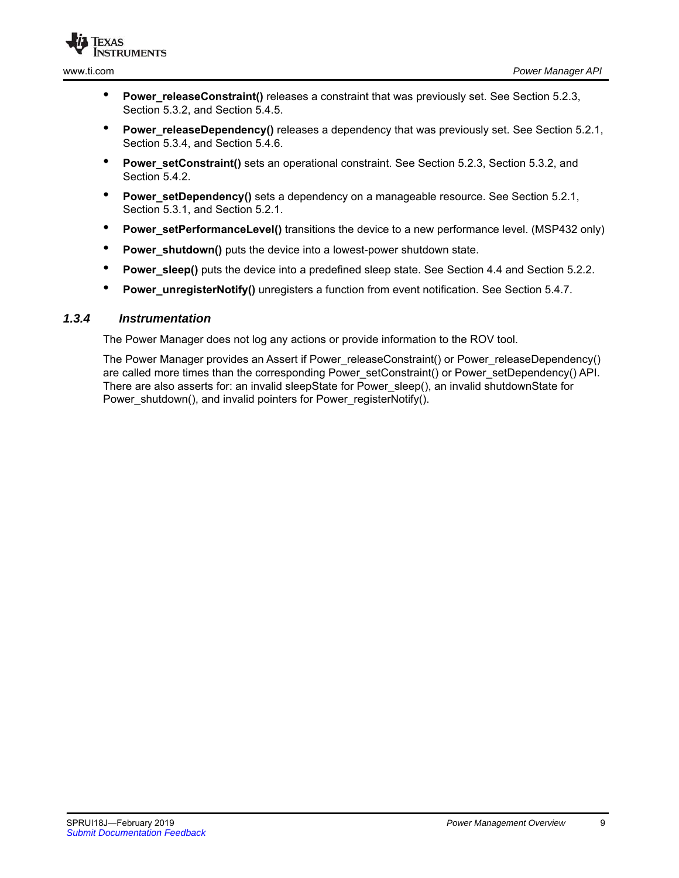- **Power_releaseConstraint()** releases a constraint that was previously set. See Section 5.2.3, Section 5.3.2, and Section 5.4.5.
- **Power_releaseDependency()** releases a dependency that was previously set. See Section 5.2.1, Section 5.3.4, and Section 5.4.6.
- **Power_setConstraint()** sets an operational constraint. See Section 5.2.3, Section 5.3.2, and Section 5.4.2.
- **Power_setDependency()** sets a dependency on a manageable resource. See Section 5.2.1, Section 5.3.1, and Section 5.2.1.
- **Power_setPerformanceLevel()** transitions the device to a new performance level. (MSP432 only)
- **Power_shutdown()** puts the device into a lowest-power shutdown state.
- **Power_sleep()** puts the device into a predefined sleep state. See Section 4.4 and Section 5.2.2.
- **Power_unregisterNotify()** unregisters a function from event notification. See Section 5.4.7.

### *1.3.4 Instrumentation*

The Power Manager does not log any actions or provide information to the ROV tool.

The Power Manager provides an Assert if Power_releaseConstraint() or Power_releaseDependency() are called more times than the corresponding Power_setConstraint() or Power_setDependency() API. There are also asserts for: an invalid sleepState for Power_sleep(), an invalid shutdownState for Power_shutdown(), and invalid pointers for Power_registerNotify().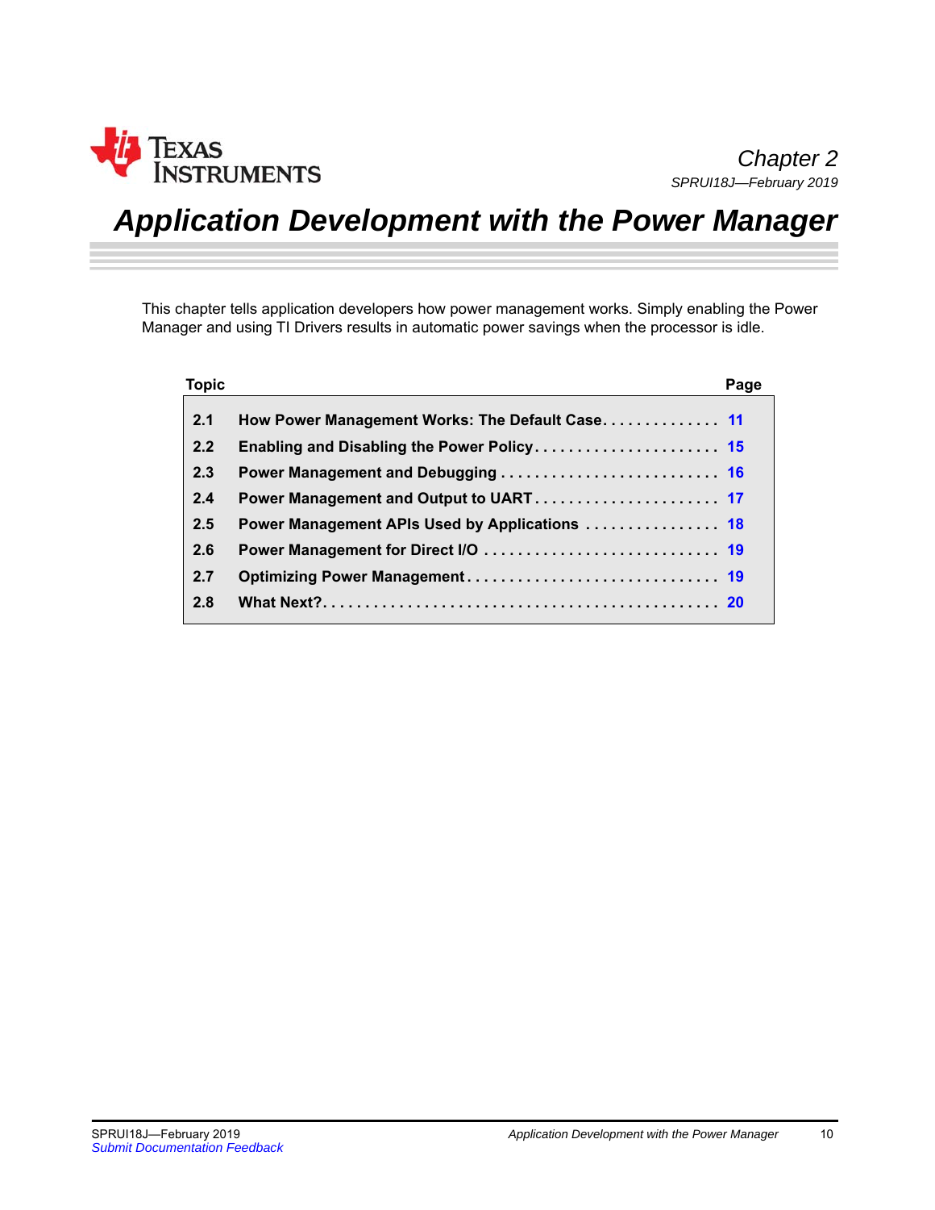Chapter 2

# Application Development with the Power Manager

This chapter tells application developers how power management works. Simply enabling the Power Manager and using TI Drivers results in automatic power savings when the processor is idle.

| Topic | | Page |
| --- | --- | --- |
| 2.1 | How Power Management Works: The Default Case | 11 |
| 2.2 | Enabling and Disabling the Power Policy | 15 |
| 2.3 | Power Management and Debugging | 16 |
| 2.4 | Power Management and Output to UART | 17 |
| 2.5 | Power Management APIs Used by Applications | 18 |
| 2.6 | Power Management for Direct I/O | 19 |
| 2.7 | Optimizing Power Management | 19 |
| 2.8 | What Next? | 20 |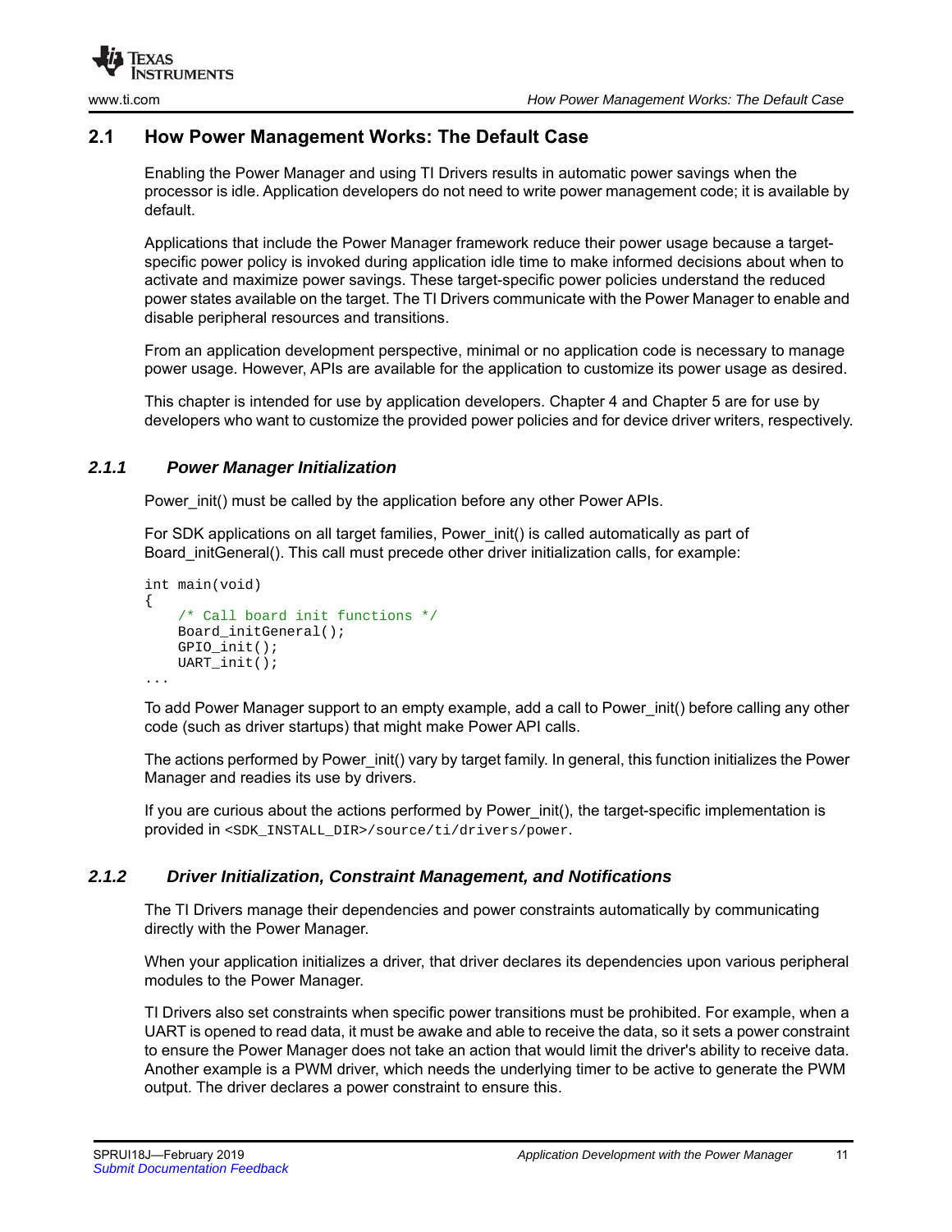## 2.1 How Power Management Works: The Default Case

Enabling the Power Manager and using TI Drivers results in automatic power savings when the processor is idle. Application developers do not need to write power management code; it is available by default.

Applications that include the Power Manager framework reduce their power usage because a target-specific power policy is invoked during application idle time to make informed decisions about when to activate and maximize power savings. These target-specific power policies understand the reduced power states available on the target. The TI Drivers communicate with the Power Manager to enable and disable peripheral resources and transitions.

From an application development perspective, minimal or no application code is necessary to manage power usage. However, APIs are available for the application to customize its power usage as desired.

This chapter is intended for use by application developers. Chapter 4 and Chapter 5 are for use by developers who want to customize the provided power policies and for device driver writers, respectively.

### *2.1.1 Power Manager Initialization*

Power_init() must be called by the application before any other Power APIs.

For SDK applications on all target families, Power_init() is called automatically as part of Board_initGeneral(). This call must precede other driver initialization calls, for example:

```
int main(void)
{
    /* Call board init functions */
    Board_initGeneral();
    GPIO_init();
    UART_init();
...
```

To add Power Manager support to an empty example, add a call to Power_init() before calling any other code (such as driver startups) that might make Power API calls.

The actions performed by Power_init() vary by target family. In general, this function initializes the Power Manager and readies its use by drivers.

If you are curious about the actions performed by Power_init(), the target-specific implementation is provided in `<SDK_INSTALL_DIR>/source/ti/drivers/power`.

### *2.1.2 Driver Initialization, Constraint Management, and Notifications*

The TI Drivers manage their dependencies and power constraints automatically by communicating directly with the Power Manager.

When your application initializes a driver, that driver declares its dependencies upon various peripheral modules to the Power Manager.

TI Drivers also set constraints when specific power transitions must be prohibited. For example, when a UART is opened to read data, it must be awake and able to receive the data, so it sets a power constraint to ensure the Power Manager does not take an action that would limit the driver's ability to receive data. Another example is a PWM driver, which needs the underlying timer to be active to generate the PWM output. The driver declares a power constraint to ensure this.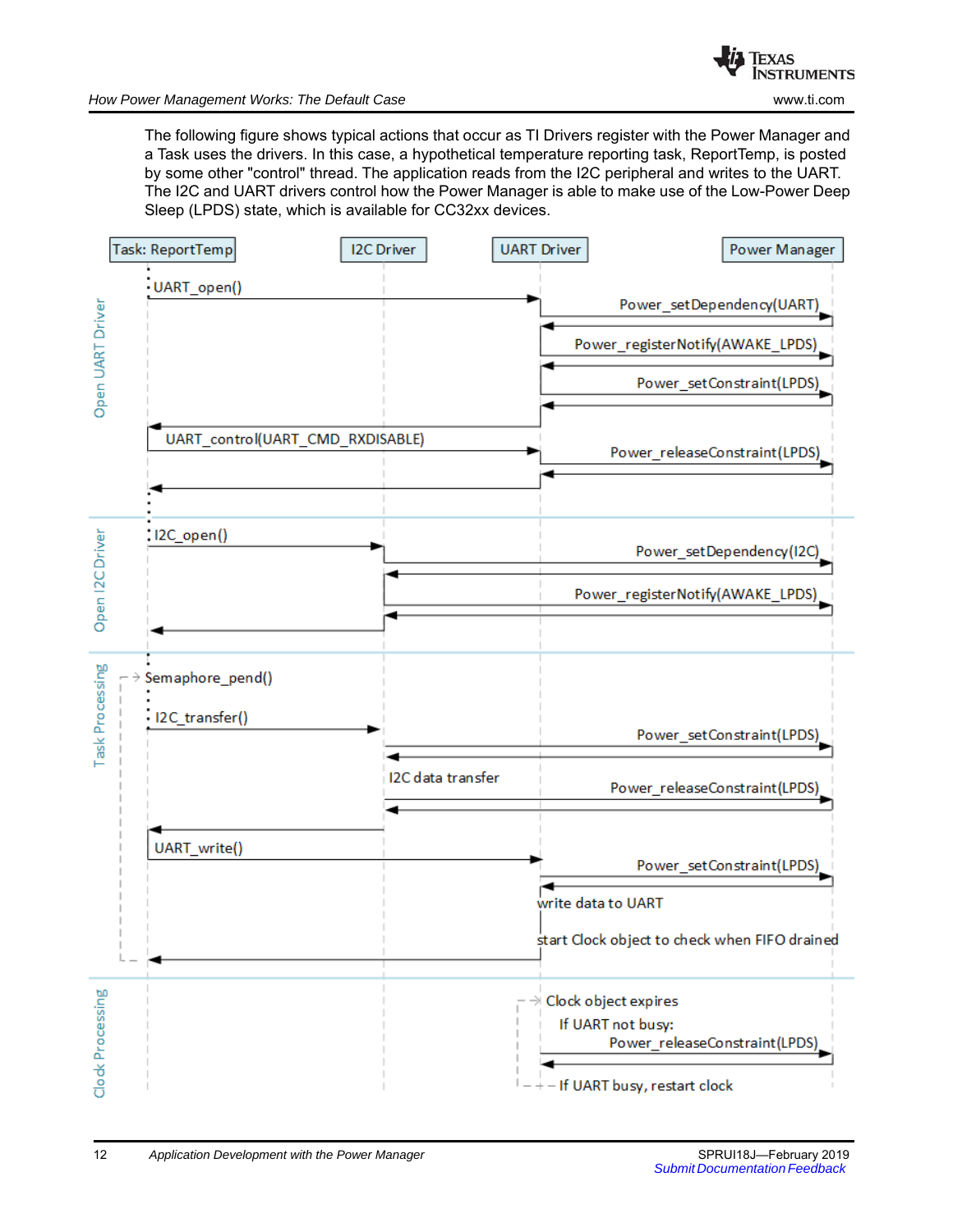The following figure shows typical actions that occur as TI Drivers register with the Power Manager and a Task uses the drivers. In this case, a hypothetical temperature reporting task, ReportTemp, is posted by some other "control" thread. The application reads from the I2C peripheral and writes to the UART. The I2C and UART drivers control how the Power Manager is able to make use of the Low-Power Deep Sleep (LPDS) state, which is available for CC32xx devices.

Task: ReportTemp
I2C Driver
UART Driver
Power Manager

Open UART Driver
UART_open()
Power_setDependency(UART)
Power_registerNotify(AWAKE_LPDS)
Power_setConstraint(LPDS)
UART_control(UART_CMD_RXDISABLE)
Power_releaseConstraint(LPDS)

Open I2C Driver
I2C_open()
Power_setDependency(I2C)
Power_registerNotify(AWAKE_LPDS)

Task Processing
Semaphore_pend()
I2C_transfer()
Power_setConstraint(LPDS)
I2C data transfer
Power_releaseConstraint(LPDS)
UART_write()
Power_setConstraint(LPDS)
write data to UART
start Clock object to check when FIFO drained

Clock Processing
Clock object expires
If UART not busy:
Power_releaseConstraint(LPDS)
If UART busy, restart clock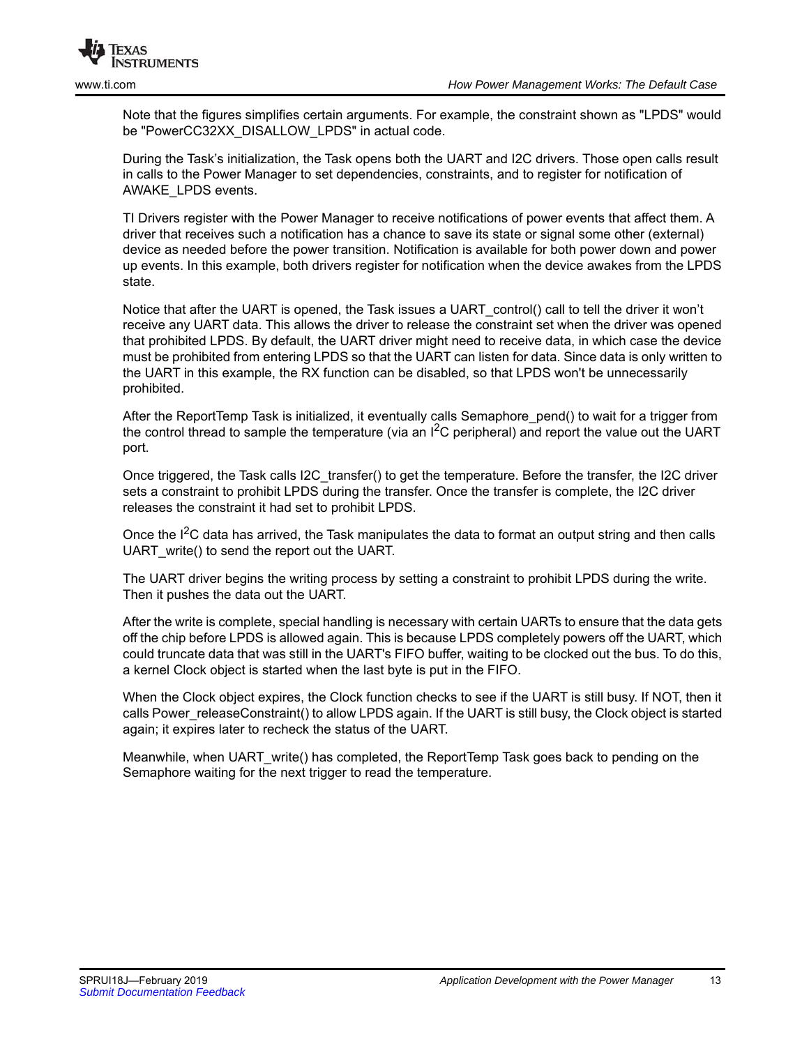Note that the figures simplifies certain arguments. For example, the constraint shown as "LPDS" would be "PowerCC32XX_DISALLOW_LPDS" in actual code.

During the Task's initialization, the Task opens both the UART and I2C drivers. Those open calls result in calls to the Power Manager to set dependencies, constraints, and to register for notification of AWAKE_LPDS events.

TI Drivers register with the Power Manager to receive notifications of power events that affect them. A driver that receives such a notification has a chance to save its state or signal some other (external) device as needed before the power transition. Notification is available for both power down and power up events. In this example, both drivers register for notification when the device awakes from the LPDS state.

Notice that after the UART is opened, the Task issues a UART_control() call to tell the driver it won't receive any UART data. This allows the driver to release the constraint set when the driver was opened that prohibited LPDS. By default, the UART driver might need to receive data, in which case the device must be prohibited from entering LPDS so that the UART can listen for data. Since data is only written to the UART in this example, the RX function can be disabled, so that LPDS won't be unnecessarily prohibited.

After the ReportTemp Task is initialized, it eventually calls Semaphore_pend() to wait for a trigger from the control thread to sample the temperature (via an $I^2C$ peripheral) and report the value out the UART port.

Once triggered, the Task calls I2C_transfer() to get the temperature. Before the transfer, the I2C driver sets a constraint to prohibit LPDS during the transfer. Once the transfer is complete, the I2C driver releases the constraint it had set to prohibit LPDS.

Once the $I^2C$ data has arrived, the Task manipulates the data to format an output string and then calls UART_write() to send the report out the UART.

The UART driver begins the writing process by setting a constraint to prohibit LPDS during the write. Then it pushes the data out the UART.

After the write is complete, special handling is necessary with certain UARTs to ensure that the data gets off the chip before LPDS is allowed again. This is because LPDS completely powers off the UART, which could truncate data that was still in the UART's FIFO buffer, waiting to be clocked out the bus. To do this, a kernel Clock object is started when the last byte is put in the FIFO.

When the Clock object expires, the Clock function checks to see if the UART is still busy. If NOT, then it calls Power_releaseConstraint() to allow LPDS again. If the UART is still busy, the Clock object is started again; it expires later to recheck the status of the UART.

Meanwhile, when UART_write() has completed, the ReportTemp Task goes back to pending on the Semaphore waiting for the next trigger to read the temperature.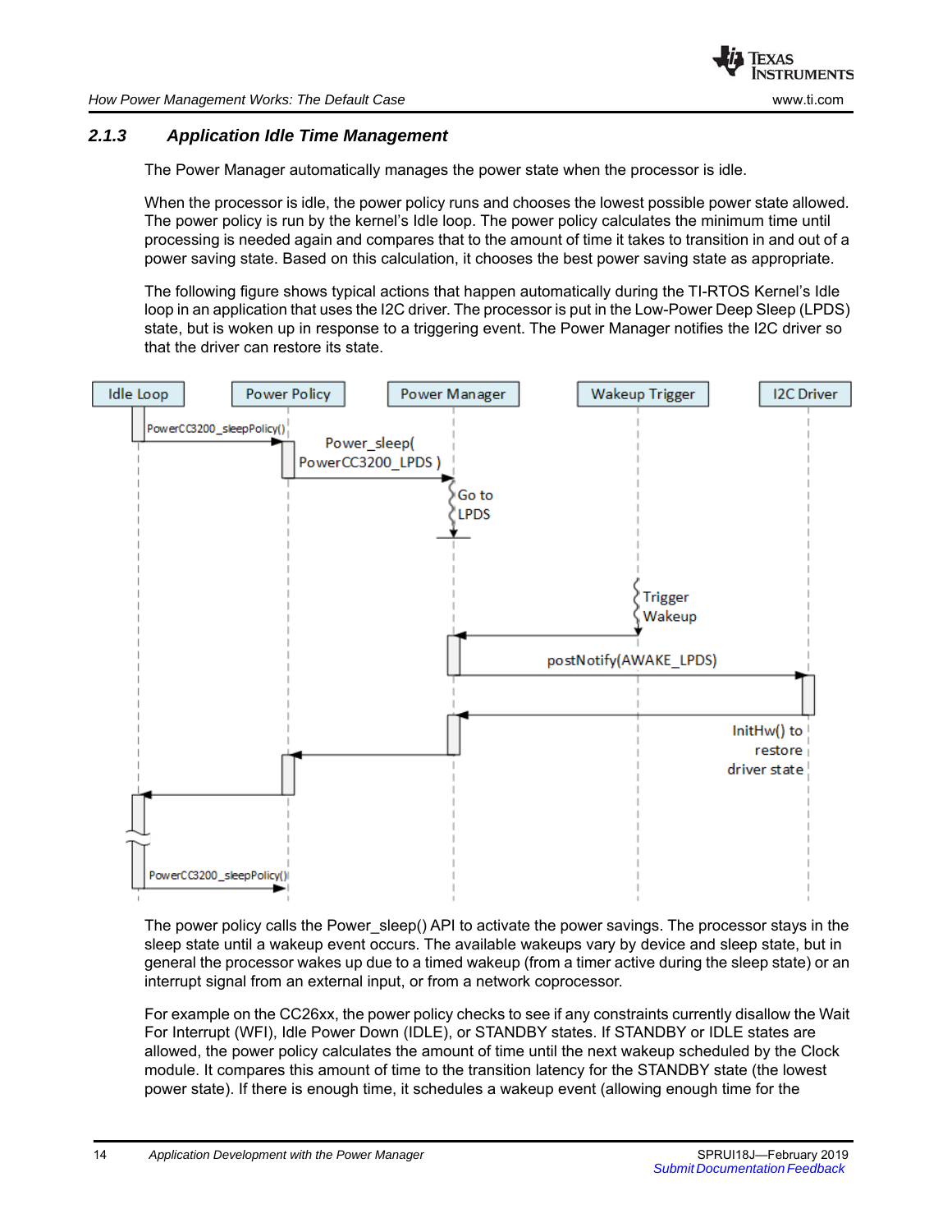### 2.1.3 Application Idle Time Management

The Power Manager automatically manages the power state when the processor is idle.

When the processor is idle, the power policy runs and chooses the lowest possible power state allowed. The power policy is run by the kernel's Idle loop. The power policy calculates the minimum time until processing is needed again and compares that to the amount of time it takes to transition in and out of a power saving state. Based on this calculation, it chooses the best power saving state as appropriate.

The following figure shows typical actions that happen automatically during the TI-RTOS Kernel's Idle loop in an application that uses the I2C driver. The processor is put in the Low-Power Deep Sleep (LPDS) state, but is woken up in response to a triggering event. The Power Manager notifies the I2C driver so that the driver can restore its state.

Idle Loop
Power Policy
Power Manager
Wakeup Trigger
I2C Driver
PowerCC3200_sleepPolicy()
Power_sleep( PowerCC3200_LPDS )
Go to LPDS
Trigger Wakeup
postNotify(AWAKE_LPDS)
InitHw() to restore driver state
PowerCC3200_sleepPolicy()

The power policy calls the Power_sleep() API to activate the power savings. The processor stays in the sleep state until a wakeup event occurs. The available wakeups vary by device and sleep state, but in general the processor wakes up due to a timed wakeup (from a timer active during the sleep state) or an interrupt signal from an external input, or from a network coprocessor.

For example on the CC26xx, the power policy checks to see if any constraints currently disallow the Wait For Interrupt (WFI), Idle Power Down (IDLE), or STANDBY states. If STANDBY or IDLE states are allowed, the power policy calculates the amount of time until the next wakeup scheduled by the Clock module. It compares this amount of time to the transition latency for the STANDBY state (the lowest power state). If there is enough time, it schedules a wakeup event (allowing enough time for the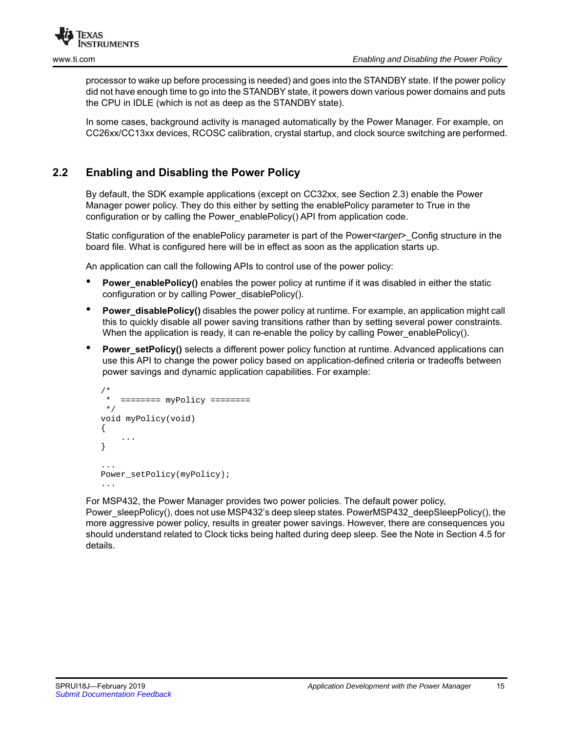processor to wake up before processing is needed) and goes into the STANDBY state. If the power policy did not have enough time to go into the STANDBY state, it powers down various power domains and puts the CPU in IDLE (which is not as deep as the STANDBY state).

In some cases, background activity is managed automatically by the Power Manager. For example, on CC26xx/CC13xx devices, RCOSC calibration, crystal startup, and clock source switching are performed.

## 2.2 Enabling and Disabling the Power Policy

By default, the SDK example applications (except on CC32xx, see Section 2.3) enable the Power Manager power policy. They do this either by setting the enablePolicy parameter to True in the configuration or by calling the Power_enablePolicy() API from application code.

Static configuration of the enablePolicy parameter is part of the Power<*target*>_Config structure in the board file. What is configured here will be in effect as soon as the application starts up.

An application can call the following APIs to control use of the power policy:

- **Power_enablePolicy()** enables the power policy at runtime if it was disabled in either the static configuration or by calling Power_disablePolicy().
- **Power_disablePolicy()** disables the power policy at runtime. For example, an application might call this to quickly disable all power saving transitions rather than by setting several power constraints. When the application is ready, it can re-enable the policy by calling Power_enablePolicy().
- **Power_setPolicy()** selects a different power policy function at runtime. Advanced applications can use this API to change the power policy based on application-defined criteria or tradeoffs between power savings and dynamic application capabilities. For example:

```
/*
 *  ======== myPolicy ========
 */
void myPolicy(void)
{
    ...
}

...
Power_setPolicy(myPolicy);
...
```

For MSP432, the Power Manager provides two power policies. The default power policy, Power_sleepPolicy(), does not use MSP432's deep sleep states. PowerMSP432_deepSleepPolicy(), the more aggressive power policy, results in greater power savings. However, there are consequences you should understand related to Clock ticks being halted during deep sleep. See the Note in Section 4.5 for details.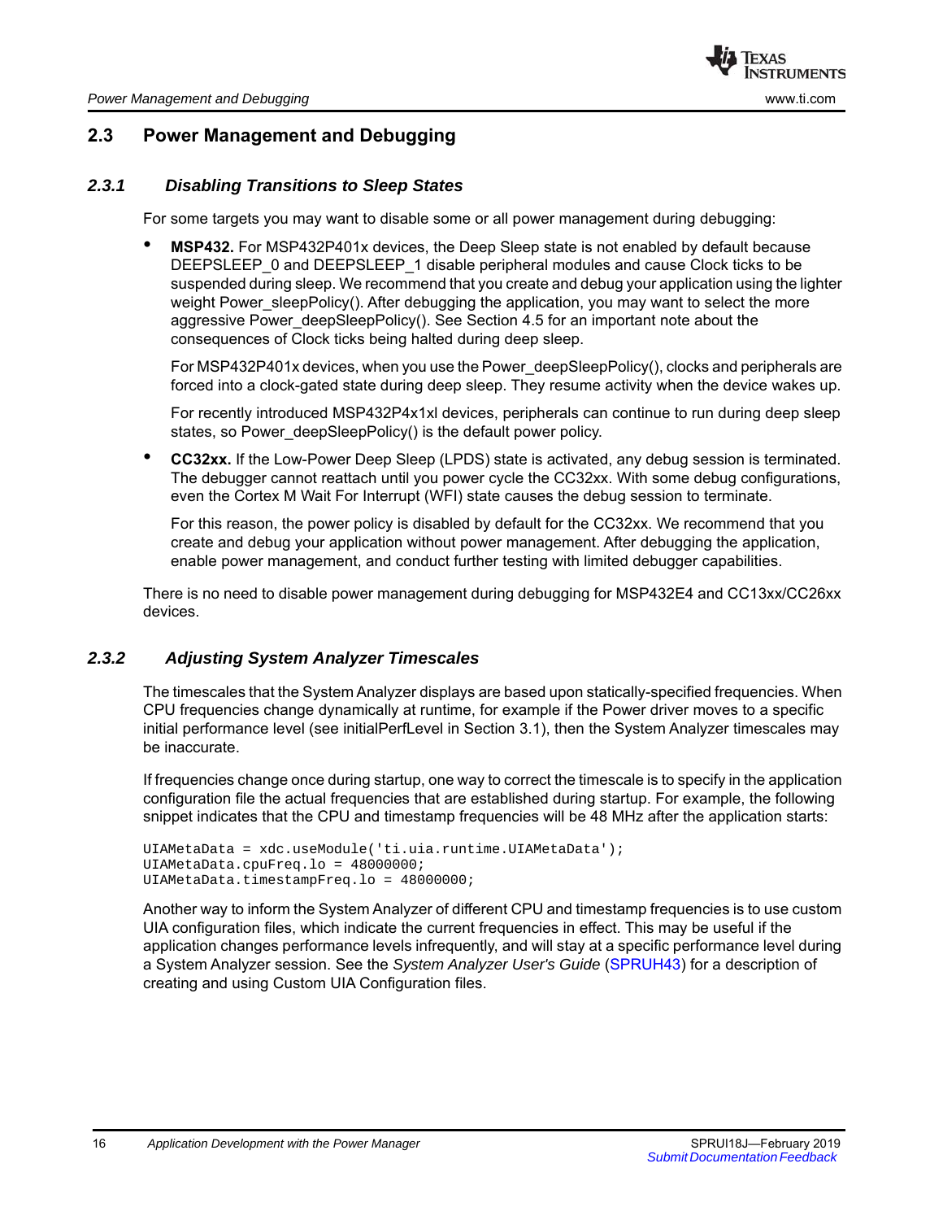## 2.3 Power Management and Debugging

### 2.3.1 Disabling Transitions to Sleep States

For some targets you may want to disable some or all power management during debugging:

- **MSP432.** For MSP432P401x devices, the Deep Sleep state is not enabled by default because DEEPSLEEP_0 and DEEPSLEEP_1 disable peripheral modules and cause Clock ticks to be suspended during sleep. We recommend that you create and debug your application using the lighter weight Power_sleepPolicy(). After debugging the application, you may want to select the more aggressive Power_deepSleepPolicy(). See Section 4.5 for an important note about the consequences of Clock ticks being halted during deep sleep.

  For MSP432P401x devices, when you use the Power_deepSleepPolicy(), clocks and peripherals are forced into a clock-gated state during deep sleep. They resume activity when the device wakes up.

  For recently introduced MSP432P4x1xl devices, peripherals can continue to run during deep sleep states, so Power_deepSleepPolicy() is the default power policy.

- **CC32xx.** If the Low-Power Deep Sleep (LPDS) state is activated, any debug session is terminated. The debugger cannot reattach until you power cycle the CC32xx. With some debug configurations, even the Cortex M Wait For Interrupt (WFI) state causes the debug session to terminate.

  For this reason, the power policy is disabled by default for the CC32xx. We recommend that you create and debug your application without power management. After debugging the application, enable power management, and conduct further testing with limited debugger capabilities.

There is no need to disable power management during debugging for MSP432E4 and CC13xx/CC26xx devices.

### 2.3.2 Adjusting System Analyzer Timescales

The timescales that the System Analyzer displays are based upon statically-specified frequencies. When CPU frequencies change dynamically at runtime, for example if the Power driver moves to a specific initial performance level (see initialPerfLevel in Section 3.1), then the System Analyzer timescales may be inaccurate.

If frequencies change once during startup, one way to correct the timescale is to specify in the application configuration file the actual frequencies that are established during startup. For example, the following snippet indicates that the CPU and timestamp frequencies will be 48 MHz after the application starts:

```
UIAMetaData = xdc.useModule('ti.uia.runtime.UIAMetaData');
UIAMetaData.cpuFreq.lo = 48000000;
UIAMetaData.timestampFreq.lo = 48000000;
```

Another way to inform the System Analyzer of different CPU and timestamp frequencies is to use custom UIA configuration files, which indicate the current frequencies in effect. This may be useful if the application changes performance levels infrequently, and will stay at a specific performance level during a System Analyzer session. See the *System Analyzer User's Guide* (SPRUH43) for a description of creating and using Custom UIA Configuration files.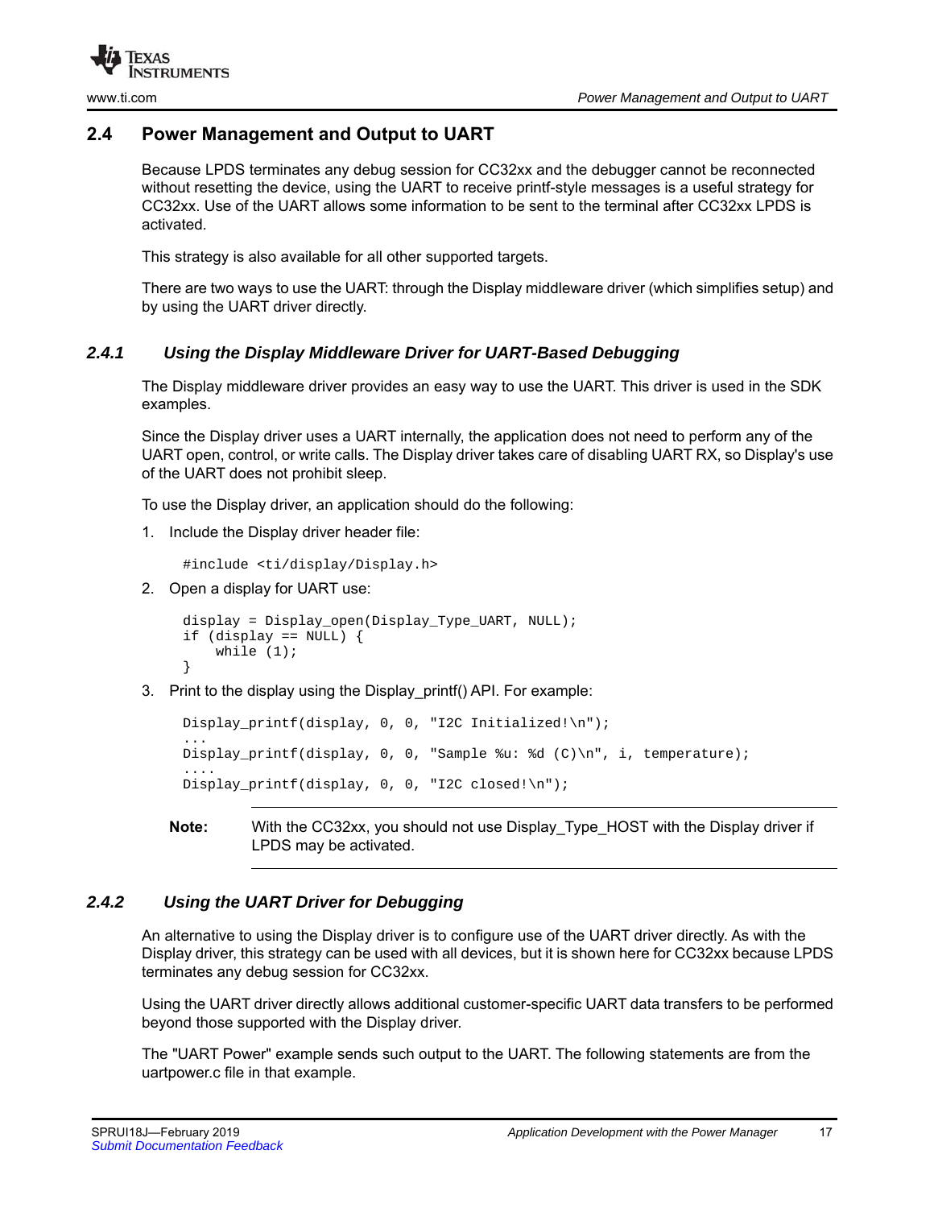## 2.4 Power Management and Output to UART

Because LPDS terminates any debug session for CC32xx and the debugger cannot be reconnected without resetting the device, using the UART to receive printf-style messages is a useful strategy for CC32xx. Use of the UART allows some information to be sent to the terminal after CC32xx LPDS is activated.

This strategy is also available for all other supported targets.

There are two ways to use the UART: through the Display middleware driver (which simplifies setup) and by using the UART driver directly.

### *2.4.1 Using the Display Middleware Driver for UART-Based Debugging*

The Display middleware driver provides an easy way to use the UART. This driver is used in the SDK examples.

Since the Display driver uses a UART internally, the application does not need to perform any of the UART open, control, or write calls. The Display driver takes care of disabling UART RX, so Display's use of the UART does not prohibit sleep.

To use the Display driver, an application should do the following:

1. Include the Display driver header file:

   ```
   #include <ti/display/Display.h>
   ```

2. Open a display for UART use:

   ```
   display = Display_open(Display_Type_UART, NULL);
   if (display == NULL) {
       while (1);
   }
   ```

3. Print to the display using the Display_printf() API. For example:

   ```
   Display_printf(display, 0, 0, "I2C Initialized!\n");
   ...
   Display_printf(display, 0, 0, "Sample %u: %d (C)\n", i, temperature);
   ....
   Display_printf(display, 0, 0, "I2C closed!\n");
   ```

**Note:** With the CC32xx, you should not use Display_Type_HOST with the Display driver if LPDS may be activated.

### *2.4.2 Using the UART Driver for Debugging*

An alternative to using the Display driver is to configure use of the UART driver directly. As with the Display driver, this strategy can be used with all devices, but it is shown here for CC32xx because LPDS terminates any debug session for CC32xx.

Using the UART driver directly allows additional customer-specific UART data transfers to be performed beyond those supported with the Display driver.

The "UART Power" example sends such output to the UART. The following statements are from the uartpower.c file in that example.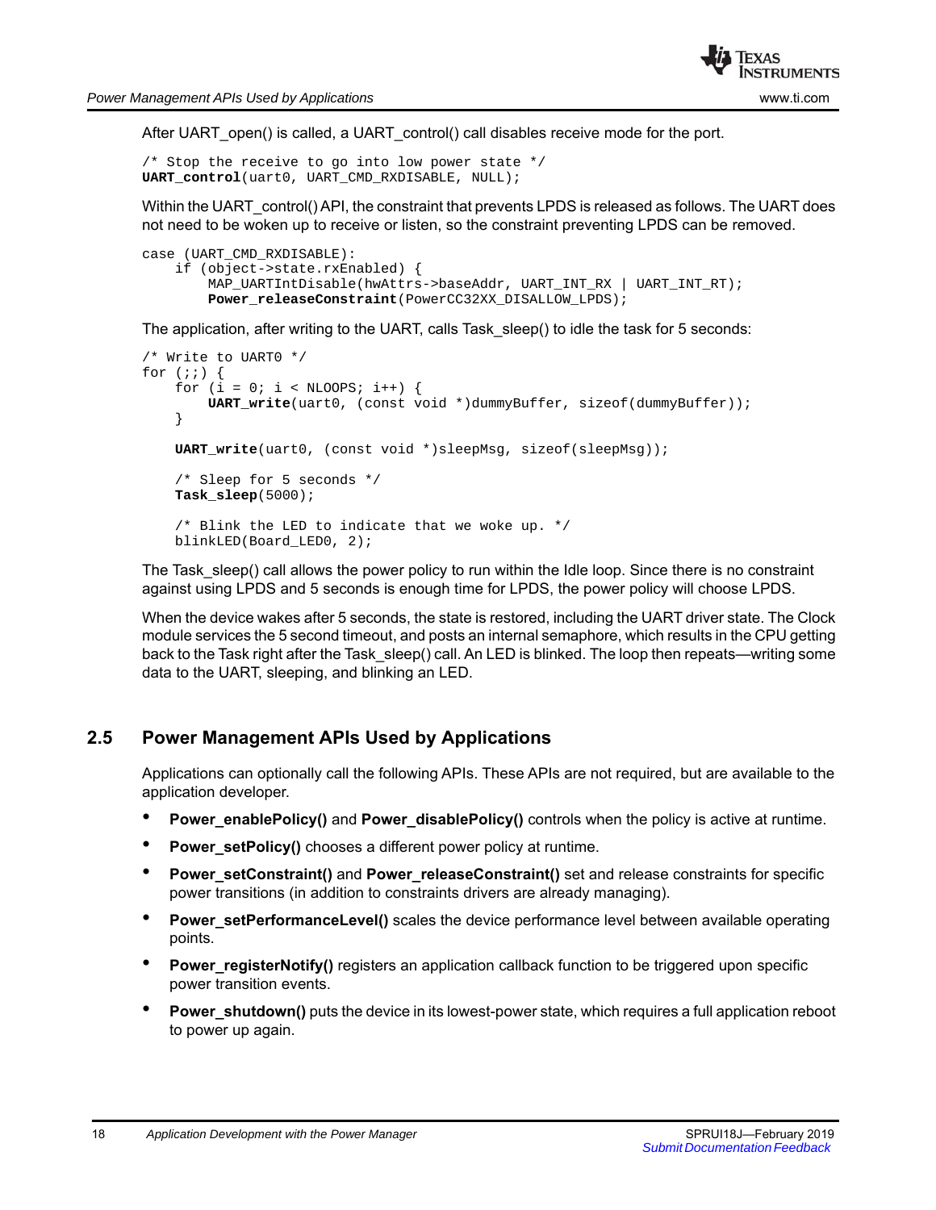After UART_open() is called, a UART_control() call disables receive mode for the port.

```
/* Stop the receive to go into low power state */
UART_control(uart0, UART_CMD_RXDISABLE, NULL);
```

Within the UART_control() API, the constraint that prevents LPDS is released as follows. The UART does not need to be woken up to receive or listen, so the constraint preventing LPDS can be removed.

```
case (UART_CMD_RXDISABLE):
    if (object->state.rxEnabled) {
        MAP_UARTIntDisable(hwAttrs->baseAddr, UART_INT_RX | UART_INT_RT);
        Power_releaseConstraint(PowerCC32XX_DISALLOW_LPDS);
```

The application, after writing to the UART, calls Task_sleep() to idle the task for 5 seconds:

```
/* Write to UART0 */
for (;;) {
    for (i = 0; i < NLOOPS; i++) {
        UART_write(uart0, (const void *)dummyBuffer, sizeof(dummyBuffer));
    }

    UART_write(uart0, (const void *)sleepMsg, sizeof(sleepMsg));

    /* Sleep for 5 seconds */
    Task_sleep(5000);

    /* Blink the LED to indicate that we woke up. */
    blinkLED(Board_LED0, 2);
```

The Task_sleep() call allows the power policy to run within the Idle loop. Since there is no constraint against using LPDS and 5 seconds is enough time for LPDS, the power policy will choose LPDS.

When the device wakes after 5 seconds, the state is restored, including the UART driver state. The Clock module services the 5 second timeout, and posts an internal semaphore, which results in the CPU getting back to the Task right after the Task_sleep() call. An LED is blinked. The loop then repeats—writing some data to the UART, sleeping, and blinking an LED.

## 2.5 Power Management APIs Used by Applications

Applications can optionally call the following APIs. These APIs are not required, but are available to the application developer.

- **Power_enablePolicy()** and **Power_disablePolicy()** controls when the policy is active at runtime.
- **Power_setPolicy()** chooses a different power policy at runtime.
- **Power_setConstraint()** and **Power_releaseConstraint()** set and release constraints for specific power transitions (in addition to constraints drivers are already managing).
- **Power_setPerformanceLevel()** scales the device performance level between available operating points.
- **Power_registerNotify()** registers an application callback function to be triggered upon specific power transition events.
- **Power_shutdown()** puts the device in its lowest-power state, which requires a full application reboot to power up again.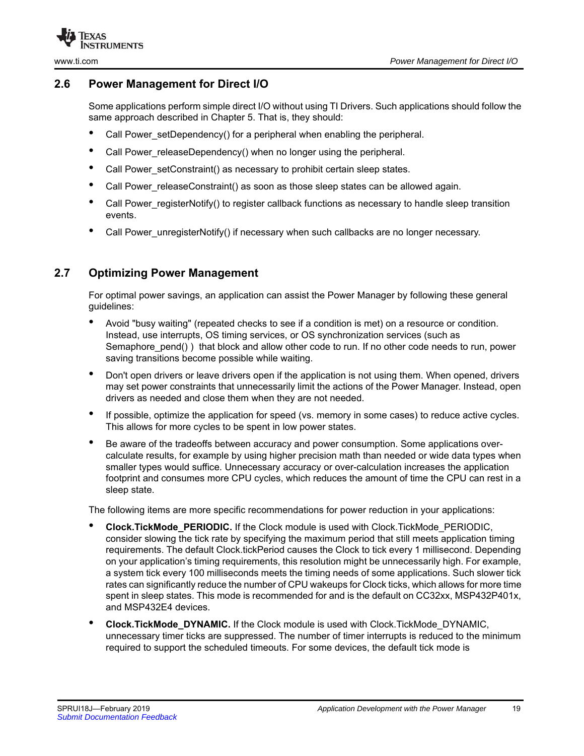## 2.6 Power Management for Direct I/O

Some applications perform simple direct I/O without using TI Drivers. Such applications should follow the same approach described in Chapter 5. That is, they should:

- Call Power_setDependency() for a peripheral when enabling the peripheral.
- Call Power_releaseDependency() when no longer using the peripheral.
- Call Power_setConstraint() as necessary to prohibit certain sleep states.
- Call Power_releaseConstraint() as soon as those sleep states can be allowed again.
- Call Power_registerNotify() to register callback functions as necessary to handle sleep transition events.
- Call Power_unregisterNotify() if necessary when such callbacks are no longer necessary.

## 2.7 Optimizing Power Management

For optimal power savings, an application can assist the Power Manager by following these general guidelines:

- Avoid "busy waiting" (repeated checks to see if a condition is met) on a resource or condition. Instead, use interrupts, OS timing services, or OS synchronization services (such as Semaphore_pend() ) that block and allow other code to run. If no other code needs to run, power saving transitions become possible while waiting.
- Don't open drivers or leave drivers open if the application is not using them. When opened, drivers may set power constraints that unnecessarily limit the actions of the Power Manager. Instead, open drivers as needed and close them when they are not needed.
- If possible, optimize the application for speed (vs. memory in some cases) to reduce active cycles. This allows for more cycles to be spent in low power states.
- Be aware of the tradeoffs between accuracy and power consumption. Some applications over-calculate results, for example by using higher precision math than needed or wide data types when smaller types would suffice. Unnecessary accuracy or over-calculation increases the application footprint and consumes more CPU cycles, which reduces the amount of time the CPU can rest in a sleep state.

The following items are more specific recommendations for power reduction in your applications:

- **Clock.TickMode_PERIODIC.** If the Clock module is used with Clock.TickMode_PERIODIC, consider slowing the tick rate by specifying the maximum period that still meets application timing requirements. The default Clock.tickPeriod causes the Clock to tick every 1 millisecond. Depending on your application's timing requirements, this resolution might be unnecessarily high. For example, a system tick every 100 milliseconds meets the timing needs of some applications. Such slower tick rates can significantly reduce the number of CPU wakeups for Clock ticks, which allows for more time spent in sleep states. This mode is recommended for and is the default on CC32xx, MSP432P401x, and MSP432E4 devices.
- **Clock.TickMode_DYNAMIC.** If the Clock module is used with Clock.TickMode_DYNAMIC, unnecessary timer ticks are suppressed. The number of timer interrupts is reduced to the minimum required to support the scheduled timeouts. For some devices, the default tick mode is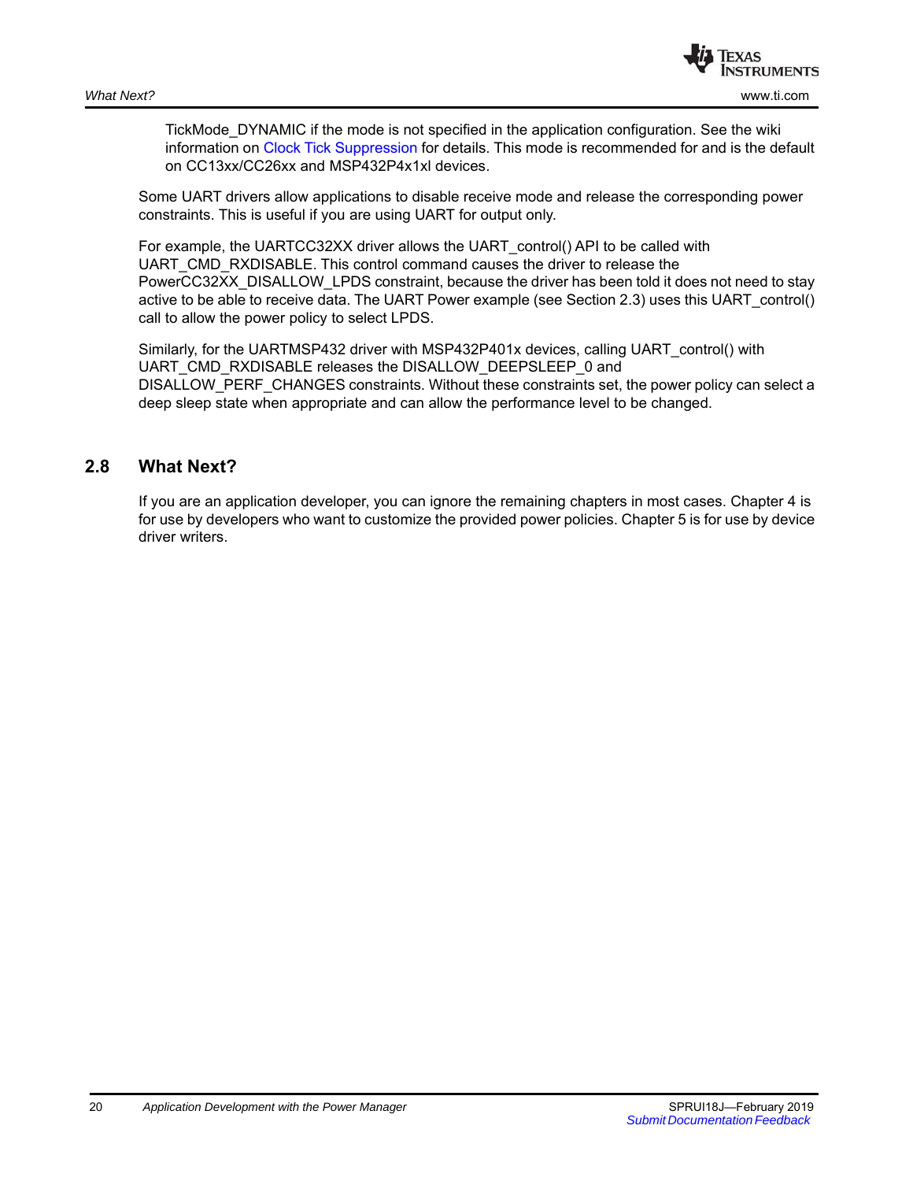TickMode_DYNAMIC if the mode is not specified in the application configuration. See the wiki information on Clock Tick Suppression for details. This mode is recommended for and is the default on CC13xx/CC26xx and MSP432P4x1xl devices.

Some UART drivers allow applications to disable receive mode and release the corresponding power constraints. This is useful if you are using UART for output only.

For example, the UARTCC32XX driver allows the UART_control() API to be called with UART_CMD_RXDISABLE. This control command causes the driver to release the PowerCC32XX_DISALLOW_LPDS constraint, because the driver has been told it does not need to stay active to be able to receive data. The UART Power example (see Section 2.3) uses this UART_control() call to allow the power policy to select LPDS.

Similarly, for the UARTMSP432 driver with MSP432P401x devices, calling UART_control() with UART_CMD_RXDISABLE releases the DISALLOW_DEEPSLEEP_0 and DISALLOW_PERF_CHANGES constraints. Without these constraints set, the power policy can select a deep sleep state when appropriate and can allow the performance level to be changed.

## 2.8 What Next?

If you are an application developer, you can ignore the remaining chapters in most cases. Chapter 4 is for use by developers who want to customize the provided power policies. Chapter 5 is for use by device driver writers.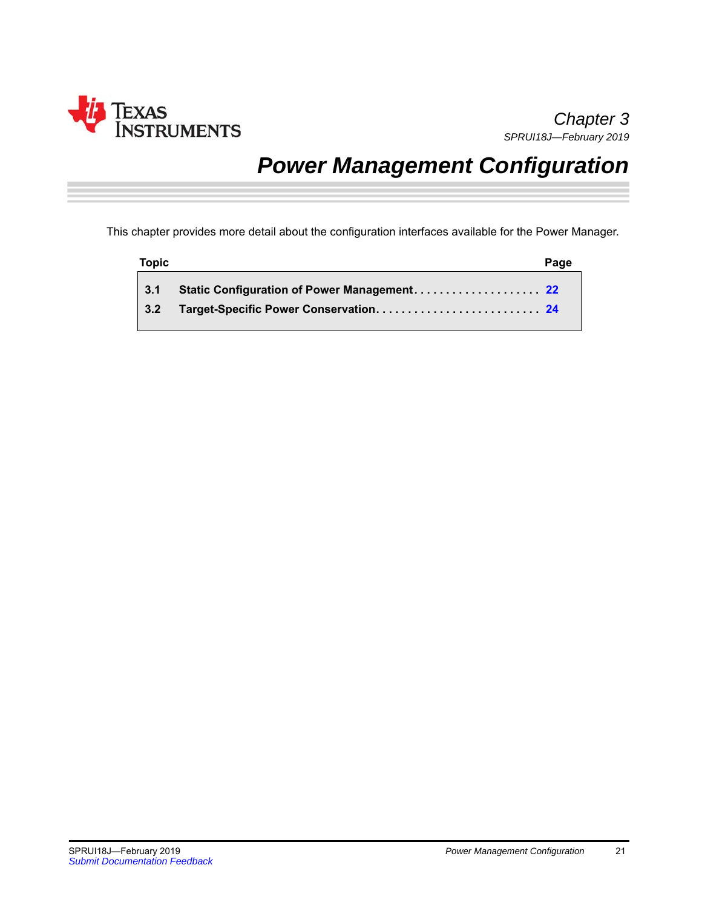Chapter 3

# Power Management Configuration

This chapter provides more detail about the configuration interfaces available for the Power Manager.

| Topic | | Page |
|---|---|---|
| 3.1 | Static Configuration of Power Management | 22 |
| 3.2 | Target-Specific Power Conservation | 24 |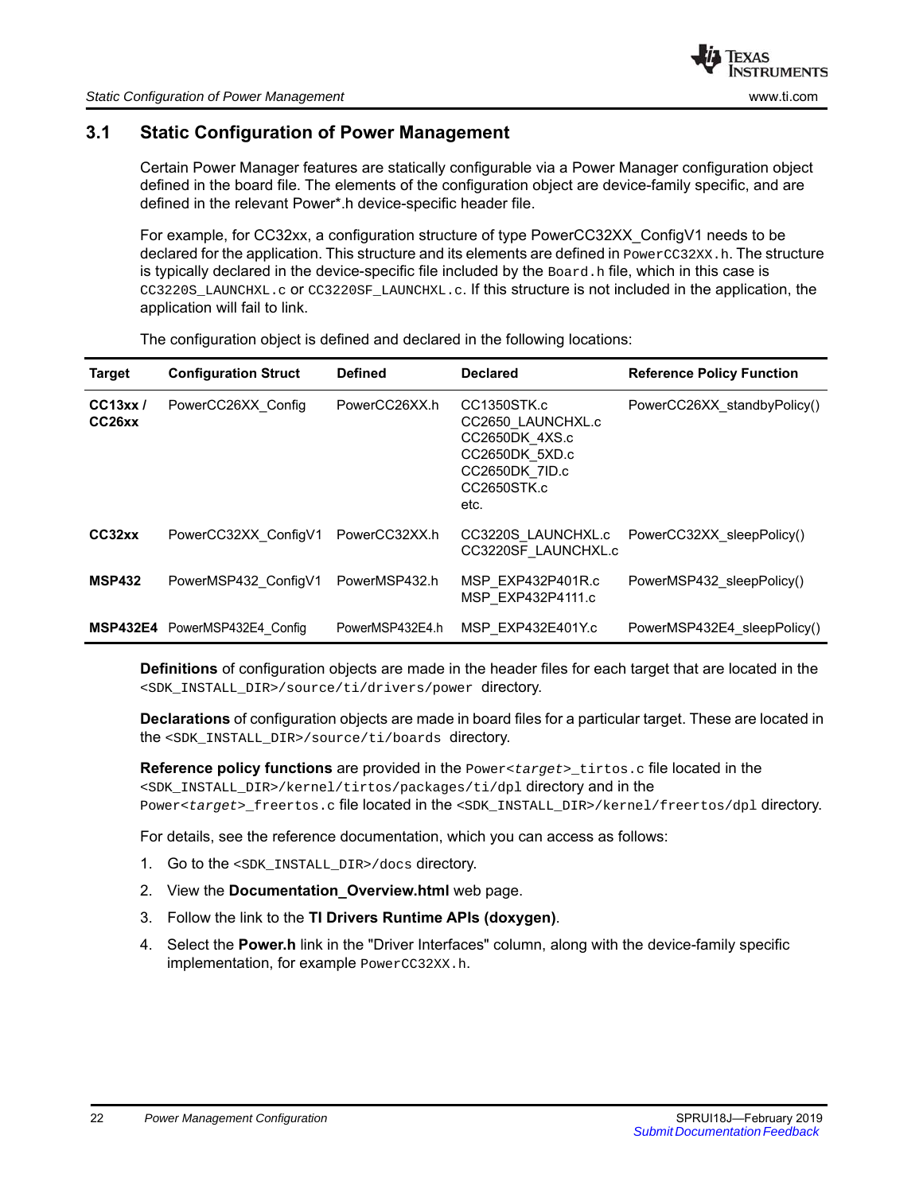## 3.1 Static Configuration of Power Management

Certain Power Manager features are statically configurable via a Power Manager configuration object defined in the board file. The elements of the configuration object are device-family specific, and are defined in the relevant Power*.h device-specific header file.

For example, for CC32xx, a configuration structure of type PowerCC32XX_ConfigV1 needs to be declared for the application. This structure and its elements are defined in `PowerCC32XX.h`. The structure is typically declared in the device-specific file included by the `Board.h` file, which in this case is `CC3220S_LAUNCHXL.c` or `CC3220SF_LAUNCHXL.c`. If this structure is not included in the application, the application will fail to link.

The configuration object is defined and declared in the following locations:

| Target | Configuration Struct | Defined | Declared | Reference Policy Function |
|---|---|---|---|---|
| **CC13xx / CC26xx** | PowerCC26XX_Config | PowerCC26XX.h | CC1350STK.c<br>CC2650_LAUNCHXL.c<br>CC2650DK_4XS.c<br>CC2650DK_5XD.c<br>CC2650DK_7ID.c<br>CC2650STK.c<br>etc. | PowerCC26XX_standbyPolicy() |
| **CC32xx** | PowerCC32XX_ConfigV1 | PowerCC32XX.h | CC3220S_LAUNCHXL.c<br>CC3220SF_LAUNCHXL.c | PowerCC32XX_sleepPolicy() |
| **MSP432** | PowerMSP432_ConfigV1 | PowerMSP432.h | MSP_EXP432P401R.c<br>MSP_EXP432P4111.c | PowerMSP432_sleepPolicy() |
| **MSP432E4** | PowerMSP432E4_Config | PowerMSP432E4.h | MSP_EXP432E401Y.c | PowerMSP432E4_sleepPolicy() |

**Definitions** of configuration objects are made in the header files for each target that are located in the `<SDK_INSTALL_DIR>/source/ti/drivers/power` directory.

**Declarations** of configuration objects are made in board files for a particular target. These are located in the `<SDK_INSTALL_DIR>/source/ti/boards` directory.

**Reference policy functions** are provided in the `Power<target>_tirtos.c` file located in the `<SDK_INSTALL_DIR>/kernel/tirtos/packages/ti/dpl` directory and in the `Power<target>_freertos.c` file located in the `<SDK_INSTALL_DIR>/kernel/freertos/dpl` directory.

For details, see the reference documentation, which you can access as follows:

1. Go to the `<SDK_INSTALL_DIR>/docs` directory.
2. View the **Documentation_Overview.html** web page.
3. Follow the link to the **TI Drivers Runtime APIs (doxygen)**.
4. Select the **Power.h** link in the "Driver Interfaces" column, along with the device-family specific implementation, for example `PowerCC32XX.h`.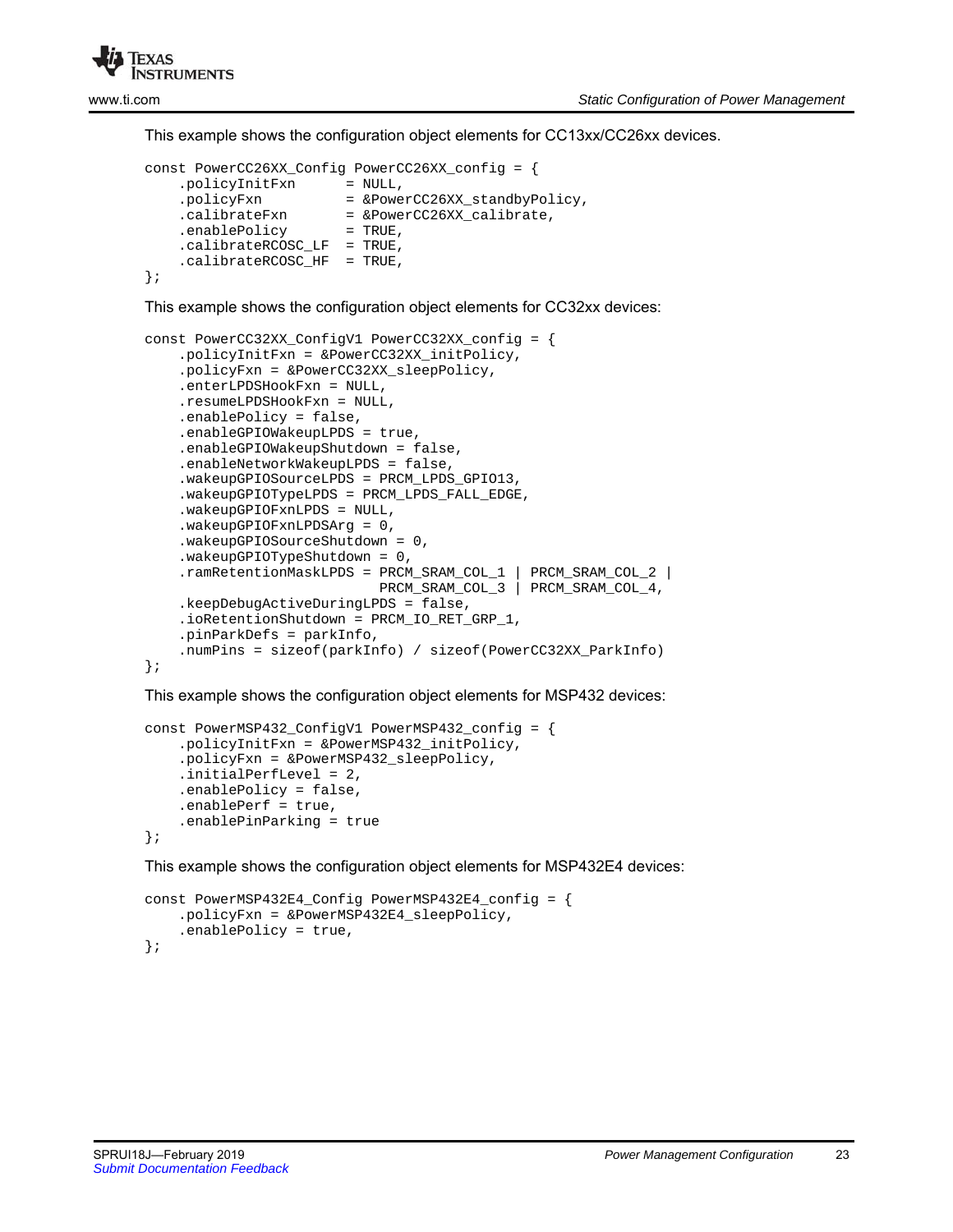This example shows the configuration object elements for CC13xx/CC26xx devices.

```
const PowerCC26XX_Config PowerCC26XX_config = {
    .policyInitFxn      = NULL,
    .policyFxn          = &PowerCC26XX_standbyPolicy,
    .calibrateFxn       = &PowerCC26XX_calibrate,
    .enablePolicy       = TRUE,
    .calibrateRCOSC_LF  = TRUE,
    .calibrateRCOSC_HF  = TRUE,
};
```

This example shows the configuration object elements for CC32xx devices:

```
const PowerCC32XX_ConfigV1 PowerCC32XX_config = {
    .policyInitFxn = &PowerCC32XX_initPolicy,
    .policyFxn = &PowerCC32XX_sleepPolicy,
    .enterLPDSHookFxn = NULL,
    .resumeLPDSHookFxn = NULL,
    .enablePolicy = false,
    .enableGPIOWakeupLPDS = true,
    .enableGPIOWakeupShutdown = false,
    .enableNetworkWakeupLPDS = false,
    .wakeupGPIOSourceLPDS = PRCM_LPDS_GPIO13,
    .wakeupGPIOTypeLPDS = PRCM_LPDS_FALL_EDGE,
    .wakeupGPIOFxnLPDS = NULL,
    .wakeupGPIOFxnLPDSArg = 0,
    .wakeupGPIOSourceShutdown = 0,
    .wakeupGPIOTypeShutdown = 0,
    .ramRetentionMaskLPDS = PRCM_SRAM_COL_1 | PRCM_SRAM_COL_2 |
                            PRCM_SRAM_COL_3 | PRCM_SRAM_COL_4,
    .keepDebugActiveDuringLPDS = false,
    .ioRetentionShutdown = PRCM_IO_RET_GRP_1,
    .pinParkDefs = parkInfo,
    .numPins = sizeof(parkInfo) / sizeof(PowerCC32XX_ParkInfo)
};
```

This example shows the configuration object elements for MSP432 devices:

```
const PowerMSP432_ConfigV1 PowerMSP432_config = {
    .policyInitFxn = &PowerMSP432_initPolicy,
    .policyFxn = &PowerMSP432_sleepPolicy,
    .initialPerfLevel = 2,
    .enablePolicy = false,
    .enablePerf = true,
    .enablePinParking = true
};
```

This example shows the configuration object elements for MSP432E4 devices:

```
const PowerMSP432E4_Config PowerMSP432E4_config = {
    .policyFxn = &PowerMSP432E4_sleepPolicy,
    .enablePolicy = true,
};
```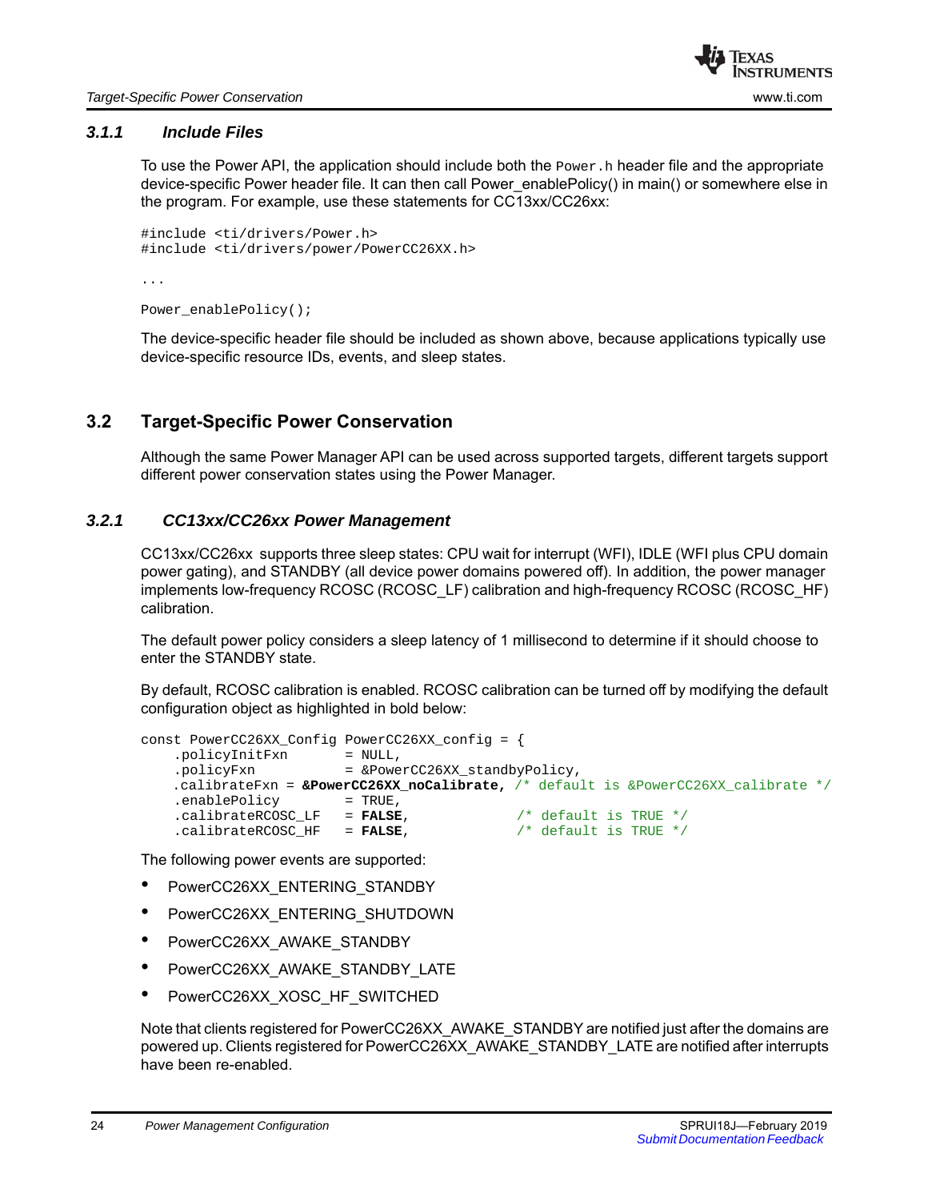### 3.1.1 Include Files

To use the Power API, the application should include both the `Power.h` header file and the appropriate device-specific Power header file. It can then call Power_enablePolicy() in main() or somewhere else in the program. For example, use these statements for CC13xx/CC26xx:

```
#include <ti/drivers/Power.h>
#include <ti/drivers/power/PowerCC26XX.h>

...

Power_enablePolicy();
```

The device-specific header file should be included as shown above, because applications typically use device-specific resource IDs, events, and sleep states.

## 3.2 Target-Specific Power Conservation

Although the same Power Manager API can be used across supported targets, different targets support different power conservation states using the Power Manager.

### 3.2.1 CC13xx/CC26xx Power Management

CC13xx/CC26xx supports three sleep states: CPU wait for interrupt (WFI), IDLE (WFI plus CPU domain power gating), and STANDBY (all device power domains powered off). In addition, the power manager implements low-frequency RCOSC (RCOSC_LF) calibration and high-frequency RCOSC (RCOSC_HF) calibration.

The default power policy considers a sleep latency of 1 millisecond to determine if it should choose to enter the STANDBY state.

By default, RCOSC calibration is enabled. RCOSC calibration can be turned off by modifying the default configuration object as highlighted in bold below:

```
const PowerCC26XX_Config PowerCC26XX_config = {
    .policyInitFxn       = NULL,
    .policyFxn           = &PowerCC26XX_standbyPolicy,
    .calibrateFxn = &PowerCC26XX_noCalibrate, /* default is &PowerCC26XX_calibrate */
    .enablePolicy        = TRUE,
    .calibrateRCOSC_LF   = FALSE,            /* default is TRUE */
    .calibrateRCOSC_HF   = FALSE,            /* default is TRUE */
```

The following power events are supported:

- PowerCC26XX_ENTERING_STANDBY
- PowerCC26XX_ENTERING_SHUTDOWN
- PowerCC26XX_AWAKE_STANDBY
- PowerCC26XX_AWAKE_STANDBY_LATE
- PowerCC26XX_XOSC_HF_SWITCHED

Note that clients registered for PowerCC26XX_AWAKE_STANDBY are notified just after the domains are powered up. Clients registered for PowerCC26XX_AWAKE_STANDBY_LATE are notified after interrupts have been re-enabled.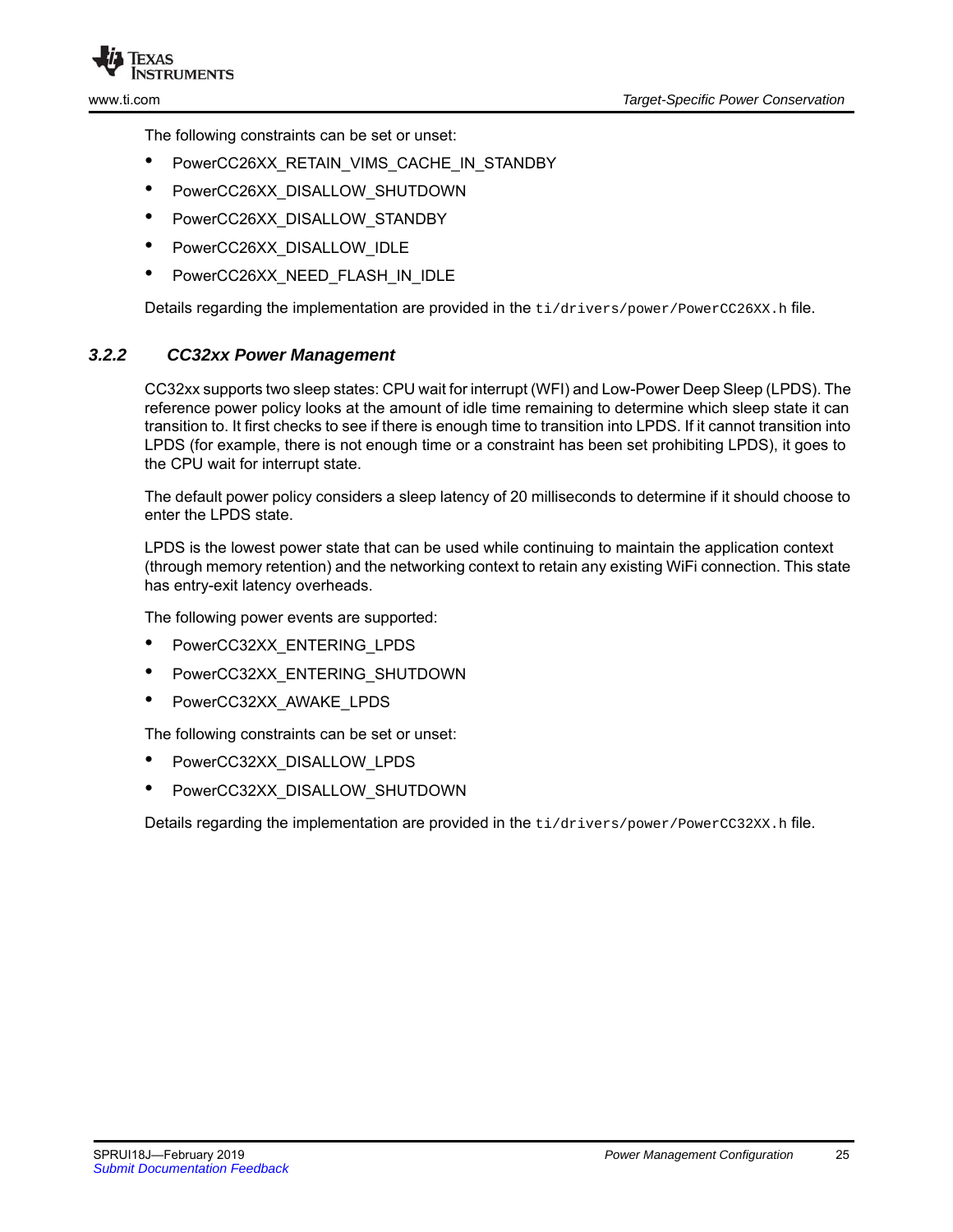The following constraints can be set or unset:

- PowerCC26XX_RETAIN_VIMS_CACHE_IN_STANDBY
- PowerCC26XX_DISALLOW_SHUTDOWN
- PowerCC26XX_DISALLOW_STANDBY
- PowerCC26XX_DISALLOW_IDLE
- PowerCC26XX_NEED_FLASH_IN_IDLE

Details regarding the implementation are provided in the `ti/drivers/power/PowerCC26XX.h` file.

### *3.2.2 CC32xx Power Management*

CC32xx supports two sleep states: CPU wait for interrupt (WFI) and Low-Power Deep Sleep (LPDS). The reference power policy looks at the amount of idle time remaining to determine which sleep state it can transition to. It first checks to see if there is enough time to transition into LPDS. If it cannot transition into LPDS (for example, there is not enough time or a constraint has been set prohibiting LPDS), it goes to the CPU wait for interrupt state.

The default power policy considers a sleep latency of 20 milliseconds to determine if it should choose to enter the LPDS state.

LPDS is the lowest power state that can be used while continuing to maintain the application context (through memory retention) and the networking context to retain any existing WiFi connection. This state has entry-exit latency overheads.

The following power events are supported:

- PowerCC32XX_ENTERING_LPDS
- PowerCC32XX_ENTERING_SHUTDOWN
- PowerCC32XX_AWAKE_LPDS

The following constraints can be set or unset:

- PowerCC32XX_DISALLOW_LPDS
- PowerCC32XX_DISALLOW_SHUTDOWN

Details regarding the implementation are provided in the `ti/drivers/power/PowerCC32XX.h` file.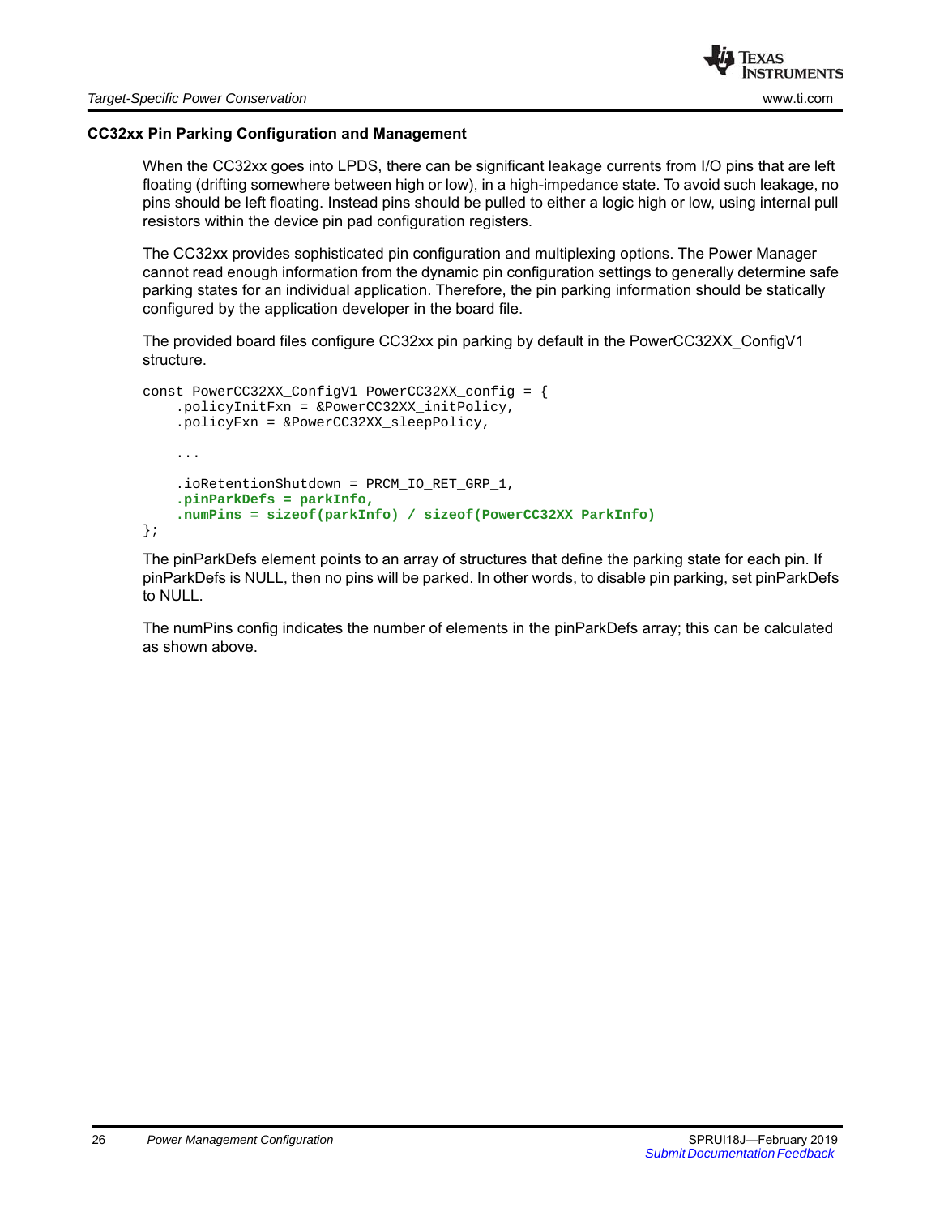### CC32xx Pin Parking Configuration and Management

When the CC32xx goes into LPDS, there can be significant leakage currents from I/O pins that are left floating (drifting somewhere between high or low), in a high-impedance state. To avoid such leakage, no pins should be left floating. Instead pins should be pulled to either a logic high or low, using internal pull resistors within the device pin pad configuration registers.

The CC32xx provides sophisticated pin configuration and multiplexing options. The Power Manager cannot read enough information from the dynamic pin configuration settings to generally determine safe parking states for an individual application. Therefore, the pin parking information should be statically configured by the application developer in the board file.

The provided board files configure CC32xx pin parking by default in the PowerCC32XX_ConfigV1 structure.

```
const PowerCC32XX_ConfigV1 PowerCC32XX_config = {
    .policyInitFxn = &PowerCC32XX_initPolicy,
    .policyFxn = &PowerCC32XX_sleepPolicy,

    ...

    .ioRetentionShutdown = PRCM_IO_RET_GRP_1,
    .pinParkDefs = parkInfo,
    .numPins = sizeof(parkInfo) / sizeof(PowerCC32XX_ParkInfo)
};
```

The pinParkDefs element points to an array of structures that define the parking state for each pin. If pinParkDefs is NULL, then no pins will be parked. In other words, to disable pin parking, set pinParkDefs to NULL.

The numPins config indicates the number of elements in the pinParkDefs array; this can be calculated as shown above.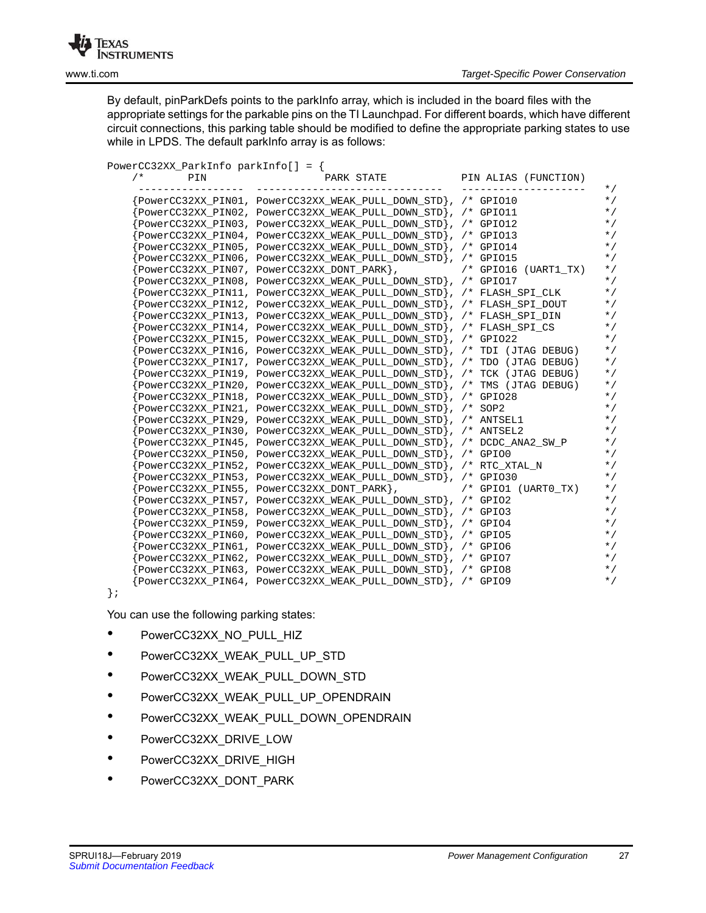By default, pinParkDefs points to the parkInfo array, which is included in the board files with the appropriate settings for the parkable pins on the TI Launchpad. For different boards, which have different circuit connections, this parking table should be modified to define the appropriate parking states to use while in LPDS. The default parkInfo array is as follows:

```
PowerCC32XX_ParkInfo parkInfo[] = {
    /*     PIN                     PARK STATE               PIN ALIAS (FUNCTION)
     -----------------  ------------------------------  --------------------   */
    {PowerCC32XX_PIN01, PowerCC32XX_WEAK_PULL_DOWN_STD}, /* GPIO10              */
    {PowerCC32XX_PIN02, PowerCC32XX_WEAK_PULL_DOWN_STD}, /* GPIO11              */
    {PowerCC32XX_PIN03, PowerCC32XX_WEAK_PULL_DOWN_STD}, /* GPIO12              */
    {PowerCC32XX_PIN04, PowerCC32XX_WEAK_PULL_DOWN_STD}, /* GPIO13              */
    {PowerCC32XX_PIN05, PowerCC32XX_WEAK_PULL_DOWN_STD}, /* GPIO14              */
    {PowerCC32XX_PIN06, PowerCC32XX_WEAK_PULL_DOWN_STD}, /* GPIO15              */
    {PowerCC32XX_PIN07, PowerCC32XX_DONT_PARK},          /* GPIO16 (UART1_TX)   */
    {PowerCC32XX_PIN08, PowerCC32XX_WEAK_PULL_DOWN_STD}, /* GPIO17              */
    {PowerCC32XX_PIN11, PowerCC32XX_WEAK_PULL_DOWN_STD}, /* FLASH_SPI_CLK       */
    {PowerCC32XX_PIN12, PowerCC32XX_WEAK_PULL_DOWN_STD}, /* FLASH_SPI_DOUT      */
    {PowerCC32XX_PIN13, PowerCC32XX_WEAK_PULL_DOWN_STD}, /* FLASH_SPI_DIN       */
    {PowerCC32XX_PIN14, PowerCC32XX_WEAK_PULL_DOWN_STD}, /* FLASH_SPI_CS        */
    {PowerCC32XX_PIN15, PowerCC32XX_WEAK_PULL_DOWN_STD}, /* GPIO22              */
    {PowerCC32XX_PIN16, PowerCC32XX_WEAK_PULL_DOWN_STD}, /* TDI (JTAG DEBUG)    */
    {PowerCC32XX_PIN17, PowerCC32XX_WEAK_PULL_DOWN_STD}, /* TDO (JTAG DEBUG)    */
    {PowerCC32XX_PIN19, PowerCC32XX_WEAK_PULL_DOWN_STD}, /* TCK (JTAG DEBUG)    */
    {PowerCC32XX_PIN20, PowerCC32XX_WEAK_PULL_DOWN_STD}, /* TMS (JTAG DEBUG)    */
    {PowerCC32XX_PIN18, PowerCC32XX_WEAK_PULL_DOWN_STD}, /* GPIO28              */
    {PowerCC32XX_PIN21, PowerCC32XX_WEAK_PULL_DOWN_STD}, /* SOP2                */
    {PowerCC32XX_PIN29, PowerCC32XX_WEAK_PULL_DOWN_STD}, /* ANTSEL1             */
    {PowerCC32XX_PIN30, PowerCC32XX_WEAK_PULL_DOWN_STD}, /* ANTSEL2             */
    {PowerCC32XX_PIN45, PowerCC32XX_WEAK_PULL_DOWN_STD}, /* DCDC_ANA2_SW_P      */
    {PowerCC32XX_PIN50, PowerCC32XX_WEAK_PULL_DOWN_STD}, /* GPIO0               */
    {PowerCC32XX_PIN52, PowerCC32XX_WEAK_PULL_DOWN_STD}, /* RTC_XTAL_N          */
    {PowerCC32XX_PIN53, PowerCC32XX_WEAK_PULL_DOWN_STD}, /* GPIO30              */
    {PowerCC32XX_PIN55, PowerCC32XX_DONT_PARK},          /* GPIO1 (UART0_TX)    */
    {PowerCC32XX_PIN57, PowerCC32XX_WEAK_PULL_DOWN_STD}, /* GPIO2               */
    {PowerCC32XX_PIN58, PowerCC32XX_WEAK_PULL_DOWN_STD}, /* GPIO3               */
    {PowerCC32XX_PIN59, PowerCC32XX_WEAK_PULL_DOWN_STD}, /* GPIO4               */
    {PowerCC32XX_PIN60, PowerCC32XX_WEAK_PULL_DOWN_STD}, /* GPIO5               */
    {PowerCC32XX_PIN61, PowerCC32XX_WEAK_PULL_DOWN_STD}, /* GPIO6               */
    {PowerCC32XX_PIN62, PowerCC32XX_WEAK_PULL_DOWN_STD}, /* GPIO7               */
    {PowerCC32XX_PIN63, PowerCC32XX_WEAK_PULL_DOWN_STD}, /* GPIO8               */
    {PowerCC32XX_PIN64, PowerCC32XX_WEAK_PULL_DOWN_STD}, /* GPIO9               */
};
```

You can use the following parking states:

- PowerCC32XX_NO_PULL_HIZ
- PowerCC32XX_WEAK_PULL_UP_STD
- PowerCC32XX_WEAK_PULL_DOWN_STD
- PowerCC32XX_WEAK_PULL_UP_OPENDRAIN
- PowerCC32XX_WEAK_PULL_DOWN_OPENDRAIN
- PowerCC32XX_DRIVE_LOW
- PowerCC32XX_DRIVE_HIGH
- PowerCC32XX_DONT_PARK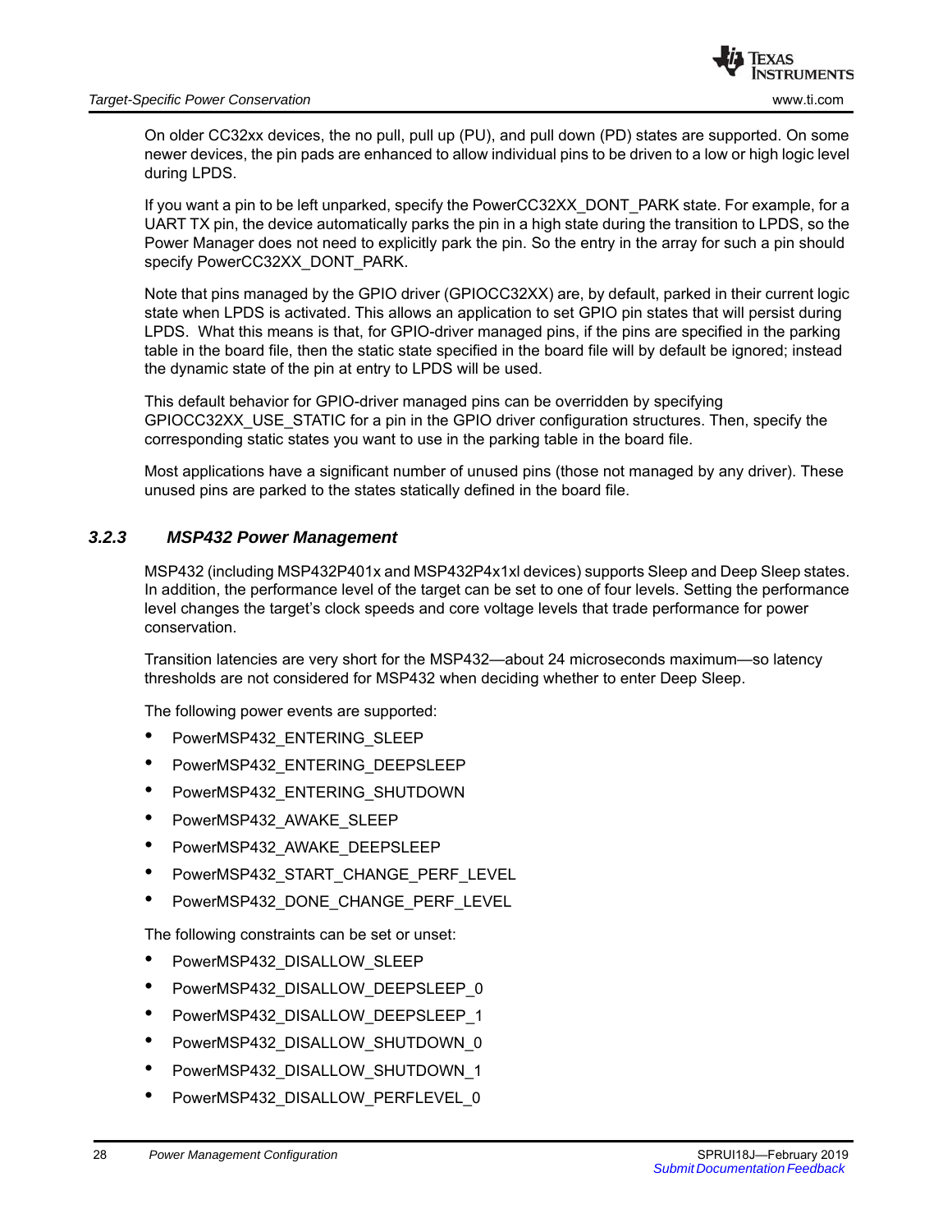On older CC32xx devices, the no pull, pull up (PU), and pull down (PD) states are supported. On some newer devices, the pin pads are enhanced to allow individual pins to be driven to a low or high logic level during LPDS.

If you want a pin to be left unparked, specify the PowerCC32XX_DONT_PARK state. For example, for a UART TX pin, the device automatically parks the pin in a high state during the transition to LPDS, so the Power Manager does not need to explicitly park the pin. So the entry in the array for such a pin should specify PowerCC32XX_DONT_PARK.

Note that pins managed by the GPIO driver (GPIOCC32XX) are, by default, parked in their current logic state when LPDS is activated. This allows an application to set GPIO pin states that will persist during LPDS. What this means is that, for GPIO-driver managed pins, if the pins are specified in the parking table in the board file, then the static state specified in the board file will by default be ignored; instead the dynamic state of the pin at entry to LPDS will be used.

This default behavior for GPIO-driver managed pins can be overridden by specifying GPIOCC32XX_USE_STATIC for a pin in the GPIO driver configuration structures. Then, specify the corresponding static states you want to use in the parking table in the board file.

Most applications have a significant number of unused pins (those not managed by any driver). These unused pins are parked to the states statically defined in the board file.

### 3.2.3 MSP432 Power Management

MSP432 (including MSP432P401x and MSP432P4x1xl devices) supports Sleep and Deep Sleep states. In addition, the performance level of the target can be set to one of four levels. Setting the performance level changes the target's clock speeds and core voltage levels that trade performance for power conservation.

Transition latencies are very short for the MSP432—about 24 microseconds maximum—so latency thresholds are not considered for MSP432 when deciding whether to enter Deep Sleep.

The following power events are supported:

- PowerMSP432_ENTERING_SLEEP
- PowerMSP432_ENTERING_DEEPSLEEP
- PowerMSP432_ENTERING_SHUTDOWN
- PowerMSP432_AWAKE_SLEEP
- PowerMSP432_AWAKE_DEEPSLEEP
- PowerMSP432_START_CHANGE_PERF_LEVEL
- PowerMSP432_DONE_CHANGE_PERF_LEVEL

The following constraints can be set or unset:

- PowerMSP432_DISALLOW_SLEEP
- PowerMSP432_DISALLOW_DEEPSLEEP_0
- PowerMSP432_DISALLOW_DEEPSLEEP_1
- PowerMSP432_DISALLOW_SHUTDOWN_0
- PowerMSP432_DISALLOW_SHUTDOWN_1
- PowerMSP432_DISALLOW_PERFLEVEL_0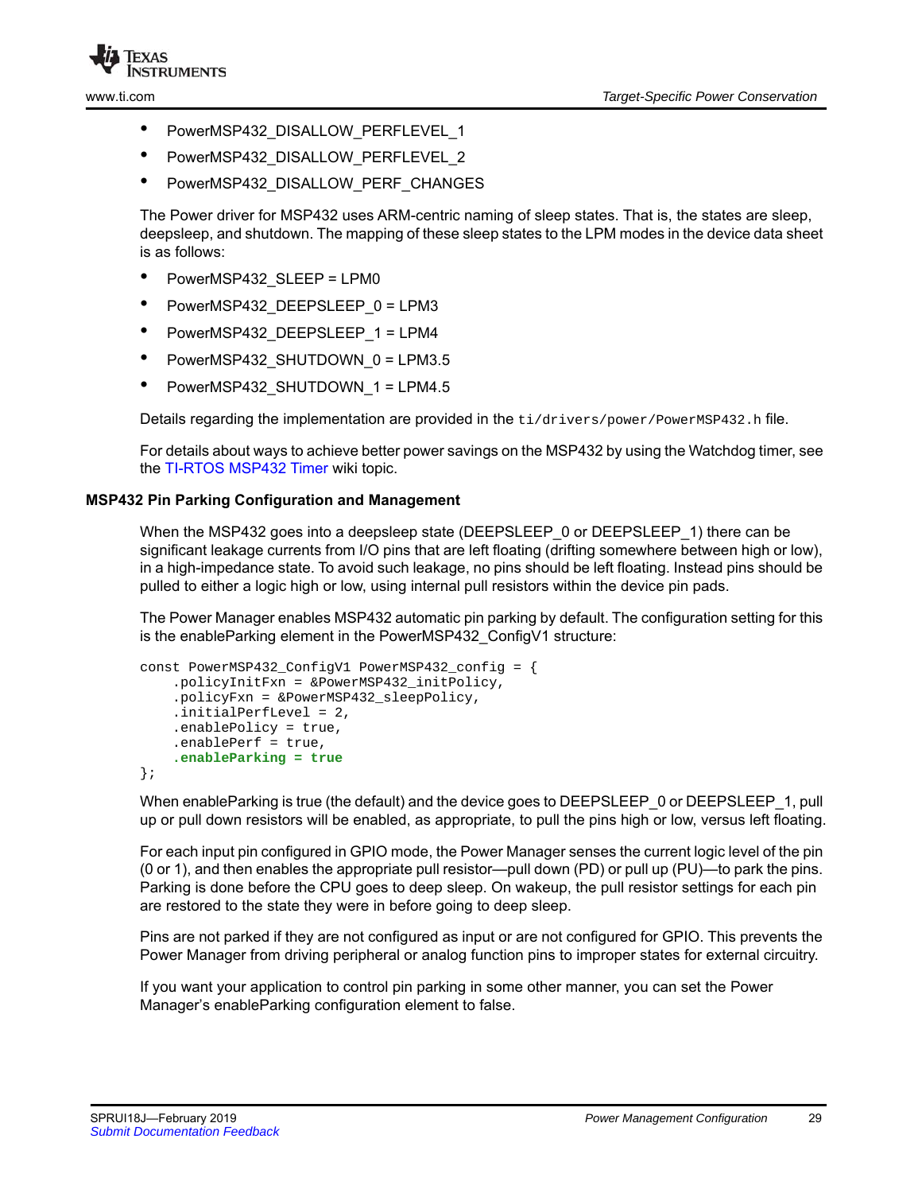- PowerMSP432_DISALLOW_PERFLEVEL_1
- PowerMSP432_DISALLOW_PERFLEVEL_2
- PowerMSP432_DISALLOW_PERF_CHANGES

The Power driver for MSP432 uses ARM-centric naming of sleep states. That is, the states are sleep, deepsleep, and shutdown. The mapping of these sleep states to the LPM modes in the device data sheet is as follows:

- PowerMSP432_SLEEP = LPM0
- PowerMSP432_DEEPSLEEP_0 = LPM3
- PowerMSP432_DEEPSLEEP_1 = LPM4
- PowerMSP432_SHUTDOWN_0 = LPM3.5
- PowerMSP432_SHUTDOWN_1 = LPM4.5

Details regarding the implementation are provided in the `ti/drivers/power/PowerMSP432.h` file.

For details about ways to achieve better power savings on the MSP432 by using the Watchdog timer, see the TI-RTOS MSP432 Timer wiki topic.

### MSP432 Pin Parking Configuration and Management

When the MSP432 goes into a deepsleep state (DEEPSLEEP_0 or DEEPSLEEP_1) there can be significant leakage currents from I/O pins that are left floating (drifting somewhere between high or low), in a high-impedance state. To avoid such leakage, no pins should be left floating. Instead pins should be pulled to either a logic high or low, using internal pull resistors within the device pin pads.

The Power Manager enables MSP432 automatic pin parking by default. The configuration setting for this is the enableParking element in the PowerMSP432_ConfigV1 structure:

```
const PowerMSP432_ConfigV1 PowerMSP432_config = {
    .policyInitFxn = &PowerMSP432_initPolicy,
    .policyFxn = &PowerMSP432_sleepPolicy,
    .initialPerfLevel = 2,
    .enablePolicy = true,
    .enablePerf = true,
    .enableParking = true
};
```

When enableParking is true (the default) and the device goes to DEEPSLEEP_0 or DEEPSLEEP_1, pull up or pull down resistors will be enabled, as appropriate, to pull the pins high or low, versus left floating.

For each input pin configured in GPIO mode, the Power Manager senses the current logic level of the pin (0 or 1), and then enables the appropriate pull resistor—pull down (PD) or pull up (PU)—to park the pins. Parking is done before the CPU goes to deep sleep. On wakeup, the pull resistor settings for each pin are restored to the state they were in before going to deep sleep.

Pins are not parked if they are not configured as input or are not configured for GPIO. This prevents the Power Manager from driving peripheral or analog function pins to improper states for external circuitry.

If you want your application to control pin parking in some other manner, you can set the Power Manager's enableParking configuration element to false.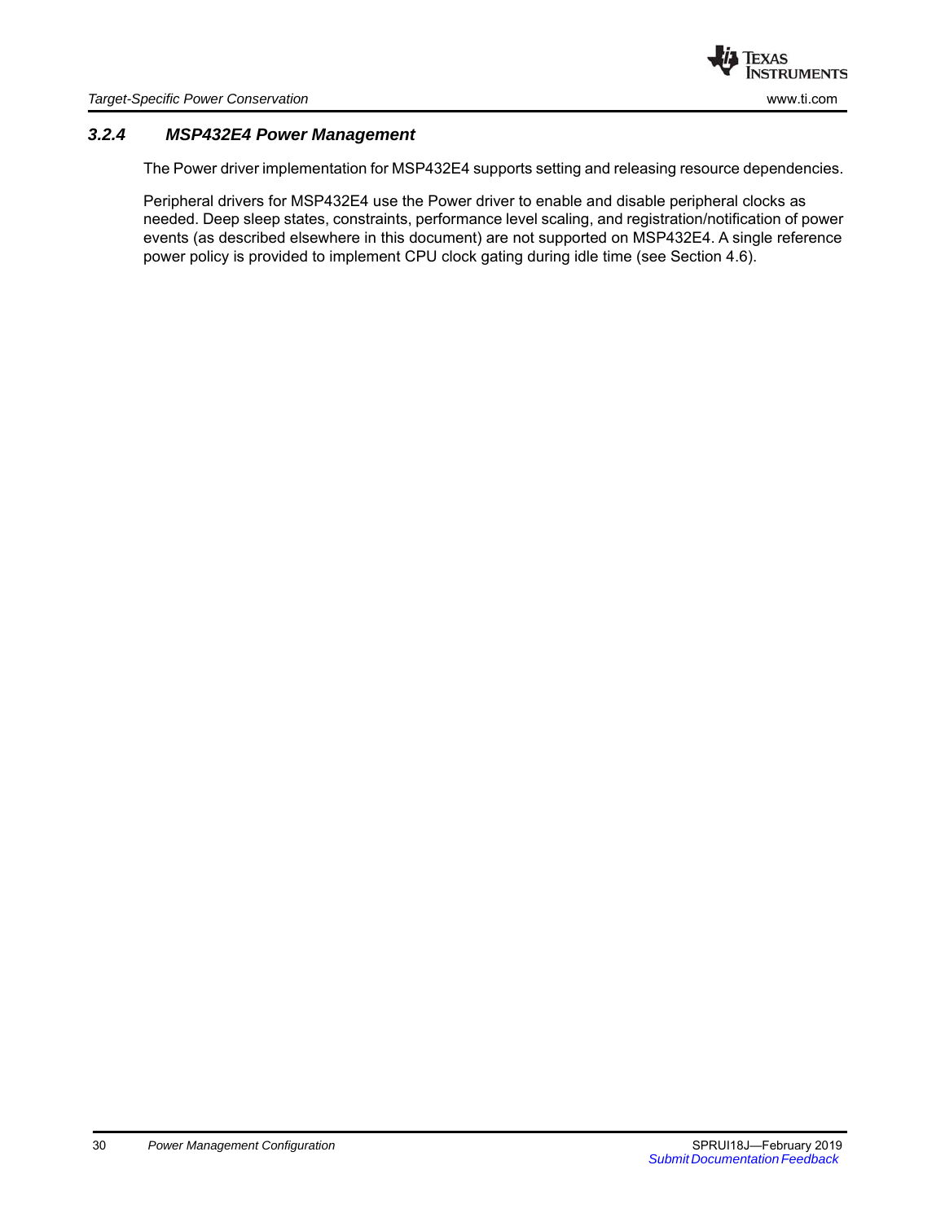### 3.2.4 MSP432E4 Power Management

The Power driver implementation for MSP432E4 supports setting and releasing resource dependencies.

Peripheral drivers for MSP432E4 use the Power driver to enable and disable peripheral clocks as needed. Deep sleep states, constraints, performance level scaling, and registration/notification of power events (as described elsewhere in this document) are not supported on MSP432E4. A single reference power policy is provided to implement CPU clock gating during idle time (see Section 4.6).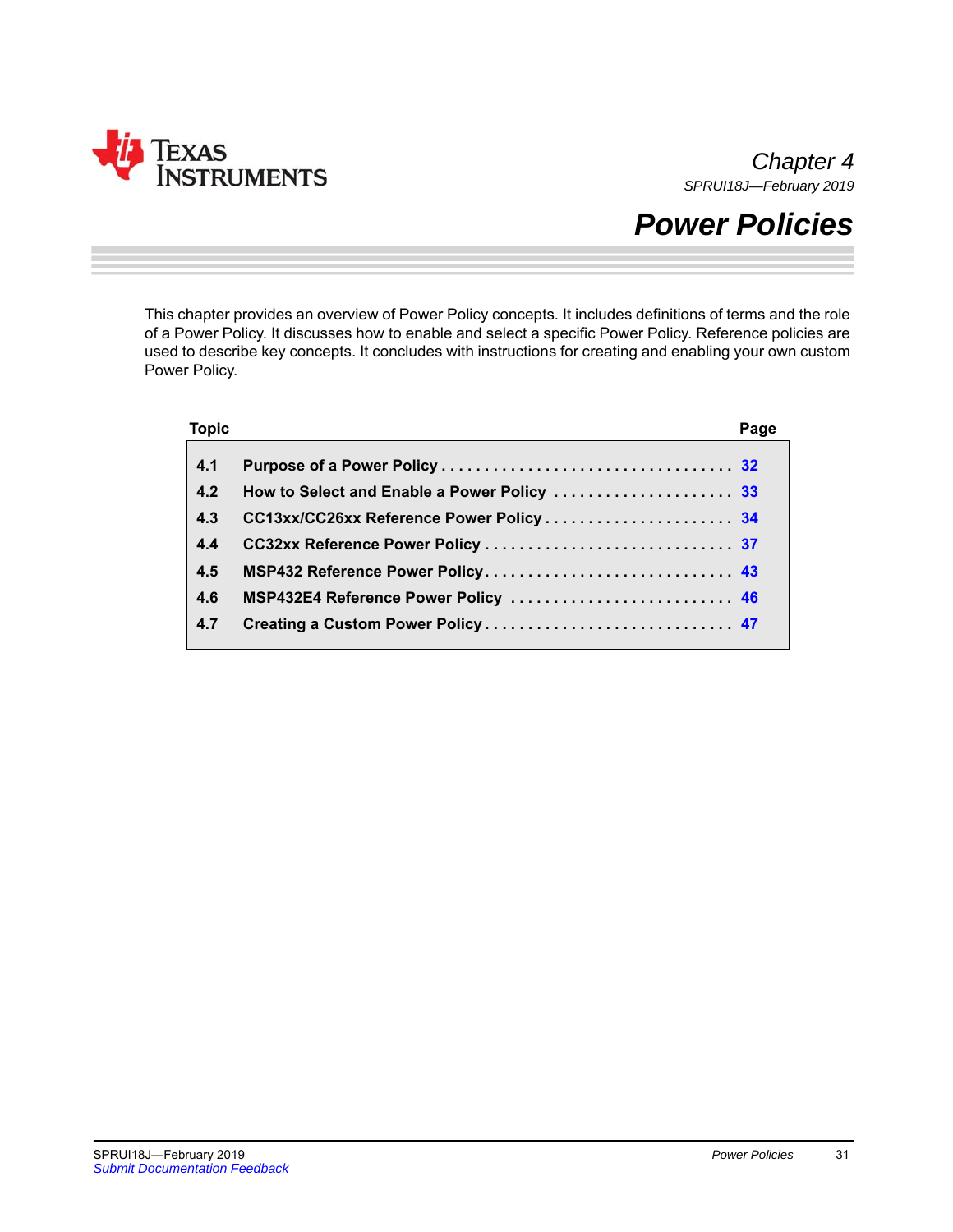Chapter 4

SPRUI18J—February 2019

# Power Policies

This chapter provides an overview of Power Policy concepts. It includes definitions of terms and the role of a Power Policy. It discusses how to enable and select a specific Power Policy. Reference policies are used to describe key concepts. It concludes with instructions for creating and enabling your own custom Power Policy.

| Topic | | Page |
|---|---|---|
| 4.1 | Purpose of a Power Policy | 32 |
| 4.2 | How to Select and Enable a Power Policy | 33 |
| 4.3 | CC13xx/CC26xx Reference Power Policy | 34 |
| 4.4 | CC32xx Reference Power Policy | 37 |
| 4.5 | MSP432 Reference Power Policy | 43 |
| 4.6 | MSP432E4 Reference Power Policy | 46 |
| 4.7 | Creating a Custom Power Policy | 47 |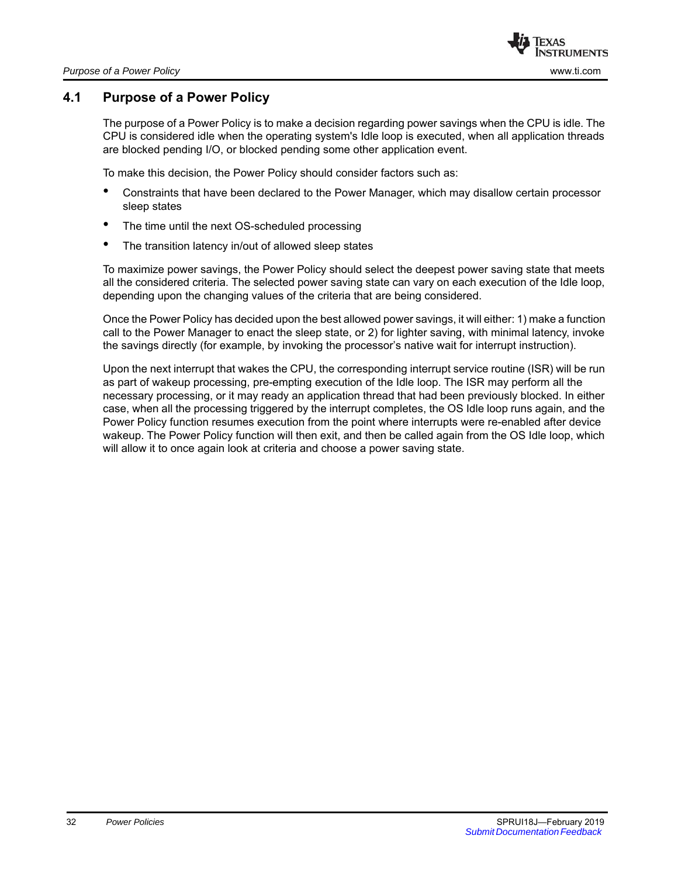## 4.1 Purpose of a Power Policy

The purpose of a Power Policy is to make a decision regarding power savings when the CPU is idle. The CPU is considered idle when the operating system's Idle loop is executed, when all application threads are blocked pending I/O, or blocked pending some other application event.

To make this decision, the Power Policy should consider factors such as:

- Constraints that have been declared to the Power Manager, which may disallow certain processor sleep states
- The time until the next OS-scheduled processing
- The transition latency in/out of allowed sleep states

To maximize power savings, the Power Policy should select the deepest power saving state that meets all the considered criteria. The selected power saving state can vary on each execution of the Idle loop, depending upon the changing values of the criteria that are being considered.

Once the Power Policy has decided upon the best allowed power savings, it will either: 1) make a function call to the Power Manager to enact the sleep state, or 2) for lighter saving, with minimal latency, invoke the savings directly (for example, by invoking the processor's native wait for interrupt instruction).

Upon the next interrupt that wakes the CPU, the corresponding interrupt service routine (ISR) will be run as part of wakeup processing, pre-empting execution of the Idle loop. The ISR may perform all the necessary processing, or it may ready an application thread that had been previously blocked. In either case, when all the processing triggered by the interrupt completes, the OS Idle loop runs again, and the Power Policy function resumes execution from the point where interrupts were re-enabled after device wakeup. The Power Policy function will then exit, and then be called again from the OS Idle loop, which will allow it to once again look at criteria and choose a power saving state.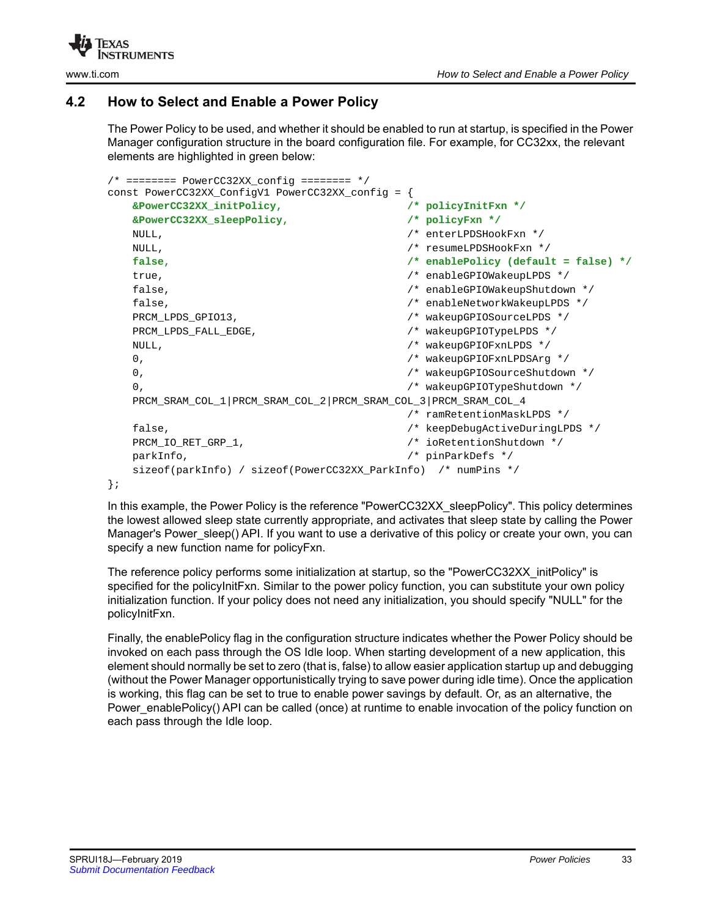## 4.2 How to Select and Enable a Power Policy

The Power Policy to be used, and whether it should be enabled to run at startup, is specified in the Power Manager configuration structure in the board configuration file. For example, for CC32xx, the relevant elements are highlighted in green below:

```
/* ======== PowerCC32XX_config ======== */
const PowerCC32XX_ConfigV1 PowerCC32XX_config = {
    &PowerCC32XX_initPolicy,                    /* policyInitFxn */
    &PowerCC32XX_sleepPolicy,                   /* policyFxn */
    NULL,                                       /* enterLPDSHookFxn */
    NULL,                                       /* resumeLPDSHookFxn */
    false,                                      /* enablePolicy (default = false) */
    true,                                       /* enableGPIOWakeupLPDS */
    false,                                      /* enableGPIOWakeupShutdown */
    false,                                      /* enableNetworkWakeupLPDS */
    PRCM_LPDS_GPIO13,                           /* wakeupGPIOSourceLPDS */
    PRCM_LPDS_FALL_EDGE,                        /* wakeupGPIOTypeLPDS */
    NULL,                                       /* wakeupGPIOFxnLPDS */
    0,                                          /* wakeupGPIOFxnLPDSArg */
    0,                                          /* wakeupGPIOSourceShutdown */
    0,                                          /* wakeupGPIOTypeShutdown */
    PRCM_SRAM_COL_1|PRCM_SRAM_COL_2|PRCM_SRAM_COL_3|PRCM_SRAM_COL_4
                                                /* ramRetentionMaskLPDS */
    false,                                      /* keepDebugActiveDuringLPDS */
    PRCM_IO_RET_GRP_1,                          /* ioRetentionShutdown */
    parkInfo,                                   /* pinParkDefs */
    sizeof(parkInfo) / sizeof(PowerCC32XX_ParkInfo)  /* numPins */
};
```

In this example, the Power Policy is the reference "PowerCC32XX_sleepPolicy". This policy determines the lowest allowed sleep state currently appropriate, and activates that sleep state by calling the Power Manager's Power_sleep() API. If you want to use a derivative of this policy or create your own, you can specify a new function name for policyFxn.

The reference policy performs some initialization at startup, so the "PowerCC32XX_initPolicy" is specified for the policyInitFxn. Similar to the power policy function, you can substitute your own policy initialization function. If your policy does not need any initialization, you should specify "NULL" for the policyInitFxn.

Finally, the enablePolicy flag in the configuration structure indicates whether the Power Policy should be invoked on each pass through the OS Idle loop. When starting development of a new application, this element should normally be set to zero (that is, false) to allow easier application startup up and debugging (without the Power Manager opportunistically trying to save power during idle time). Once the application is working, this flag can be set to true to enable power savings by default. Or, as an alternative, the Power_enablePolicy() API can be called (once) at runtime to enable invocation of the policy function on each pass through the Idle loop.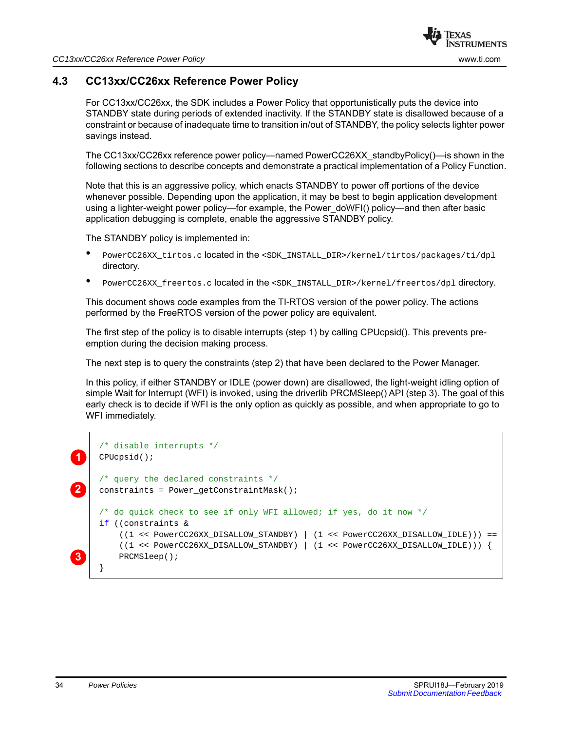## 4.3 CC13xx/CC26xx Reference Power Policy

For CC13xx/CC26xx, the SDK includes a Power Policy that opportunistically puts the device into STANDBY state during periods of extended inactivity. If the STANDBY state is disallowed because of a constraint or because of inadequate time to transition in/out of STANDBY, the policy selects lighter power savings instead.

The CC13xx/CC26xx reference power policy—named PowerCC26XX_standbyPolicy()—is shown in the following sections to describe concepts and demonstrate a practical implementation of a Policy Function.

Note that this is an aggressive policy, which enacts STANDBY to power off portions of the device whenever possible. Depending upon the application, it may be best to begin application development using a lighter-weight power policy—for example, the Power_doWFI() policy—and then after basic application debugging is complete, enable the aggressive STANDBY policy.

The STANDBY policy is implemented in:

- `PowerCC26XX_tirtos.c` located in the `<SDK_INSTALL_DIR>/kernel/tirtos/packages/ti/dpl` directory.
- `PowerCC26XX_freertos.c` located in the `<SDK_INSTALL_DIR>/kernel/freertos/dpl` directory.

This document shows code examples from the TI-RTOS version of the power policy. The actions performed by the FreeRTOS version of the power policy are equivalent.

The first step of the policy is to disable interrupts (step 1) by calling CPUcpsid(). This prevents pre-emption during the decision making process.

The next step is to query the constraints (step 2) that have been declared to the Power Manager.

In this policy, if either STANDBY or IDLE (power down) are disallowed, the light-weight idling option of simple Wait for Interrupt (WFI) is invoked, using the driverlib PRCMSleep() API (step 3). The goal of this early check is to decide if WFI is the only option as quickly as possible, and when appropriate to go to WFI immediately.

```
/* disable interrupts */
CPUcpsid();                                                          (1)

/* query the declared constraints */
constraints = Power_getConstraintMask();                             (2)

/* do quick check to see if only WFI allowed; if yes, do it now */
if ((constraints &
    ((1 << PowerCC26XX_DISALLOW_STANDBY) | (1 << PowerCC26XX_DISALLOW_IDLE))) ==
    ((1 << PowerCC26XX_DISALLOW_STANDBY) | (1 << PowerCC26XX_DISALLOW_IDLE))) {
    PRCMSleep();                                                     (3)
}
```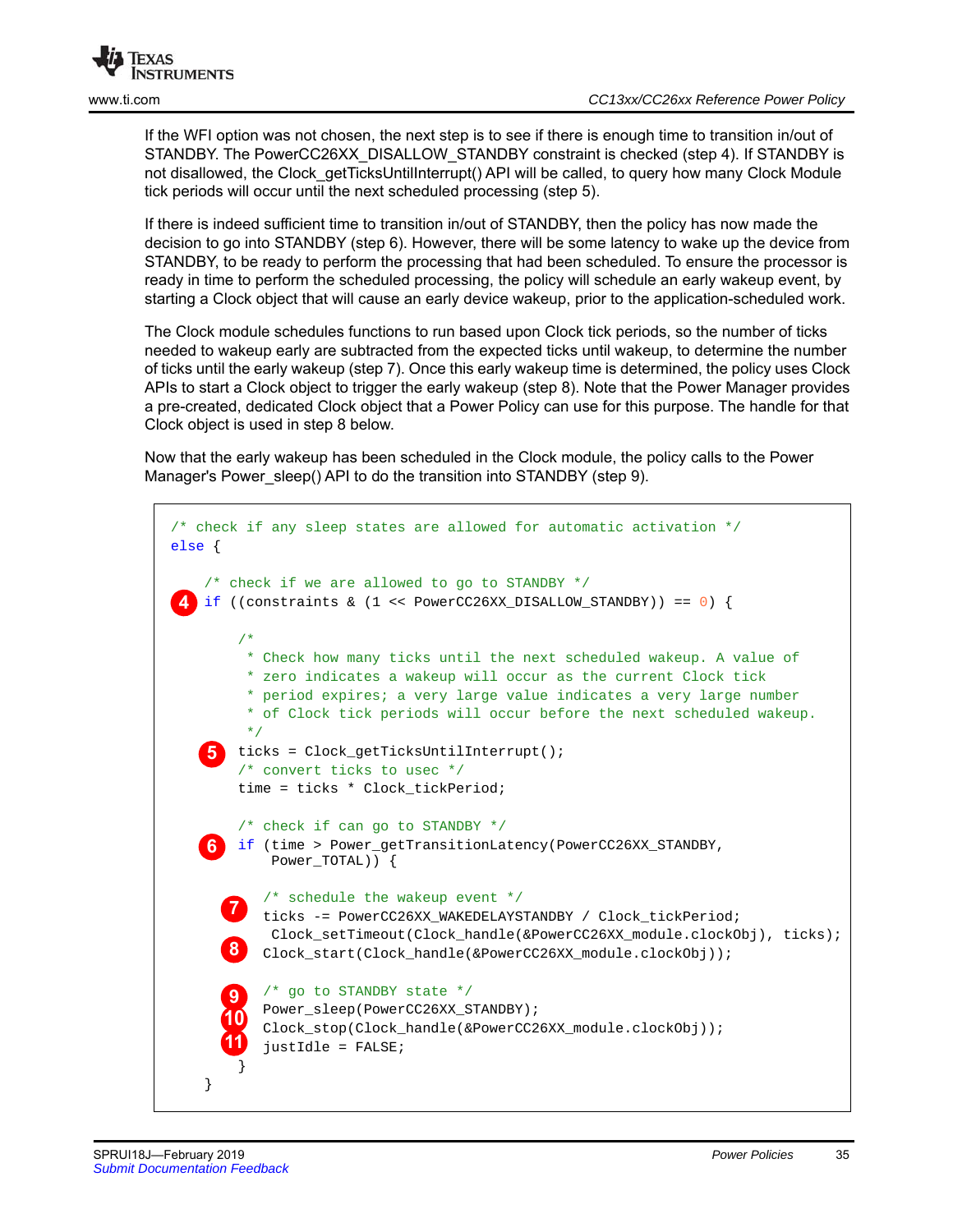If the WFI option was not chosen, the next step is to see if there is enough time to transition in/out of STANDBY. The PowerCC26XX_DISALLOW_STANDBY constraint is checked (step 4). If STANDBY is not disallowed, the Clock_getTicksUntilInterrupt() API will be called, to query how many Clock Module tick periods will occur until the next scheduled processing (step 5).

If there is indeed sufficient time to transition in/out of STANDBY, then the policy has now made the decision to go into STANDBY (step 6). However, there will be some latency to wake up the device from STANDBY, to be ready to perform the processing that had been scheduled. To ensure the processor is ready in time to perform the scheduled processing, the policy will schedule an early wakeup event, by starting a Clock object that will cause an early device wakeup, prior to the application-scheduled work.

The Clock module schedules functions to run based upon Clock tick periods, so the number of ticks needed to wakeup early are subtracted from the expected ticks until wakeup, to determine the number of ticks until the early wakeup (step 7). Once this early wakeup time is determined, the policy uses Clock APIs to start a Clock object to trigger the early wakeup (step 8). Note that the Power Manager provides a pre-created, dedicated Clock object that a Power Policy can use for this purpose. The handle for that Clock object is used in step 8 below.

Now that the early wakeup has been scheduled in the Clock module, the policy calls to the Power Manager's Power_sleep() API to do the transition into STANDBY (step 9).

```
/* check if any sleep states are allowed for automatic activation */
else {

    /* check if we are allowed to go to STANDBY */
(4) if ((constraints & (1 << PowerCC26XX_DISALLOW_STANDBY)) == 0) {

        /*
         * Check how many ticks until the next scheduled wakeup. A value of
         * zero indicates a wakeup will occur as the current Clock tick
         * period expires; a very large value indicates a very large number
         * of Clock tick periods will occur before the next scheduled wakeup.
         */
(5)     ticks = Clock_getTicksUntilInterrupt();
        /* convert ticks to usec */
        time = ticks * Clock_tickPeriod;

        /* check if can go to STANDBY */
(6)     if (time > Power_getTransitionLatency(PowerCC26XX_STANDBY,
            Power_TOTAL)) {

            /* schedule the wakeup event */
(7)         ticks -= PowerCC26XX_WAKEDELAYSTANDBY / Clock_tickPeriod;
             Clock_setTimeout(Clock_handle(&PowerCC26XX_module.clockObj), ticks);
(8)         Clock_start(Clock_handle(&PowerCC26XX_module.clockObj));

            /* go to STANDBY state */
(9)         Power_sleep(PowerCC26XX_STANDBY);
(10)        Clock_stop(Clock_handle(&PowerCC26XX_module.clockObj));
(11)        justIdle = FALSE;
        }
    }
```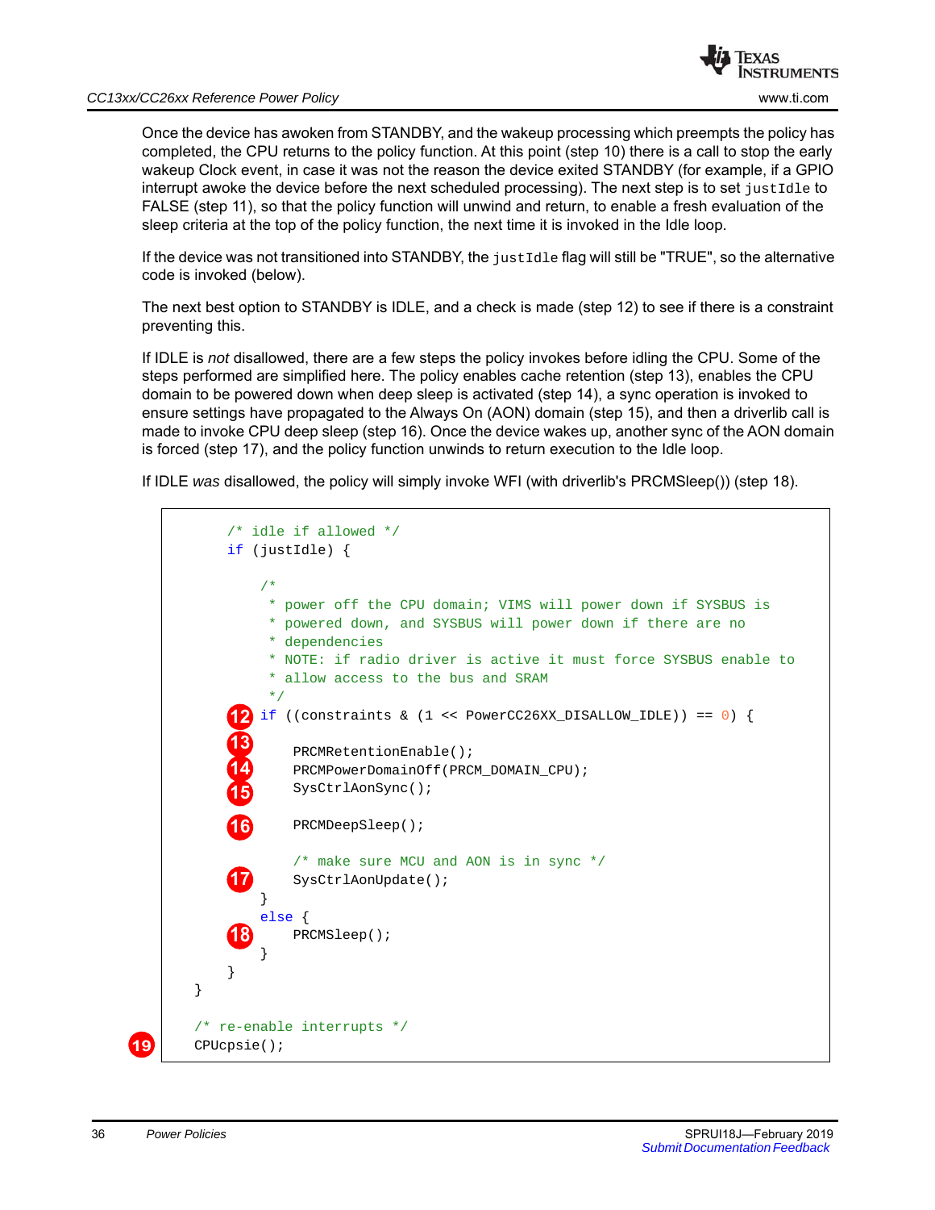Once the device has awoken from STANDBY, and the wakeup processing which preempts the policy has completed, the CPU returns to the policy function. At this point (step 10) there is a call to stop the early wakeup Clock event, in case it was not the reason the device exited STANDBY (for example, if a GPIO interrupt awoke the device before the next scheduled processing). The next step is to set `justIdle` to FALSE (step 11), so that the policy function will unwind and return, to enable a fresh evaluation of the sleep criteria at the top of the policy function, the next time it is invoked in the Idle loop.

If the device was not transitioned into STANDBY, the `justIdle` flag will still be "TRUE", so the alternative code is invoked (below).

The next best option to STANDBY is IDLE, and a check is made (step 12) to see if there is a constraint preventing this.

If IDLE is *not* disallowed, there are a few steps the policy invokes before idling the CPU. Some of the steps performed are simplified here. The policy enables cache retention (step 13), enables the CPU domain to be powered down when deep sleep is activated (step 14), a sync operation is invoked to ensure settings have propagated to the Always On (AON) domain (step 15), and then a driverlib call is made to invoke CPU deep sleep (step 16). Once the device wakes up, another sync of the AON domain is forced (step 17), and the policy function unwinds to return execution to the Idle loop.

If IDLE *was* disallowed, the policy will simply invoke WFI (with driverlib's PRCMSleep()) (step 18).

```
        /* idle if allowed */
        if (justIdle) {

            /*
             * power off the CPU domain; VIMS will power down if SYSBUS is
             * powered down, and SYSBUS will power down if there are no
             * dependencies
             * NOTE: if radio driver is active it must force SYSBUS enable to
             * allow access to the bus and SRAM
             */
(12)        if ((constraints & (1 << PowerCC26XX_DISALLOW_IDLE)) == 0) {

(13)            PRCMRetentionEnable();
(14)            PRCMPowerDomainOff(PRCM_DOMAIN_CPU);
(15)            SysCtrlAonSync();

(16)            PRCMDeepSleep();

                /* make sure MCU and AON is in sync */
(17)            SysCtrlAonUpdate();
            }
            else {
(18)            PRCMSleep();
            }
        }
    }

    /* re-enable interrupts */
(19) CPUcpsie();
```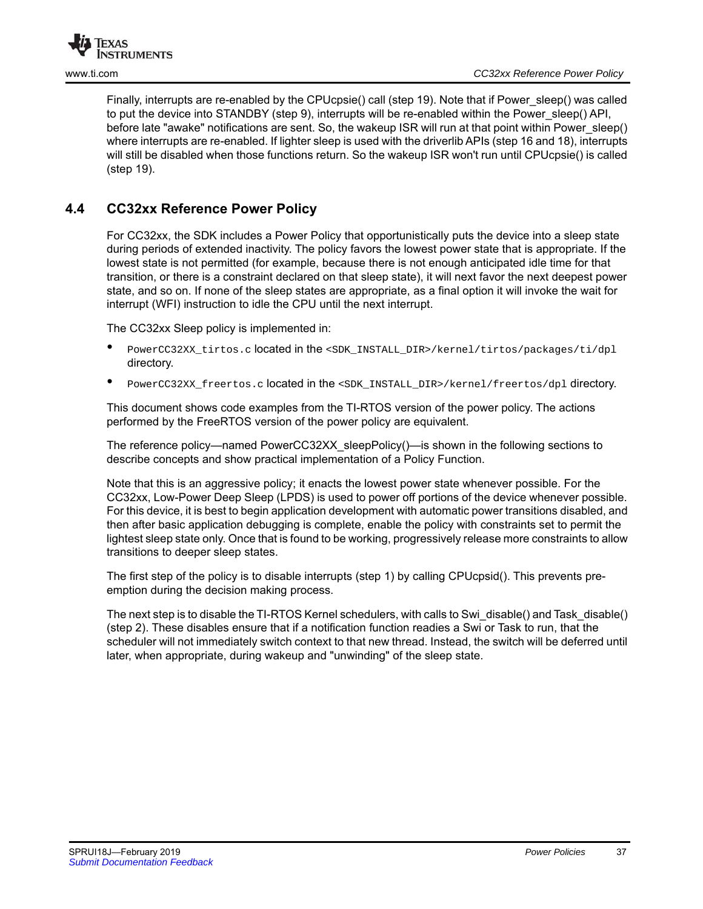Finally, interrupts are re-enabled by the CPUcpsie() call (step 19). Note that if Power_sleep() was called to put the device into STANDBY (step 9), interrupts will be re-enabled within the Power_sleep() API, before late "awake" notifications are sent. So, the wakeup ISR will run at that point within Power_sleep() where interrupts are re-enabled. If lighter sleep is used with the driverlib APIs (step 16 and 18), interrupts will still be disabled when those functions return. So the wakeup ISR won't run until CPUcpsie() is called (step 19).

## 4.4 CC32xx Reference Power Policy

For CC32xx, the SDK includes a Power Policy that opportunistically puts the device into a sleep state during periods of extended inactivity. The policy favors the lowest power state that is appropriate. If the lowest state is not permitted (for example, because there is not enough anticipated idle time for that transition, or there is a constraint declared on that sleep state), it will next favor the next deepest power state, and so on. If none of the sleep states are appropriate, as a final option it will invoke the wait for interrupt (WFI) instruction to idle the CPU until the next interrupt.

The CC32xx Sleep policy is implemented in:

- `PowerCC32XX_tirtos.c` located in the `<SDK_INSTALL_DIR>/kernel/tirtos/packages/ti/dpl` directory.
- `PowerCC32XX_freertos.c` located in the `<SDK_INSTALL_DIR>/kernel/freertos/dpl` directory.

This document shows code examples from the TI-RTOS version of the power policy. The actions performed by the FreeRTOS version of the power policy are equivalent.

The reference policy—named PowerCC32XX_sleepPolicy()—is shown in the following sections to describe concepts and show practical implementation of a Policy Function.

Note that this is an aggressive policy; it enacts the lowest power state whenever possible. For the CC32xx, Low-Power Deep Sleep (LPDS) is used to power off portions of the device whenever possible. For this device, it is best to begin application development with automatic power transitions disabled, and then after basic application debugging is complete, enable the policy with constraints set to permit the lightest sleep state only. Once that is found to be working, progressively release more constraints to allow transitions to deeper sleep states.

The first step of the policy is to disable interrupts (step 1) by calling CPUcpsid(). This prevents pre-emption during the decision making process.

The next step is to disable the TI-RTOS Kernel schedulers, with calls to Swi_disable() and Task_disable() (step 2). These disables ensure that if a notification function readies a Swi or Task to run, that the scheduler will not immediately switch context to that new thread. Instead, the switch will be deferred until later, when appropriate, during wakeup and "unwinding" of the sleep state.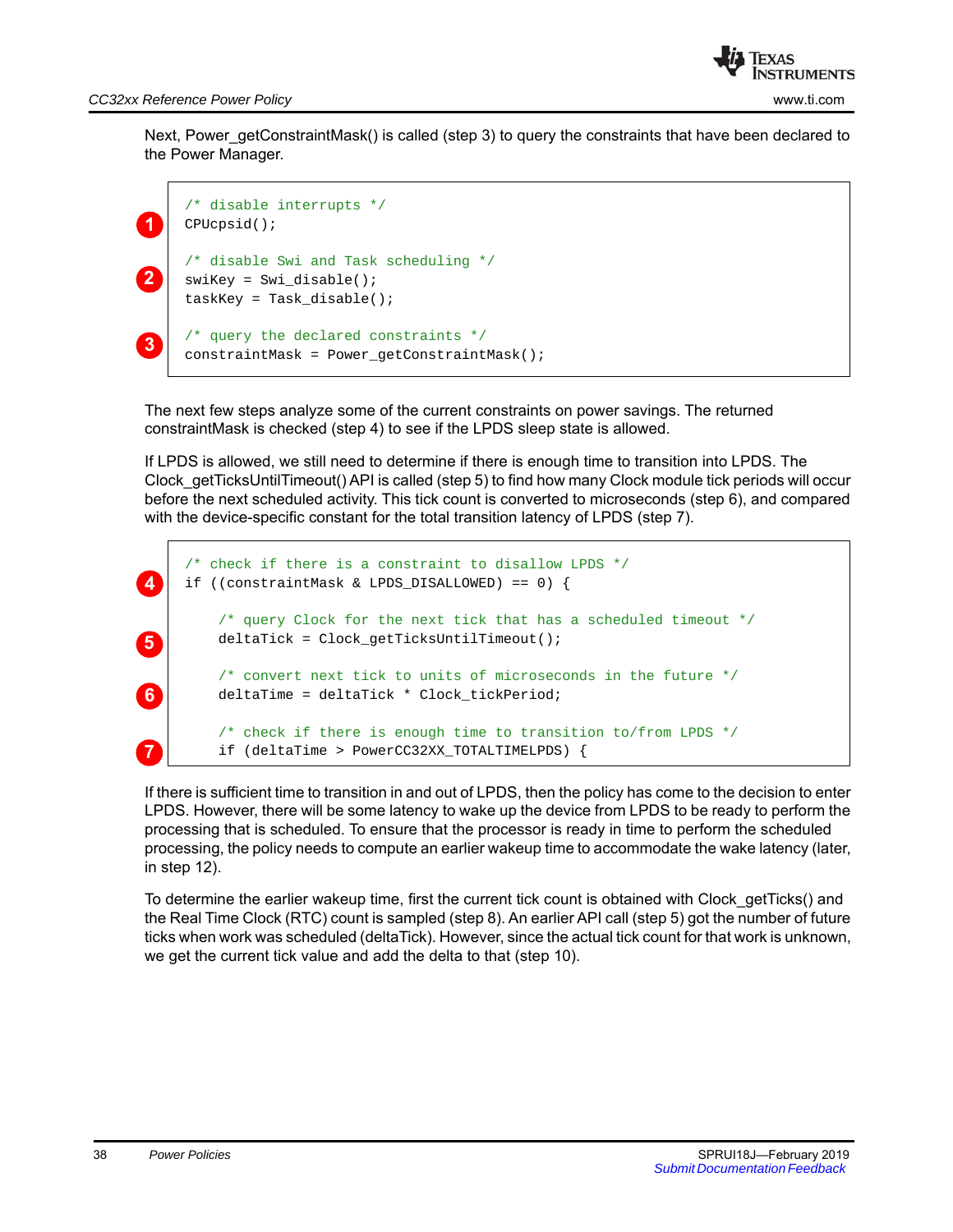Next, Power_getConstraintMask() is called (step 3) to query the constraints that have been declared to the Power Manager.

```
/* disable interrupts */
CPUcpsid();

/* disable Swi and Task scheduling */
swiKey = Swi_disable();
taskKey = Task_disable();

/* query the declared constraints */
constraintMask = Power_getConstraintMask();
```

The next few steps analyze some of the current constraints on power savings. The returned constraintMask is checked (step 4) to see if the LPDS sleep state is allowed.

If LPDS is allowed, we still need to determine if there is enough time to transition into LPDS. The Clock_getTicksUntilTimeout() API is called (step 5) to find how many Clock module tick periods will occur before the next scheduled activity. This tick count is converted to microseconds (step 6), and compared with the device-specific constant for the total transition latency of LPDS (step 7).

```
/* check if there is a constraint to disallow LPDS */
if ((constraintMask & LPDS_DISALLOWED) == 0) {

    /* query Clock for the next tick that has a scheduled timeout */
    deltaTick = Clock_getTicksUntilTimeout();

    /* convert next tick to units of microseconds in the future */
    deltaTime = deltaTick * Clock_tickPeriod;

    /* check if there is enough time to transition to/from LPDS */
    if (deltaTime > PowerCC32XX_TOTALTIMELPDS) {
```

If there is sufficient time to transition in and out of LPDS, then the policy has come to the decision to enter LPDS. However, there will be some latency to wake up the device from LPDS to be ready to perform the processing that is scheduled. To ensure that the processor is ready in time to perform the scheduled processing, the policy needs to compute an earlier wakeup time to accommodate the wake latency (later, in step 12).

To determine the earlier wakeup time, first the current tick count is obtained with Clock_getTicks() and the Real Time Clock (RTC) count is sampled (step 8). An earlier API call (step 5) got the number of future ticks when work was scheduled (deltaTick). However, since the actual tick count for that work is unknown, we get the current tick value and add the delta to that (step 10).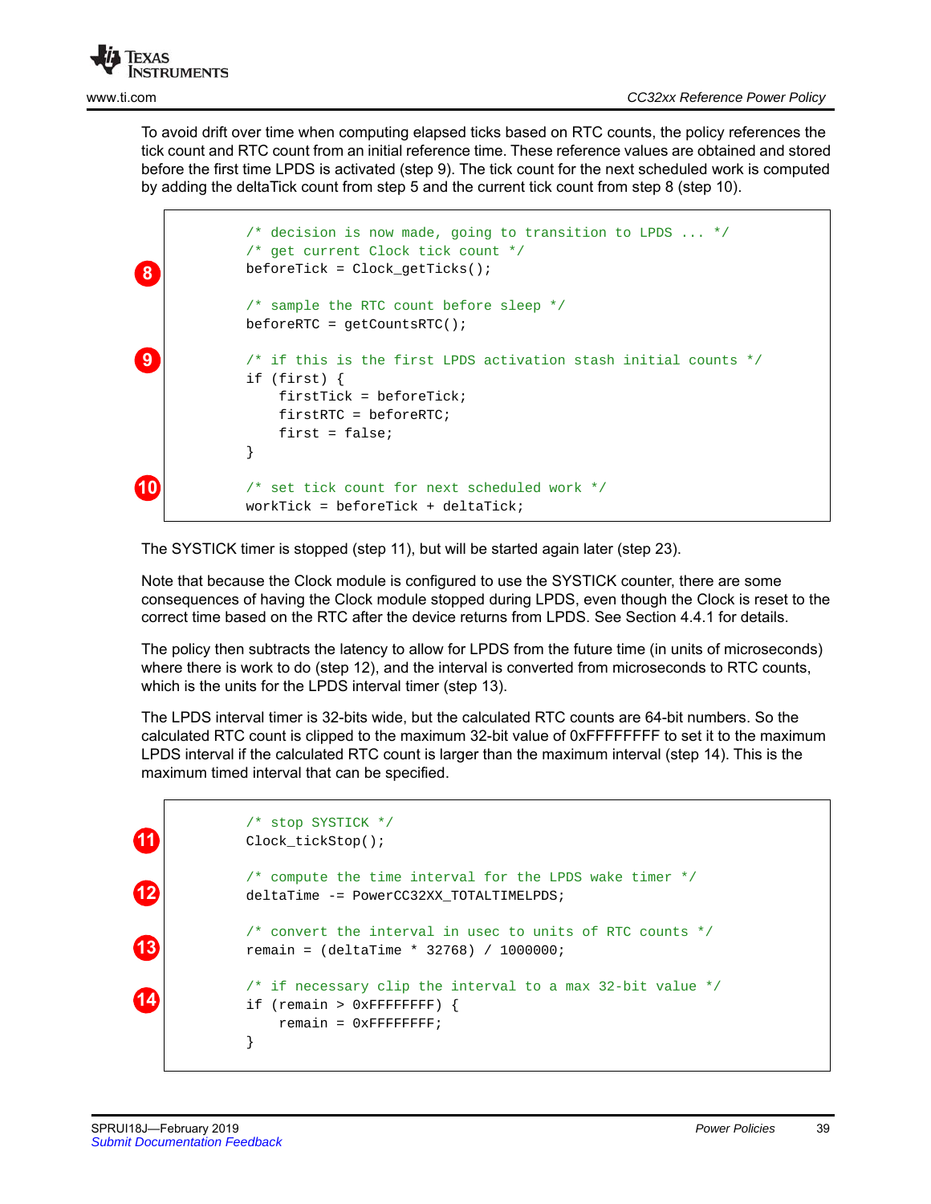To avoid drift over time when computing elapsed ticks based on RTC counts, the policy references the tick count and RTC count from an initial reference time. These reference values are obtained and stored before the first time LPDS is activated (step 9). The tick count for the next scheduled work is computed by adding the deltaTick count from step 5 and the current tick count from step 8 (step 10).

```
/* decision is now made, going to transition to LPDS ... */
/* get current Clock tick count */
beforeTick = Clock_getTicks();                                   // 8

/* sample the RTC count before sleep */
beforeRTC = getCountsRTC();

/* if this is the first LPDS activation stash initial counts */  // 9
if (first) {
    firstTick = beforeTick;
    firstRTC = beforeRTC;
    first = false;
}

/* set tick count for next scheduled work */                     // 10
workTick = beforeTick + deltaTick;
```

The SYSTICK timer is stopped (step 11), but will be started again later (step 23).

Note that because the Clock module is configured to use the SYSTICK counter, there are some consequences of having the Clock module stopped during LPDS, even though the Clock is reset to the correct time based on the RTC after the device returns from LPDS. See Section 4.4.1 for details.

The policy then subtracts the latency to allow for LPDS from the future time (in units of microseconds) where there is work to do (step 12), and the interval is converted from microseconds to RTC counts, which is the units for the LPDS interval timer (step 13).

The LPDS interval timer is 32-bits wide, but the calculated RTC counts are 64-bit numbers. So the calculated RTC count is clipped to the maximum 32-bit value of 0xFFFFFFFF to set it to the maximum LPDS interval if the calculated RTC count is larger than the maximum interval (step 14). This is the maximum timed interval that can be specified.

```
/* stop SYSTICK */
Clock_tickStop();                                                // 11

/* compute the time interval for the LPDS wake timer */
deltaTime -= PowerCC32XX_TOTALTIMELPDS;                          // 12

/* convert the interval in usec to units of RTC counts */
remain = (deltaTime * 32768) / 1000000;                          // 13

/* if necessary clip the interval to a max 32-bit value */
if (remain > 0xFFFFFFFF) {                                       // 14
    remain = 0xFFFFFFFF;
}
```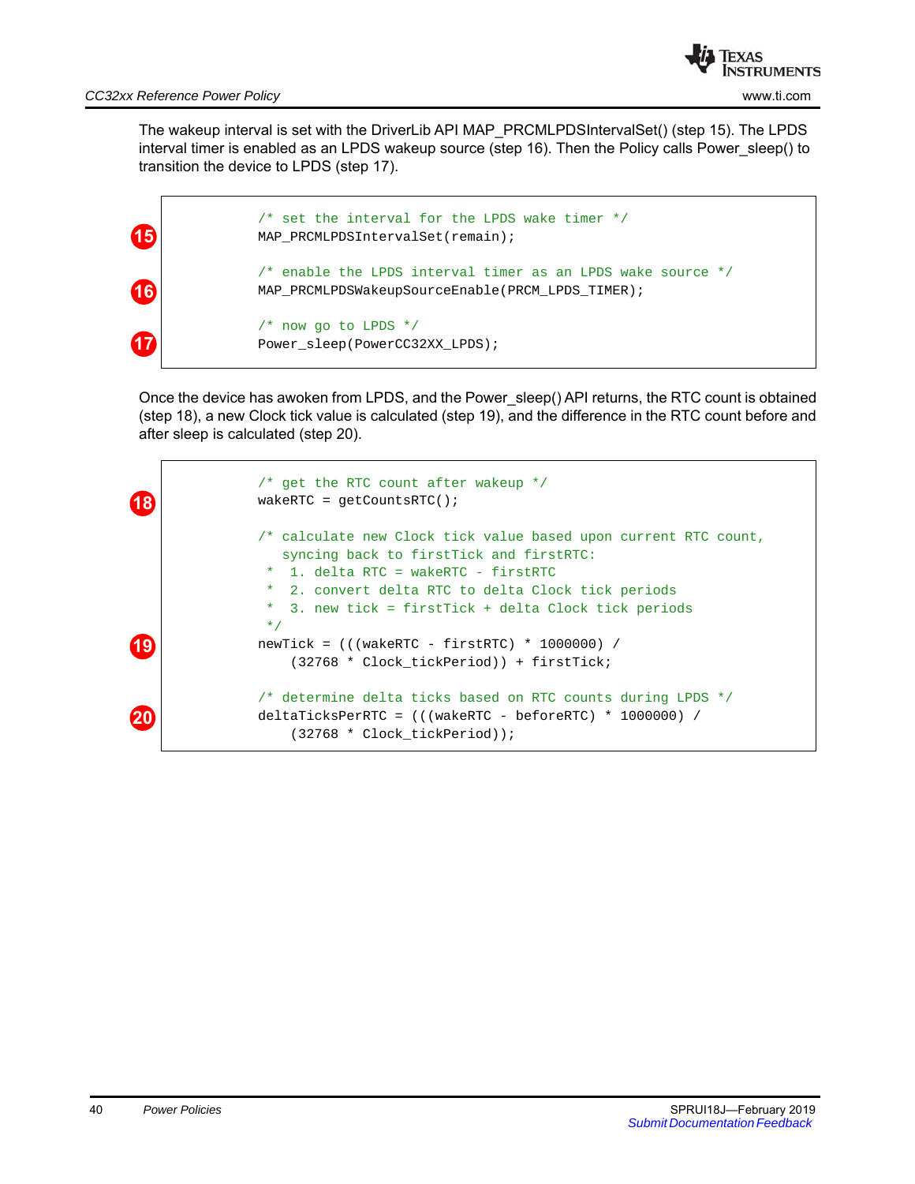The wakeup interval is set with the DriverLib API MAP_PRCMLPDSIntervalSet() (step 15). The LPDS interval timer is enabled as an LPDS wakeup source (step 16). Then the Policy calls Power_sleep() to transition the device to LPDS (step 17).

```
            /* set the interval for the LPDS wake timer */
15          MAP_PRCMLPDSIntervalSet(remain);

            /* enable the LPDS interval timer as an LPDS wake source */
16          MAP_PRCMLPDSWakeupSourceEnable(PRCM_LPDS_TIMER);

            /* now go to LPDS */
17          Power_sleep(PowerCC32XX_LPDS);
```

Once the device has awoken from LPDS, and the Power_sleep() API returns, the RTC count is obtained (step 18), a new Clock tick value is calculated (step 19), and the difference in the RTC count before and after sleep is calculated (step 20).

```
            /* get the RTC count after wakeup */
18          wakeRTC = getCountsRTC();

            /* calculate new Clock tick value based upon current RTC count,
               syncing back to firstTick and firstRTC:
             *  1. delta RTC = wakeRTC - firstRTC
             *  2. convert delta RTC to delta Clock tick periods
             *  3. new tick = firstTick + delta Clock tick periods
             */
19          newTick = (((wakeRTC - firstRTC) * 1000000) /
                (32768 * Clock_tickPeriod)) + firstTick;

            /* determine delta ticks based on RTC counts during LPDS */
20          deltaTicksPerRTC = (((wakeRTC - beforeRTC) * 1000000) /
                (32768 * Clock_tickPeriod));
```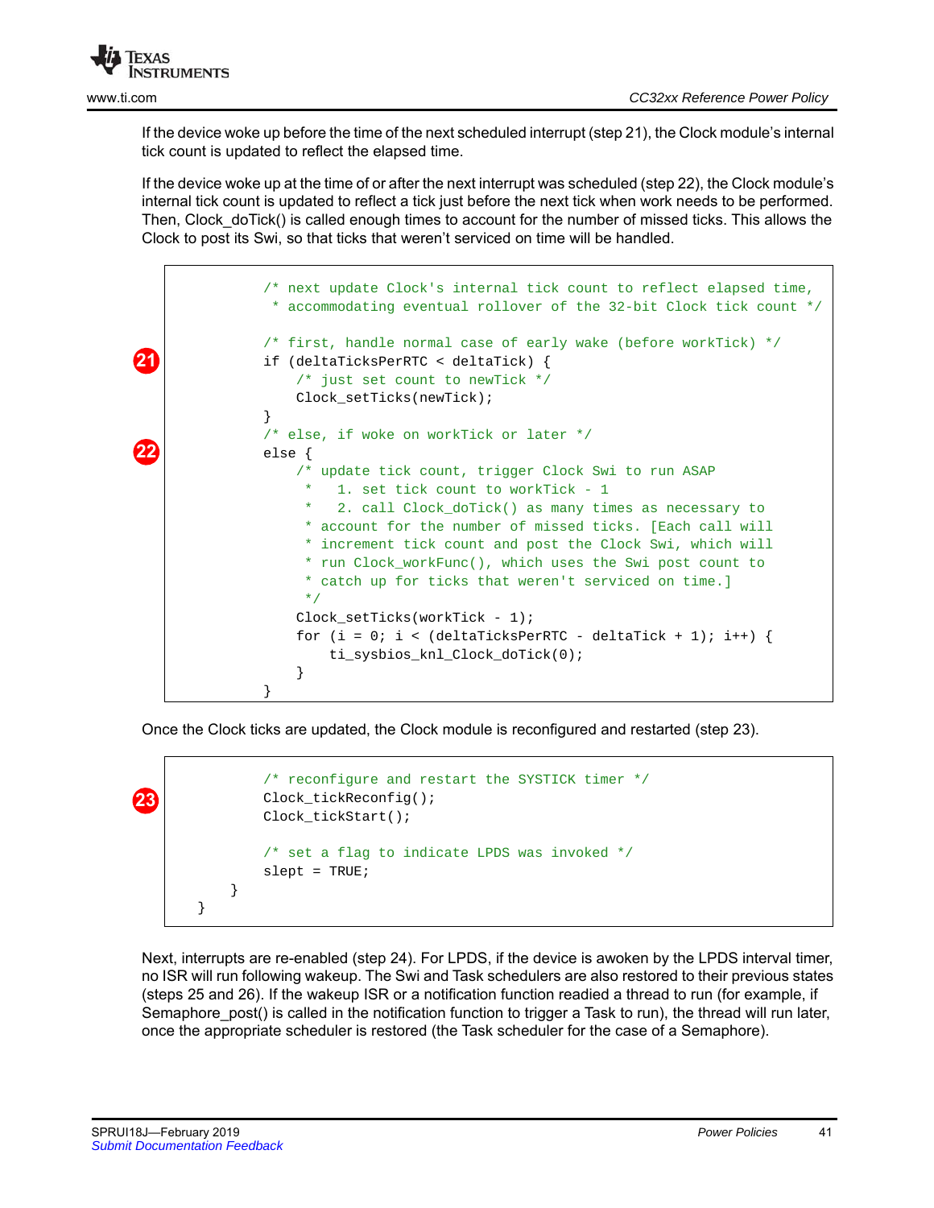If the device woke up before the time of the next scheduled interrupt (step 21), the Clock module's internal tick count is updated to reflect the elapsed time.

If the device woke up at the time of or after the next interrupt was scheduled (step 22), the Clock module's internal tick count is updated to reflect a tick just before the next tick when work needs to be performed. Then, Clock_doTick() is called enough times to account for the number of missed ticks. This allows the Clock to post its Swi, so that ticks that weren't serviced on time will be handled.

```
            /* next update Clock's internal tick count to reflect elapsed time,
             * accommodating eventual rollover of the 32-bit Clock tick count */

            /* first, handle normal case of early wake (before workTick) */
(21)        if (deltaTicksPerRTC < deltaTick) {
                /* just set count to newTick */
                Clock_setTicks(newTick);
            }
            /* else, if woke on workTick or later */
(22)        else {
                /* update tick count, trigger Clock Swi to run ASAP
                 *   1. set tick count to workTick - 1
                 *   2. call Clock_doTick() as many times as necessary to
                 * account for the number of missed ticks. [Each call will
                 * increment tick count and post the Clock Swi, which will
                 * run Clock_workFunc(), which uses the Swi post count to
                 * catch up for ticks that weren't serviced on time.]
                 */
                Clock_setTicks(workTick - 1);
                for (i = 0; i < (deltaTicksPerRTC - deltaTick + 1); i++) {
                    ti_sysbios_knl_Clock_doTick(0);
                }
            }
```

Once the Clock ticks are updated, the Clock module is reconfigured and restarted (step 23).

```
            /* reconfigure and restart the SYSTICK timer */
(23)        Clock_tickReconfig();
            Clock_tickStart();

            /* set a flag to indicate LPDS was invoked */
            slept = TRUE;
        }
    }
```

Next, interrupts are re-enabled (step 24). For LPDS, if the device is awoken by the LPDS interval timer, no ISR will run following wakeup. The Swi and Task schedulers are also restored to their previous states (steps 25 and 26). If the wakeup ISR or a notification function readied a thread to run (for example, if Semaphore_post() is called in the notification function to trigger a Task to run), the thread will run later, once the appropriate scheduler is restored (the Task scheduler for the case of a Semaphore).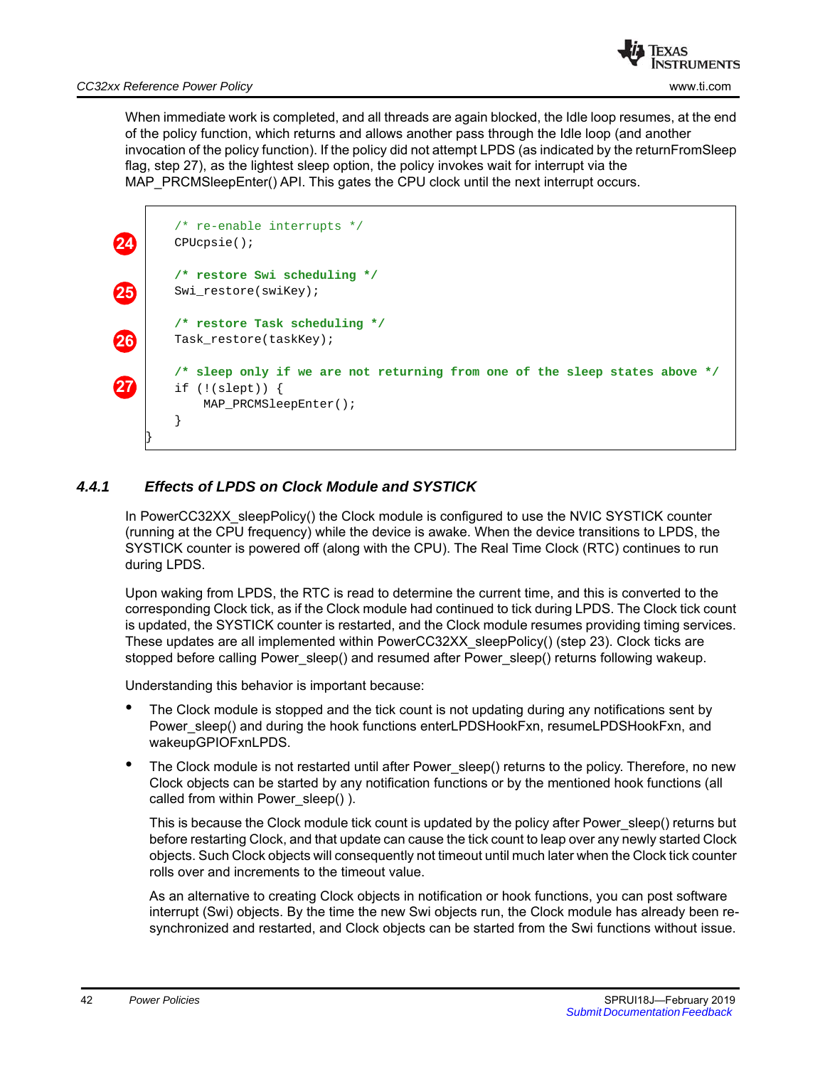When immediate work is completed, and all threads are again blocked, the Idle loop resumes, at the end of the policy function, which returns and allows another pass through the Idle loop (and another invocation of the policy function). If the policy did not attempt LPDS (as indicated by the returnFromSleep flag, step 27), as the lightest sleep option, the policy invokes wait for interrupt via the MAP_PRCMSleepEnter() API. This gates the CPU clock until the next interrupt occurs.

```
24      /* re-enable interrupts */
        CPUcpsie();

25      /* restore Swi scheduling */
        Swi_restore(swiKey);

26      /* restore Task scheduling */
        Task_restore(taskKey);

27      /* sleep only if we are not returning from one of the sleep states above */
        if (!(slept)) {
            MAP_PRCMSleepEnter();
        }
}
```

### 4.4.1 Effects of LPDS on Clock Module and SYSTICK

In PowerCC32XX_sleepPolicy() the Clock module is configured to use the NVIC SYSTICK counter (running at the CPU frequency) while the device is awake. When the device transitions to LPDS, the SYSTICK counter is powered off (along with the CPU). The Real Time Clock (RTC) continues to run during LPDS.

Upon waking from LPDS, the RTC is read to determine the current time, and this is converted to the corresponding Clock tick, as if the Clock module had continued to tick during LPDS. The Clock tick count is updated, the SYSTICK counter is restarted, and the Clock module resumes providing timing services. These updates are all implemented within PowerCC32XX_sleepPolicy() (step 23). Clock ticks are stopped before calling Power_sleep() and resumed after Power_sleep() returns following wakeup.

Understanding this behavior is important because:

- The Clock module is stopped and the tick count is not updating during any notifications sent by Power_sleep() and during the hook functions enterLPDSHookFxn, resumeLPDSHookFxn, and wakeupGPIOFxnLPDS.
- The Clock module is not restarted until after Power_sleep() returns to the policy. Therefore, no new Clock objects can be started by any notification functions or by the mentioned hook functions (all called from within Power_sleep() ).

  This is because the Clock module tick count is updated by the policy after Power_sleep() returns but before restarting Clock, and that update can cause the tick count to leap over any newly started Clock objects. Such Clock objects will consequently not timeout until much later when the Clock tick counter rolls over and increments to the timeout value.

  As an alternative to creating Clock objects in notification or hook functions, you can post software interrupt (Swi) objects. By the time the new Swi objects run, the Clock module has already been re-synchronized and restarted, and Clock objects can be started from the Swi functions without issue.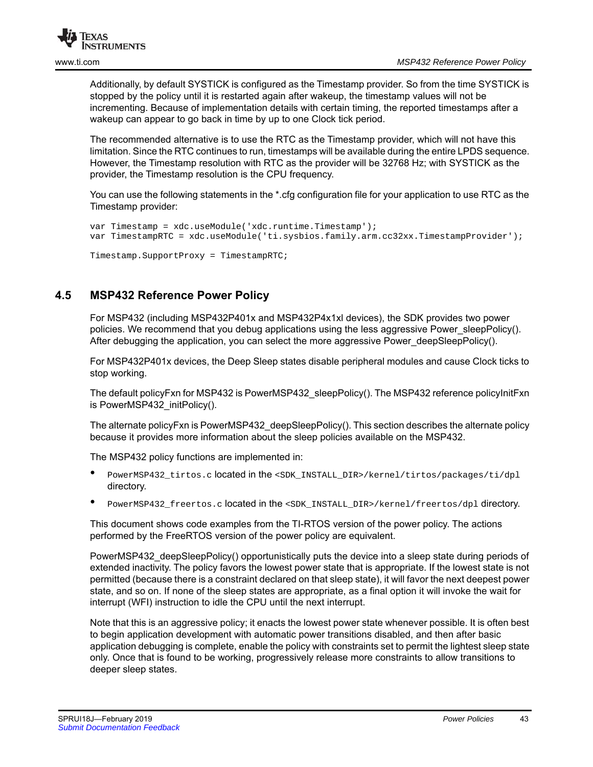Additionally, by default SYSTICK is configured as the Timestamp provider. So from the time SYSTICK is stopped by the policy until it is restarted again after wakeup, the timestamp values will not be incrementing. Because of implementation details with certain timing, the reported timestamps after a wakeup can appear to go back in time by up to one Clock tick period.

The recommended alternative is to use the RTC as the Timestamp provider, which will not have this limitation. Since the RTC continues to run, timestamps will be available during the entire LPDS sequence. However, the Timestamp resolution with RTC as the provider will be 32768 Hz; with SYSTICK as the provider, the Timestamp resolution is the CPU frequency.

You can use the following statements in the *.cfg configuration file for your application to use RTC as the Timestamp provider:

```
var Timestamp = xdc.useModule('xdc.runtime.Timestamp');
var TimestampRTC = xdc.useModule('ti.sysbios.family.arm.cc32xx.TimestampProvider');

Timestamp.SupportProxy = TimestampRTC;
```

## 4.5 MSP432 Reference Power Policy

For MSP432 (including MSP432P401x and MSP432P4x1xl devices), the SDK provides two power policies. We recommend that you debug applications using the less aggressive Power_sleepPolicy(). After debugging the application, you can select the more aggressive Power_deepSleepPolicy().

For MSP432P401x devices, the Deep Sleep states disable peripheral modules and cause Clock ticks to stop working.

The default policyFxn for MSP432 is PowerMSP432_sleepPolicy(). The MSP432 reference policyInitFxn is PowerMSP432_initPolicy().

The alternate policyFxn is PowerMSP432_deepSleepPolicy(). This section describes the alternate policy because it provides more information about the sleep policies available on the MSP432.

The MSP432 policy functions are implemented in:

- `PowerMSP432_tirtos.c` located in the `<SDK_INSTALL_DIR>/kernel/tirtos/packages/ti/dpl` directory.
- `PowerMSP432_freertos.c` located in the `<SDK_INSTALL_DIR>/kernel/freertos/dpl` directory.

This document shows code examples from the TI-RTOS version of the power policy. The actions performed by the FreeRTOS version of the power policy are equivalent.

PowerMSP432_deepSleepPolicy() opportunistically puts the device into a sleep state during periods of extended inactivity. The policy favors the lowest power state that is appropriate. If the lowest state is not permitted (because there is a constraint declared on that sleep state), it will favor the next deepest power state, and so on. If none of the sleep states are appropriate, as a final option it will invoke the wait for interrupt (WFI) instruction to idle the CPU until the next interrupt.

Note that this is an aggressive policy; it enacts the lowest power state whenever possible. It is often best to begin application development with automatic power transitions disabled, and then after basic application debugging is complete, enable the policy with constraints set to permit the lightest sleep state only. Once that is found to be working, progressively release more constraints to allow transitions to deeper sleep states.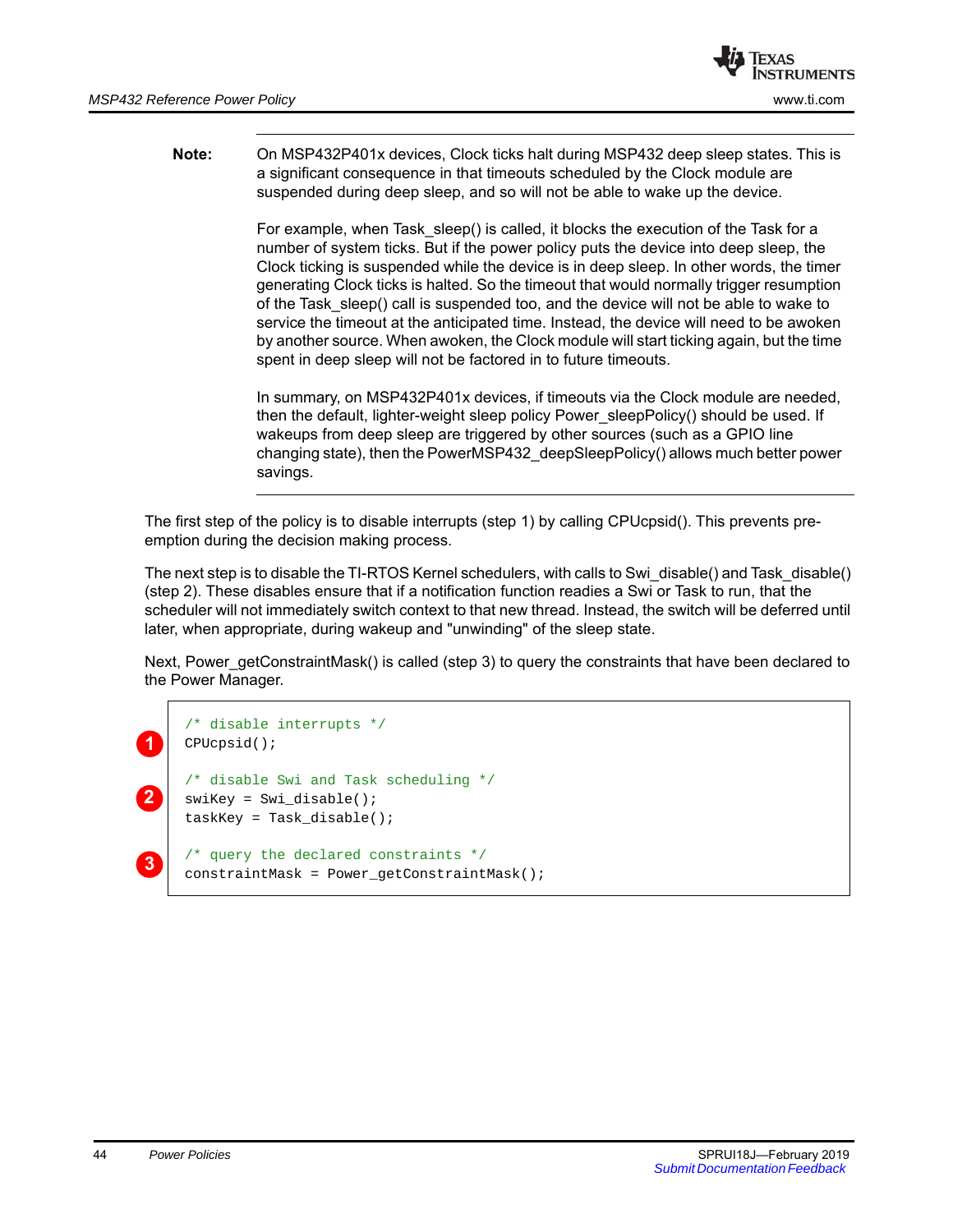**Note:** On MSP432P401x devices, Clock ticks halt during MSP432 deep sleep states. This is a significant consequence in that timeouts scheduled by the Clock module are suspended during deep sleep, and so will not be able to wake up the device.

For example, when Task_sleep() is called, it blocks the execution of the Task for a number of system ticks. But if the power policy puts the device into deep sleep, the Clock ticking is suspended while the device is in deep sleep. In other words, the timer generating Clock ticks is halted. So the timeout that would normally trigger resumption of the Task_sleep() call is suspended too, and the device will not be able to wake to service the timeout at the anticipated time. Instead, the device will need to be awoken by another source. When awoken, the Clock module will start ticking again, but the time spent in deep sleep will not be factored in to future timeouts.

In summary, on MSP432P401x devices, if timeouts via the Clock module are needed, then the default, lighter-weight sleep policy Power_sleepPolicy() should be used. If wakeups from deep sleep are triggered by other sources (such as a GPIO line changing state), then the PowerMSP432_deepSleepPolicy() allows much better power savings.

The first step of the policy is to disable interrupts (step 1) by calling CPUcpsid(). This prevents pre-emption during the decision making process.

The next step is to disable the TI-RTOS Kernel schedulers, with calls to Swi_disable() and Task_disable() (step 2). These disables ensure that if a notification function readies a Swi or Task to run, that the scheduler will not immediately switch context to that new thread. Instead, the switch will be deferred until later, when appropriate, during wakeup and "unwinding" of the sleep state.

Next, Power_getConstraintMask() is called (step 3) to query the constraints that have been declared to the Power Manager.

```
/* disable interrupts */
CPUcpsid();                                          (1)

/* disable Swi and Task scheduling */
swiKey = Swi_disable();                              (2)
taskKey = Task_disable();

/* query the declared constraints */
constraintMask = Power_getConstraintMask();          (3)
```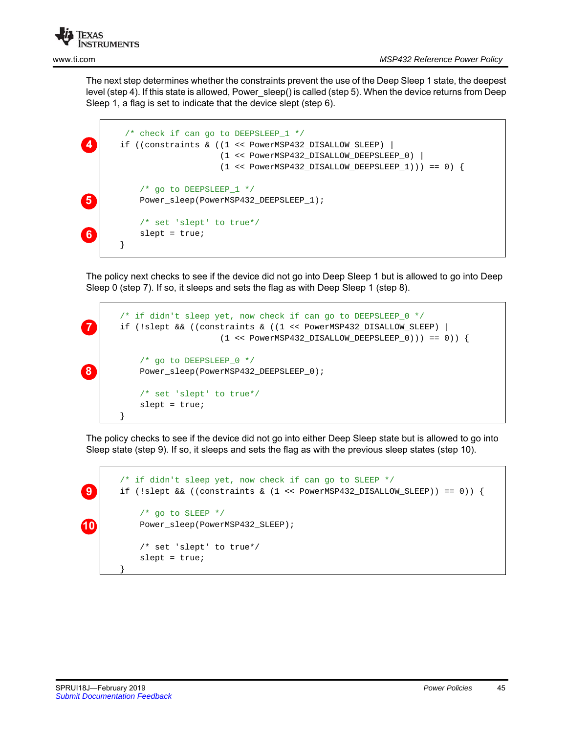The next step determines whether the constraints prevent the use of the Deep Sleep 1 state, the deepest level (step 4). If this state is allowed, Power_sleep() is called (step 5). When the device returns from Deep Sleep 1, a flag is set to indicate that the device slept (step 6).

```
 /* check if can go to DEEPSLEEP_1 */
if ((constraints & ((1 << PowerMSP432_DISALLOW_SLEEP) |
                    (1 << PowerMSP432_DISALLOW_DEEPSLEEP_0) |
                    (1 << PowerMSP432_DISALLOW_DEEPSLEEP_1))) == 0) {

    /* go to DEEPSLEEP_1 */
    Power_sleep(PowerMSP432_DEEPSLEEP_1);

    /* set 'slept' to true*/
    slept = true;
}
```

The policy next checks to see if the device did not go into Deep Sleep 1 but is allowed to go into Deep Sleep 0 (step 7). If so, it sleeps and sets the flag as with Deep Sleep 1 (step 8).

```
/* if didn't sleep yet, now check if can go to DEEPSLEEP_0 */
if (!slept && ((constraints & ((1 << PowerMSP432_DISALLOW_SLEEP) |
                    (1 << PowerMSP432_DISALLOW_DEEPSLEEP_0))) == 0)) {

    /* go to DEEPSLEEP_0 */
    Power_sleep(PowerMSP432_DEEPSLEEP_0);

    /* set 'slept' to true*/
    slept = true;
}
```

The policy checks to see if the device did not go into either Deep Sleep state but is allowed to go into Sleep state (step 9). If so, it sleeps and sets the flag as with the previous sleep states (step 10).

```
/* if didn't sleep yet, now check if can go to SLEEP */
if (!slept && ((constraints & (1 << PowerMSP432_DISALLOW_SLEEP)) == 0)) {

    /* go to SLEEP */
    Power_sleep(PowerMSP432_SLEEP);

    /* set 'slept' to true*/
    slept = true;
}
```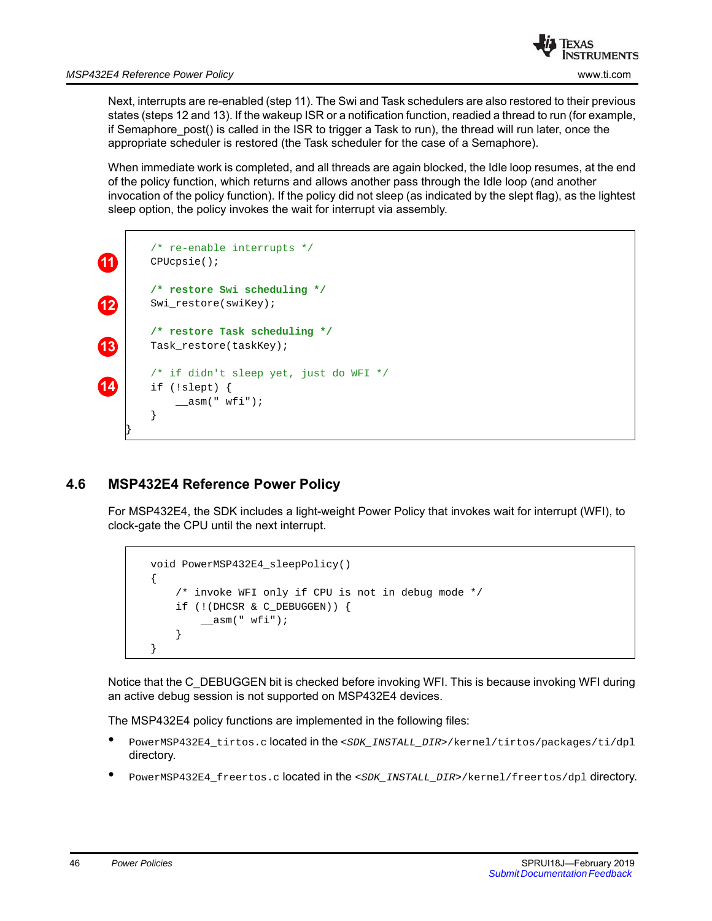Next, interrupts are re-enabled (step 11). The Swi and Task schedulers are also restored to their previous states (steps 12 and 13). If the wakeup ISR or a notification function, readied a thread to run (for example, if Semaphore_post() is called in the ISR to trigger a Task to run), the thread will run later, once the appropriate scheduler is restored (the Task scheduler for the case of a Semaphore).

When immediate work is completed, and all threads are again blocked, the Idle loop resumes, at the end of the policy function, which returns and allows another pass through the Idle loop (and another invocation of the policy function). If the policy did not sleep (as indicated by the slept flag), as the lightest sleep option, the policy invokes the wait for interrupt via assembly.

```
    /* re-enable interrupts */
11  CPUcpsie();

    /* restore Swi scheduling */
12  Swi_restore(swiKey);

    /* restore Task scheduling */
13  Task_restore(taskKey);

    /* if didn't sleep yet, just do WFI */
14  if (!slept) {
        __asm(" wfi");
    }
}
```

## 4.6 MSP432E4 Reference Power Policy

For MSP432E4, the SDK includes a light-weight Power Policy that invokes wait for interrupt (WFI), to clock-gate the CPU until the next interrupt.

```
void PowerMSP432E4_sleepPolicy()
{
    /* invoke WFI only if CPU is not in debug mode */
    if (!(DHCSR & C_DEBUGEN)) {
        __asm(" wfi");
    }
}
```

Notice that the C_DEBUGEN bit is checked before invoking WFI. This is because invoking WFI during an active debug session is not supported on MSP432E4 devices.

The MSP432E4 policy functions are implemented in the following files:

- `PowerMSP432E4_tirtos.c` located in the `<SDK_INSTALL_DIR>/kernel/tirtos/packages/ti/dpl` directory.
- `PowerMSP432E4_freertos.c` located in the `<SDK_INSTALL_DIR>/kernel/freertos/dpl` directory.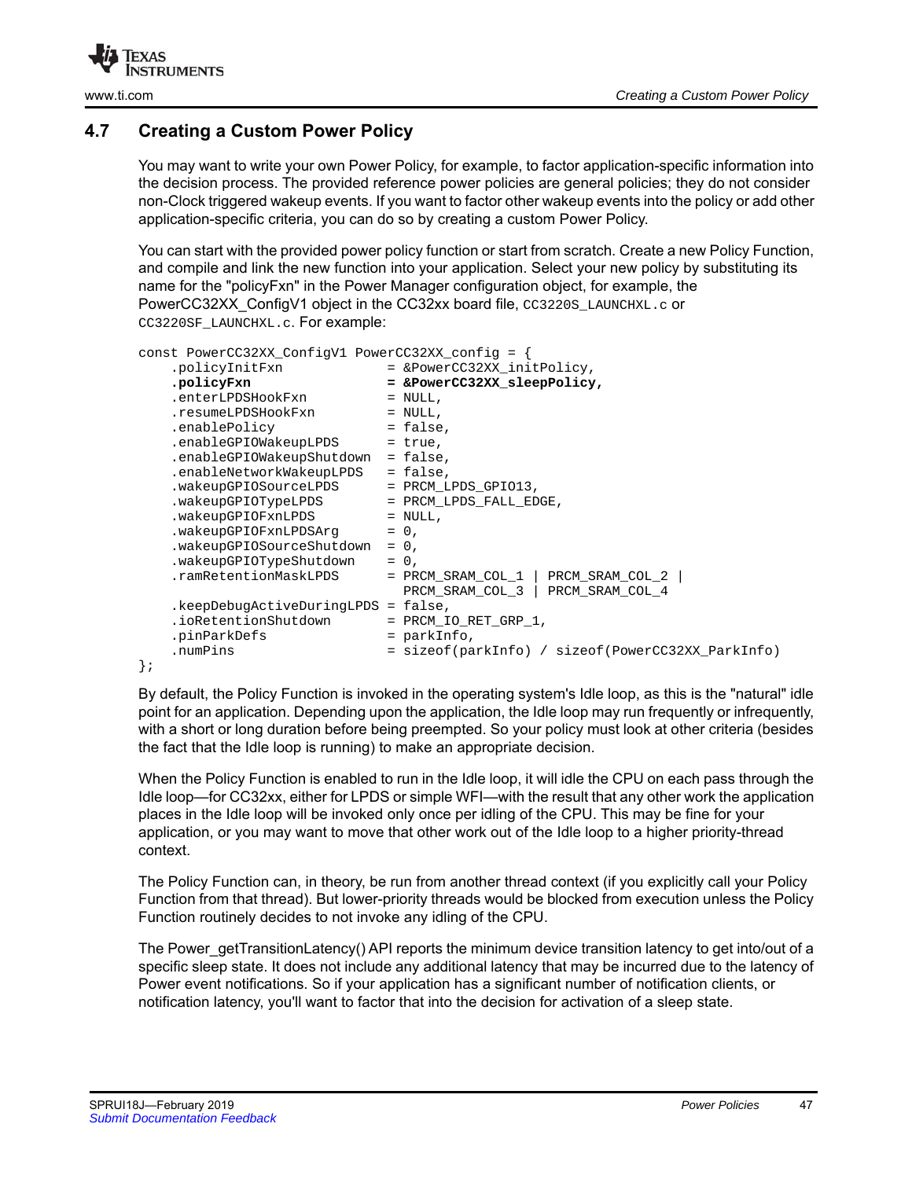## 4.7 Creating a Custom Power Policy

You may want to write your own Power Policy, for example, to factor application-specific information into the decision process. The provided reference power policies are general policies; they do not consider non-Clock triggered wakeup events. If you want to factor other wakeup events into the policy or add other application-specific criteria, you can do so by creating a custom Power Policy.

You can start with the provided power policy function or start from scratch. Create a new Policy Function, and compile and link the new function into your application. Select your new policy by substituting its name for the "policyFxn" in the Power Manager configuration object, for example, the PowerCC32XX_ConfigV1 object in the CC32xx board file, `CC3220S_LAUNCHXL.c` or `CC3220SF_LAUNCHXL.c`. For example:

```
const PowerCC32XX_ConfigV1 PowerCC32XX_config = {
    .policyInitFxn              = &PowerCC32XX_initPolicy,
    .policyFxn                  = &PowerCC32XX_sleepPolicy,
    .enterLPDSHookFxn           = NULL,
    .resumeLPDSHookFxn          = NULL,
    .enablePolicy               = false,
    .enableGPIOWakeupLPDS       = true,
    .enableGPIOWakeupShutdown   = false,
    .enableNetworkWakeupLPDS    = false,
    .wakeupGPIOSourceLPDS       = PRCM_LPDS_GPIO13,
    .wakeupGPIOTypeLPDS         = PRCM_LPDS_FALL_EDGE,
    .wakeupGPIOFxnLPDS          = NULL,
    .wakeupGPIOFxnLPDSArg       = 0,
    .wakeupGPIOSourceShutdown   = 0,
    .wakeupGPIOTypeShutdown     = 0,
    .ramRetentionMaskLPDS       = PRCM_SRAM_COL_1 | PRCM_SRAM_COL_2 |
                                  PRCM_SRAM_COL_3 | PRCM_SRAM_COL_4
    .keepDebugActiveDuringLPDS = false,
    .ioRetentionShutdown        = PRCM_IO_RET_GRP_1,
    .pinParkDefs                = parkInfo,
    .numPins                    = sizeof(parkInfo) / sizeof(PowerCC32XX_ParkInfo)
};
```

By default, the Policy Function is invoked in the operating system's Idle loop, as this is the "natural" idle point for an application. Depending upon the application, the Idle loop may run frequently or infrequently, with a short or long duration before being preempted. So your policy must look at other criteria (besides the fact that the Idle loop is running) to make an appropriate decision.

When the Policy Function is enabled to run in the Idle loop, it will idle the CPU on each pass through the Idle loop—for CC32xx, either for LPDS or simple WFI—with the result that any other work the application places in the Idle loop will be invoked only once per idling of the CPU. This may be fine for your application, or you may want to move that other work out of the Idle loop to a higher priority-thread context.

The Policy Function can, in theory, be run from another thread context (if you explicitly call your Policy Function from that thread). But lower-priority threads would be blocked from execution unless the Policy Function routinely decides to not invoke any idling of the CPU.

The Power_getTransitionLatency() API reports the minimum device transition latency to get into/out of a specific sleep state. It does not include any additional latency that may be incurred due to the latency of Power event notifications. So if your application has a significant number of notification clients, or notification latency, you'll want to factor that into the decision for activation of a sleep state.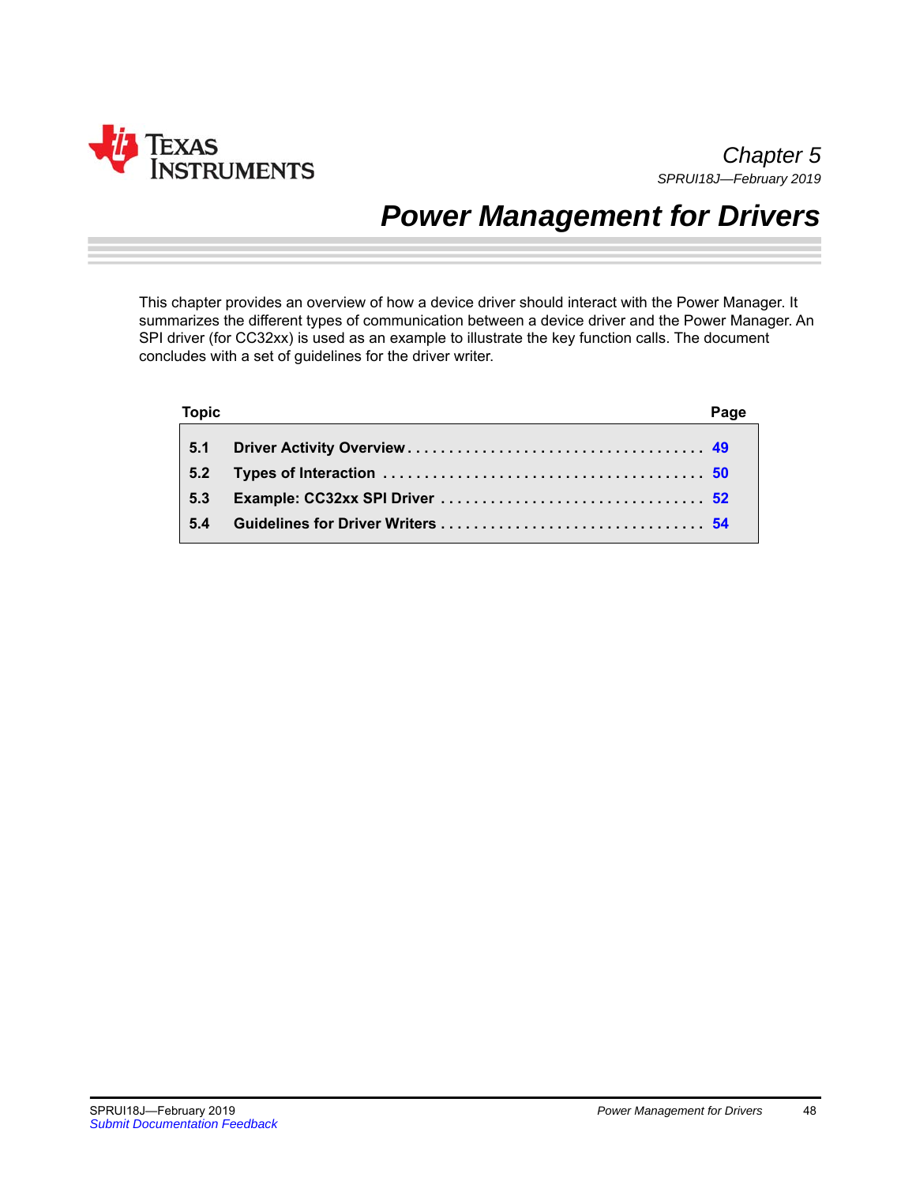Chapter 5

SPRUI18J—February 2019

# Power Management for Drivers

This chapter provides an overview of how a device driver should interact with the Power Manager. It summarizes the different types of communication between a device driver and the Power Manager. An SPI driver (for CC32xx) is used as an example to illustrate the key function calls. The document concludes with a set of guidelines for the driver writer.

| Topic | | Page |
|---|---|---|
| 5.1 | Driver Activity Overview | 49 |
| 5.2 | Types of Interaction | 50 |
| 5.3 | Example: CC32xx SPI Driver | 52 |
| 5.4 | Guidelines for Driver Writers | 54 |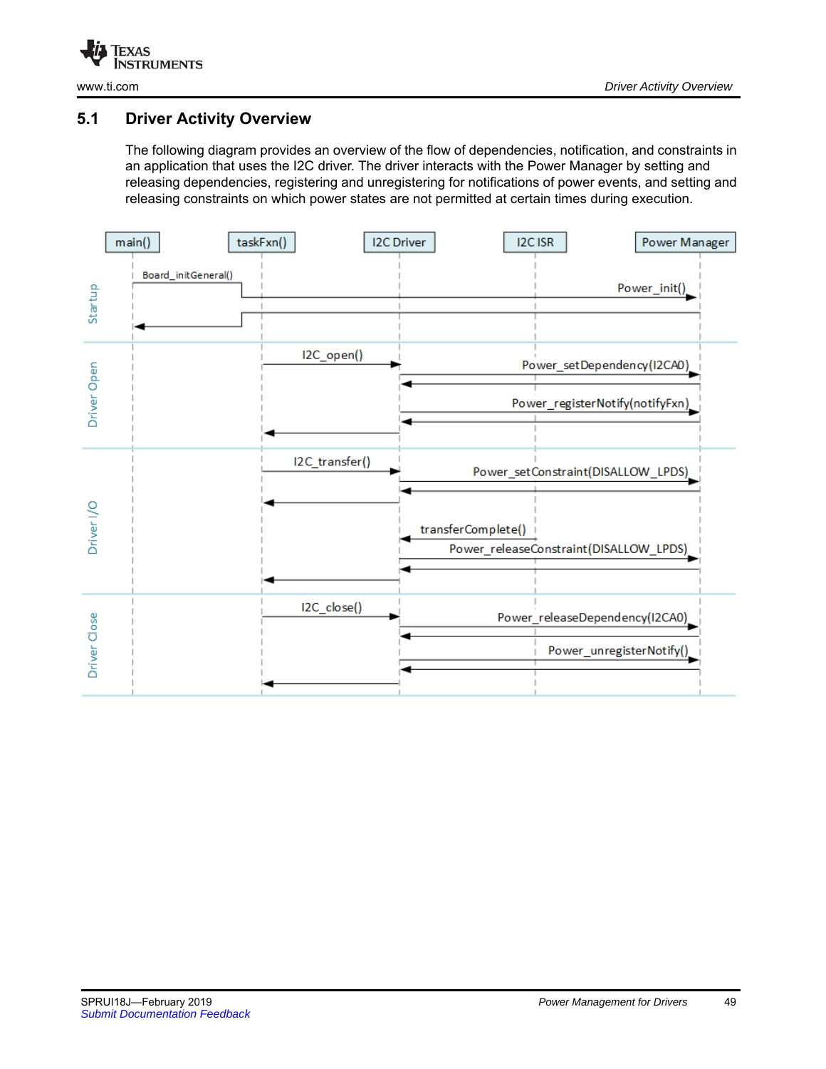## 5.1 Driver Activity Overview

The following diagram provides an overview of the flow of dependencies, notification, and constraints in an application that uses the I2C driver. The driver interacts with the Power Manager by setting and releasing dependencies, registering and unregistering for notifications of power events, and setting and releasing constraints on which power states are not permitted at certain times during execution.

main()
taskFxn()
I2C Driver
I2C ISR
Power Manager

Startup
Board_initGeneral()
Power_init()

Driver Open
I2C_open()
Power_setDependency(I2CA0)
Power_registerNotify(notifyFxn)

Driver I/O
I2C_transfer()
Power_setConstraint(DISALLOW_LPDS)
transferComplete()
Power_releaseConstraint(DISALLOW_LPDS)

Driver Close
I2C_close()
Power_releaseDependency(I2CA0)
Power_unregisterNotify()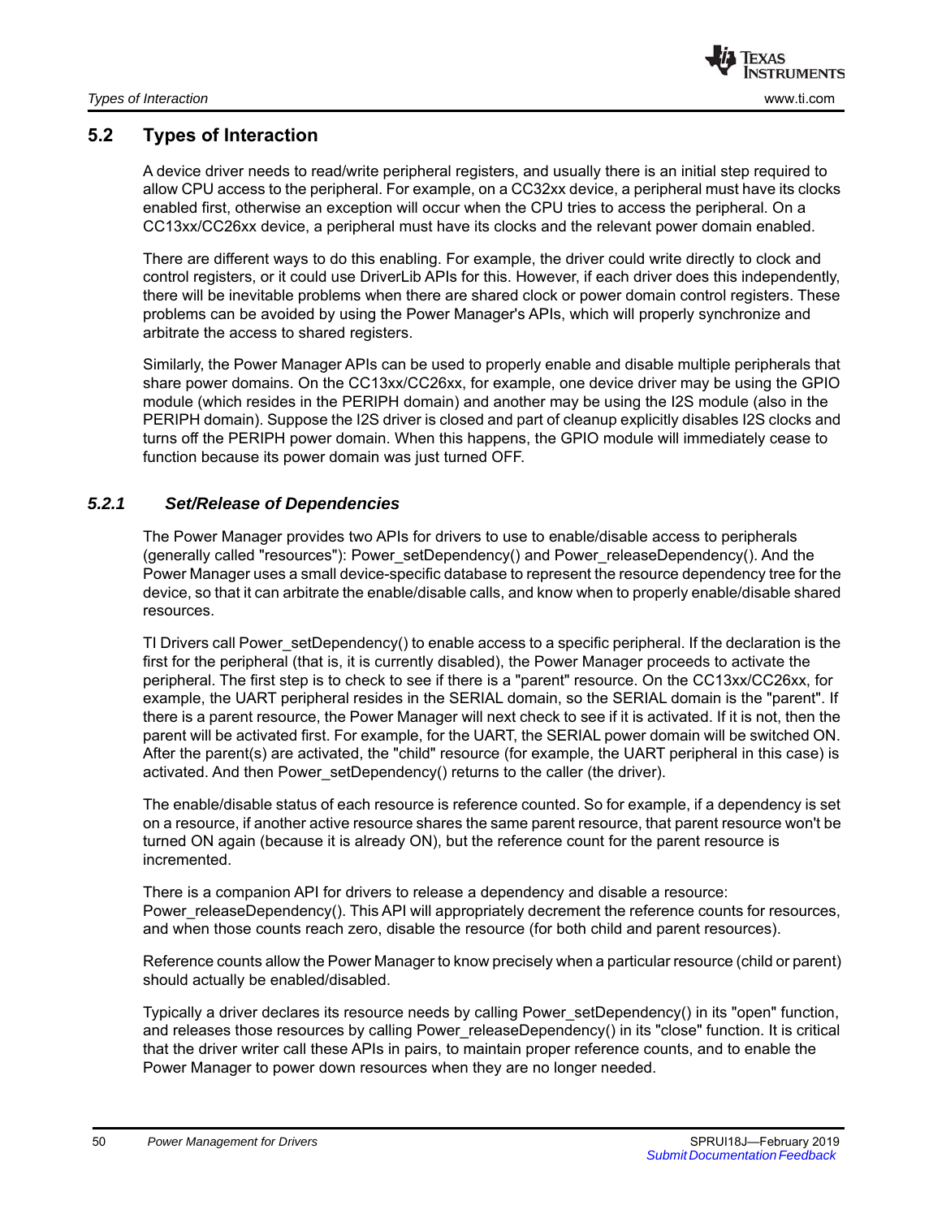## 5.2 Types of Interaction

A device driver needs to read/write peripheral registers, and usually there is an initial step required to allow CPU access to the peripheral. For example, on a CC32xx device, a peripheral must have its clocks enabled first, otherwise an exception will occur when the CPU tries to access the peripheral. On a CC13xx/CC26xx device, a peripheral must have its clocks and the relevant power domain enabled.

There are different ways to do this enabling. For example, the driver could write directly to clock and control registers, or it could use DriverLib APIs for this. However, if each driver does this independently, there will be inevitable problems when there are shared clock or power domain control registers. These problems can be avoided by using the Power Manager's APIs, which will properly synchronize and arbitrate the access to shared registers.

Similarly, the Power Manager APIs can be used to properly enable and disable multiple peripherals that share power domains. On the CC13xx/CC26xx, for example, one device driver may be using the GPIO module (which resides in the PERIPH domain) and another may be using the I2S module (also in the PERIPH domain). Suppose the I2S driver is closed and part of cleanup explicitly disables I2S clocks and turns off the PERIPH power domain. When this happens, the GPIO module will immediately cease to function because its power domain was just turned OFF.

### *5.2.1 Set/Release of Dependencies*

The Power Manager provides two APIs for drivers to use to enable/disable access to peripherals (generally called "resources"): Power_setDependency() and Power_releaseDependency(). And the Power Manager uses a small device-specific database to represent the resource dependency tree for the device, so that it can arbitrate the enable/disable calls, and know when to properly enable/disable shared resources.

TI Drivers call Power_setDependency() to enable access to a specific peripheral. If the declaration is the first for the peripheral (that is, it is currently disabled), the Power Manager proceeds to activate the peripheral. The first step is to check to see if there is a "parent" resource. On the CC13xx/CC26xx, for example, the UART peripheral resides in the SERIAL domain, so the SERIAL domain is the "parent". If there is a parent resource, the Power Manager will next check to see if it is activated. If it is not, then the parent will be activated first. For example, for the UART, the SERIAL power domain will be switched ON. After the parent(s) are activated, the "child" resource (for example, the UART peripheral in this case) is activated. And then Power_setDependency() returns to the caller (the driver).

The enable/disable status of each resource is reference counted. So for example, if a dependency is set on a resource, if another active resource shares the same parent resource, that parent resource won't be turned ON again (because it is already ON), but the reference count for the parent resource is incremented.

There is a companion API for drivers to release a dependency and disable a resource: Power_releaseDependency(). This API will appropriately decrement the reference counts for resources, and when those counts reach zero, disable the resource (for both child and parent resources).

Reference counts allow the Power Manager to know precisely when a particular resource (child or parent) should actually be enabled/disabled.

Typically a driver declares its resource needs by calling Power_setDependency() in its "open" function, and releases those resources by calling Power_releaseDependency() in its "close" function. It is critical that the driver writer call these APIs in pairs, to maintain proper reference counts, and to enable the Power Manager to power down resources when they are no longer needed.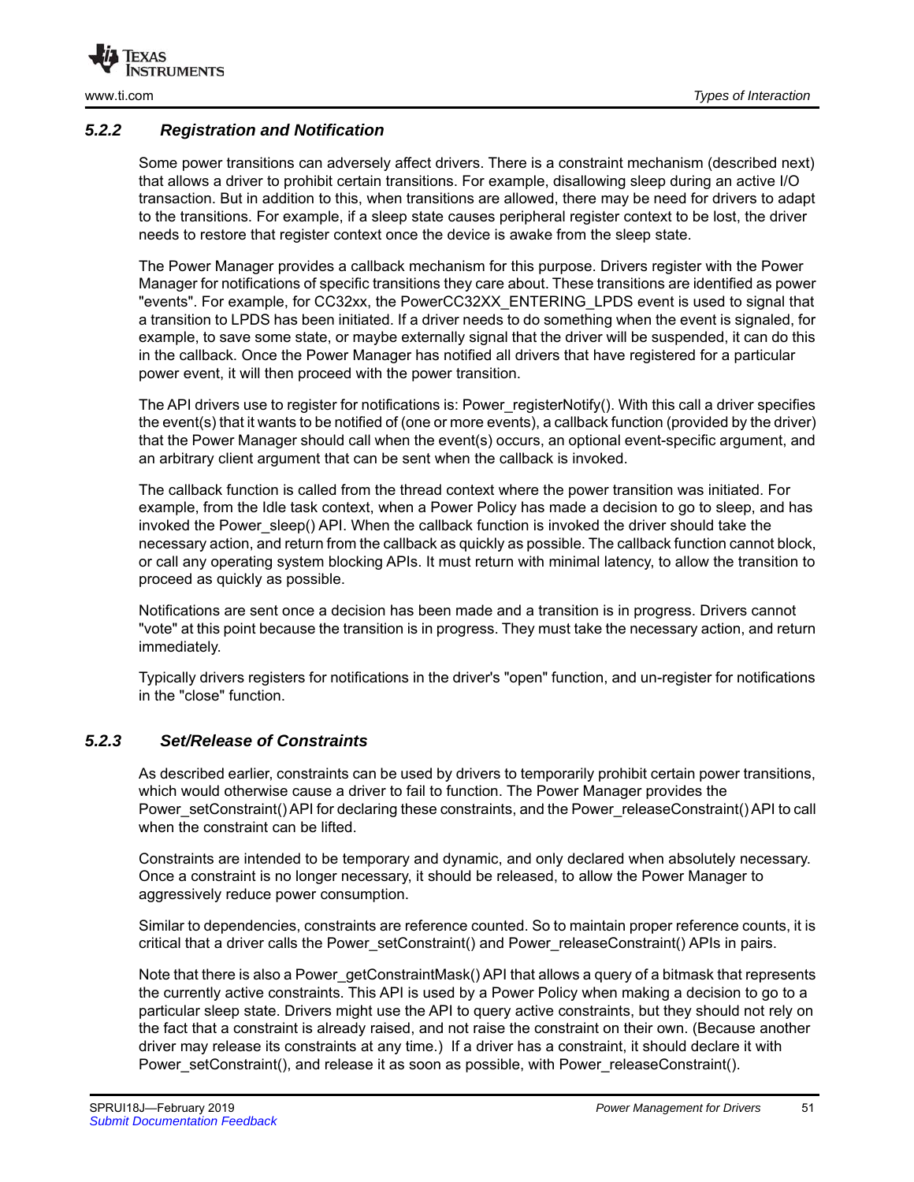### 5.2.2 Registration and Notification

Some power transitions can adversely affect drivers. There is a constraint mechanism (described next) that allows a driver to prohibit certain transitions. For example, disallowing sleep during an active I/O transaction. But in addition to this, when transitions are allowed, there may be need for drivers to adapt to the transitions. For example, if a sleep state causes peripheral register context to be lost, the driver needs to restore that register context once the device is awake from the sleep state.

The Power Manager provides a callback mechanism for this purpose. Drivers register with the Power Manager for notifications of specific transitions they care about. These transitions are identified as power "events". For example, for CC32xx, the PowerCC32XX_ENTERING_LPDS event is used to signal that a transition to LPDS has been initiated. If a driver needs to do something when the event is signaled, for example, to save some state, or maybe externally signal that the driver will be suspended, it can do this in the callback. Once the Power Manager has notified all drivers that have registered for a particular power event, it will then proceed with the power transition.

The API drivers use to register for notifications is: Power_registerNotify(). With this call a driver specifies the event(s) that it wants to be notified of (one or more events), a callback function (provided by the driver) that the Power Manager should call when the event(s) occurs, an optional event-specific argument, and an arbitrary client argument that can be sent when the callback is invoked.

The callback function is called from the thread context where the power transition was initiated. For example, from the Idle task context, when a Power Policy has made a decision to go to sleep, and has invoked the Power_sleep() API. When the callback function is invoked the driver should take the necessary action, and return from the callback as quickly as possible. The callback function cannot block, or call any operating system blocking APIs. It must return with minimal latency, to allow the transition to proceed as quickly as possible.

Notifications are sent once a decision has been made and a transition is in progress. Drivers cannot "vote" at this point because the transition is in progress. They must take the necessary action, and return immediately.

Typically drivers registers for notifications in the driver's "open" function, and un-register for notifications in the "close" function.

### 5.2.3 Set/Release of Constraints

As described earlier, constraints can be used by drivers to temporarily prohibit certain power transitions, which would otherwise cause a driver to fail to function. The Power Manager provides the Power_setConstraint() API for declaring these constraints, and the Power_releaseConstraint() API to call when the constraint can be lifted.

Constraints are intended to be temporary and dynamic, and only declared when absolutely necessary. Once a constraint is no longer necessary, it should be released, to allow the Power Manager to aggressively reduce power consumption.

Similar to dependencies, constraints are reference counted. So to maintain proper reference counts, it is critical that a driver calls the Power_setConstraint() and Power_releaseConstraint() APIs in pairs.

Note that there is also a Power_getConstraintMask() API that allows a query of a bitmask that represents the currently active constraints. This API is used by a Power Policy when making a decision to go to a particular sleep state. Drivers might use the API to query active constraints, but they should not rely on the fact that a constraint is already raised, and not raise the constraint on their own. (Because another driver may release its constraints at any time.) If a driver has a constraint, it should declare it with Power_setConstraint(), and release it as soon as possible, with Power_releaseConstraint().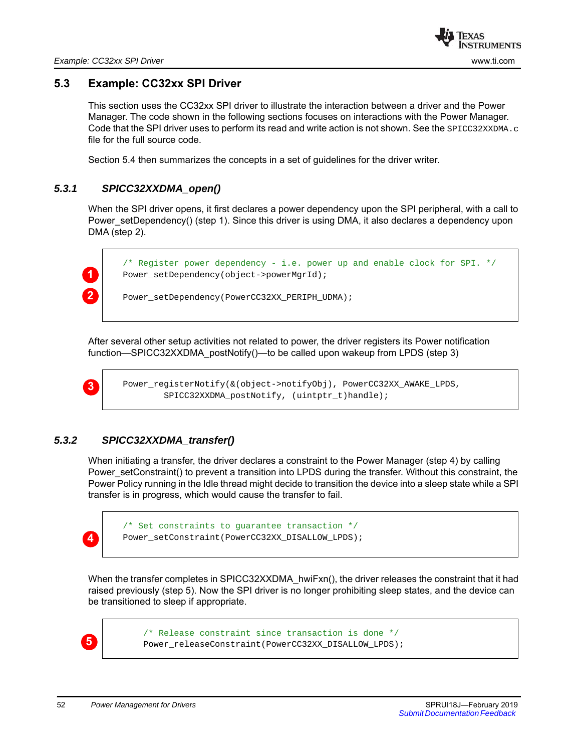## 5.3 Example: CC32xx SPI Driver

This section uses the CC32xx SPI driver to illustrate the interaction between a driver and the Power Manager. The code shown in the following sections focuses on interactions with the Power Manager. Code that the SPI driver uses to perform its read and write action is not shown. See the `SPICC32XXDMA.c` file for the full source code.

Section 5.4 then summarizes the concepts in a set of guidelines for the driver writer.

### 5.3.1 *SPICC32XXDMA_open()*

When the SPI driver opens, it first declares a power dependency upon the SPI peripheral, with a call to Power_setDependency() (step 1). Since this driver is using DMA, it also declares a dependency upon DMA (step 2).

1
2

```
/* Register power dependency - i.e. power up and enable clock for SPI. */
Power_setDependency(object->powerMgrId);

Power_setDependency(PowerCC32XX_PERIPH_UDMA);
```

After several other setup activities not related to power, the driver registers its Power notification function—SPICC32XXDMA_postNotify()—to be called upon wakeup from LPDS (step 3)

3

```
Power_registerNotify(&(object->notifyObj), PowerCC32XX_AWAKE_LPDS,
        SPICC32XXDMA_postNotify, (uintptr_t)handle);
```

### 5.3.2 *SPICC32XXDMA_transfer()*

When initiating a transfer, the driver declares a constraint to the Power Manager (step 4) by calling Power_setConstraint() to prevent a transition into LPDS during the transfer. Without this constraint, the Power Policy running in the Idle thread might decide to transition the device into a sleep state while a SPI transfer is in progress, which would cause the transfer to fail.

4

```
/* Set constraints to guarantee transaction */
Power_setConstraint(PowerCC32XX_DISALLOW_LPDS);
```

When the transfer completes in SPICC32XXDMA_hwiFxn(), the driver releases the constraint that it had raised previously (step 5). Now the SPI driver is no longer prohibiting sleep states, and the device can be transitioned to sleep if appropriate.

5

```
    /* Release constraint since transaction is done */
    Power_releaseConstraint(PowerCC32XX_DISALLOW_LPDS);
```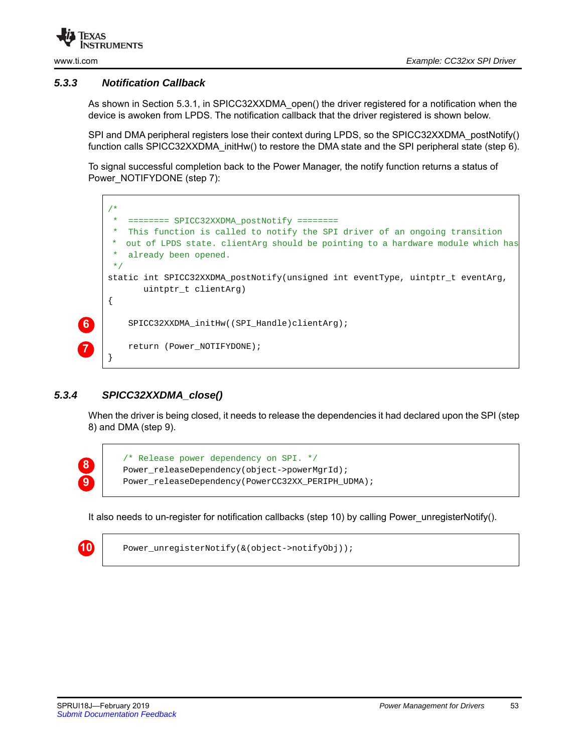### 5.3.3 Notification Callback

As shown in Section 5.3.1, in SPICC32XXDMA_open() the driver registered for a notification when the device is awoken from LPDS. The notification callback that the driver registered is shown below.

SPI and DMA peripheral registers lose their context during LPDS, so the SPICC32XXDMA_postNotify() function calls SPICC32XXDMA_initHw() to restore the DMA state and the SPI peripheral state (step 6).

To signal successful completion back to the Power Manager, the notify function returns a status of Power_NOTIFYDONE (step 7):

```
/*
 *  ======== SPICC32XXDMA_postNotify ========
 *  This function is called to notify the SPI driver of an ongoing transition
 *  out of LPDS state. clientArg should be pointing to a hardware module which has
 *  already been opened.
 */
static int SPICC32XXDMA_postNotify(unsigned int eventType, uintptr_t eventArg,
       uintptr_t clientArg)
{

    SPICC32XXDMA_initHw((SPI_Handle)clientArg);      // (6)

    return (Power_NOTIFYDONE);                        // (7)
}
```

### 5.3.4 SPICC32XXDMA_close()

When the driver is being closed, it needs to release the dependencies it had declared upon the SPI (step 8) and DMA (step 9).

```
    /* Release power dependency on SPI. */
    Power_releaseDependency(object->powerMgrId);                    // (8)
    Power_releaseDependency(PowerCC32XX_PERIPH_UDMA);               // (9)
```

It also needs to un-register for notification callbacks (step 10) by calling Power_unregisterNotify().

```
    Power_unregisterNotify(&(object->notifyObj));                   // (10)
```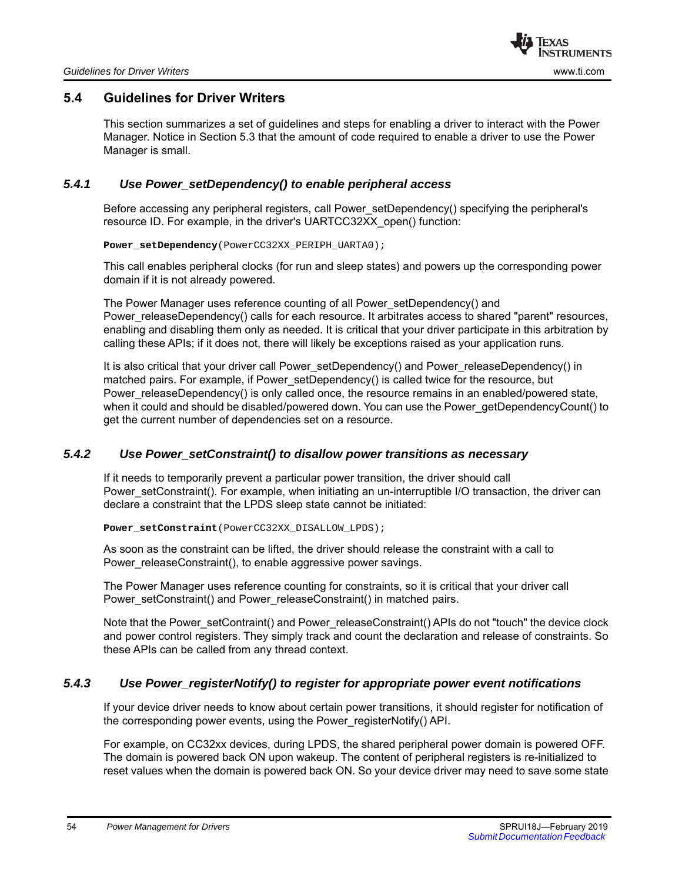## 5.4 Guidelines for Driver Writers

This section summarizes a set of guidelines and steps for enabling a driver to interact with the Power Manager. Notice in Section 5.3 that the amount of code required to enable a driver to use the Power Manager is small.

### *5.4.1 Use Power_setDependency() to enable peripheral access*

Before accessing any peripheral registers, call Power_setDependency() specifying the peripheral's resource ID. For example, in the driver's UARTCC32XX_open() function:

```
Power_setDependency(PowerCC32XX_PERIPH_UARTA0);
```

This call enables peripheral clocks (for run and sleep states) and powers up the corresponding power domain if it is not already powered.

The Power Manager uses reference counting of all Power_setDependency() and Power_releaseDependency() calls for each resource. It arbitrates access to shared "parent" resources, enabling and disabling them only as needed. It is critical that your driver participate in this arbitration by calling these APIs; if it does not, there will likely be exceptions raised as your application runs.

It is also critical that your driver call Power_setDependency() and Power_releaseDependency() in matched pairs. For example, if Power_setDependency() is called twice for the resource, but Power_releaseDependency() is only called once, the resource remains in an enabled/powered state, when it could and should be disabled/powered down. You can use the Power_getDependencyCount() to get the current number of dependencies set on a resource.

### *5.4.2 Use Power_setConstraint() to disallow power transitions as necessary*

If it needs to temporarily prevent a particular power transition, the driver should call Power_setConstraint(). For example, when initiating an un-interruptible I/O transaction, the driver can declare a constraint that the LPDS sleep state cannot be initiated:

```
Power_setConstraint(PowerCC32XX_DISALLOW_LPDS);
```

As soon as the constraint can be lifted, the driver should release the constraint with a call to Power_releaseConstraint(), to enable aggressive power savings.

The Power Manager uses reference counting for constraints, so it is critical that your driver call Power_setConstraint() and Power_releaseConstraint() in matched pairs.

Note that the Power_setContraint() and Power_releaseConstraint() APIs do not "touch" the device clock and power control registers. They simply track and count the declaration and release of constraints. So these APIs can be called from any thread context.

### *5.4.3 Use Power_registerNotify() to register for appropriate power event notifications*

If your device driver needs to know about certain power transitions, it should register for notification of the corresponding power events, using the Power_registerNotify() API.

For example, on CC32xx devices, during LPDS, the shared peripheral power domain is powered OFF. The domain is powered back ON upon wakeup. The content of peripheral registers is re-initialized to reset values when the domain is powered back ON. So your device driver may need to save some state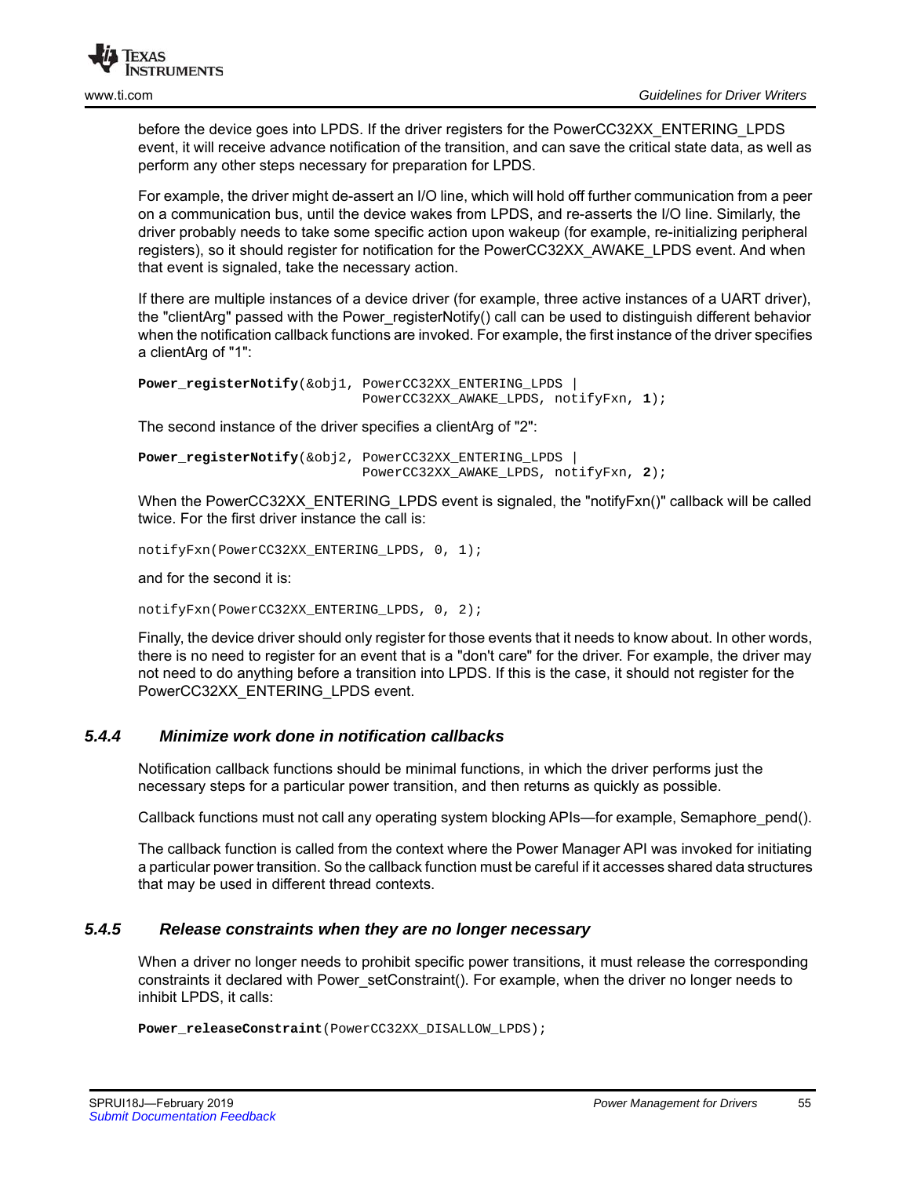before the device goes into LPDS. If the driver registers for the PowerCC32XX_ENTERING_LPDS event, it will receive advance notification of the transition, and can save the critical state data, as well as perform any other steps necessary for preparation for LPDS.

For example, the driver might de-assert an I/O line, which will hold off further communication from a peer on a communication bus, until the device wakes from LPDS, and re-asserts the I/O line. Similarly, the driver probably needs to take some specific action upon wakeup (for example, re-initializing peripheral registers), so it should register for notification for the PowerCC32XX_AWAKE_LPDS event. And when that event is signaled, take the necessary action.

If there are multiple instances of a device driver (for example, three active instances of a UART driver), the "clientArg" passed with the Power_registerNotify() call can be used to distinguish different behavior when the notification callback functions are invoked. For example, the first instance of the driver specifies a clientArg of "1":

```
Power_registerNotify(&obj1, PowerCC32XX_ENTERING_LPDS |
                           PowerCC32XX_AWAKE_LPDS, notifyFxn, 1);
```

The second instance of the driver specifies a clientArg of "2":

```
Power_registerNotify(&obj2, PowerCC32XX_ENTERING_LPDS |
                           PowerCC32XX_AWAKE_LPDS, notifyFxn, 2);
```

When the PowerCC32XX_ENTERING_LPDS event is signaled, the "notifyFxn()" callback will be called twice. For the first driver instance the call is:

```
notifyFxn(PowerCC32XX_ENTERING_LPDS, 0, 1);
```

and for the second it is:

```
notifyFxn(PowerCC32XX_ENTERING_LPDS, 0, 2);
```

Finally, the device driver should only register for those events that it needs to know about. In other words, there is no need to register for an event that is a "don't care" for the driver. For example, the driver may not need to do anything before a transition into LPDS. If this is the case, it should not register for the PowerCC32XX_ENTERING_LPDS event.

### 5.4.4 Minimize work done in notification callbacks

Notification callback functions should be minimal functions, in which the driver performs just the necessary steps for a particular power transition, and then returns as quickly as possible.

Callback functions must not call any operating system blocking APIs—for example, Semaphore_pend().

The callback function is called from the context where the Power Manager API was invoked for initiating a particular power transition. So the callback function must be careful if it accesses shared data structures that may be used in different thread contexts.

### 5.4.5 Release constraints when they are no longer necessary

When a driver no longer needs to prohibit specific power transitions, it must release the corresponding constraints it declared with Power_setConstraint(). For example, when the driver no longer needs to inhibit LPDS, it calls:

```
Power_releaseConstraint(PowerCC32XX_DISALLOW_LPDS);
```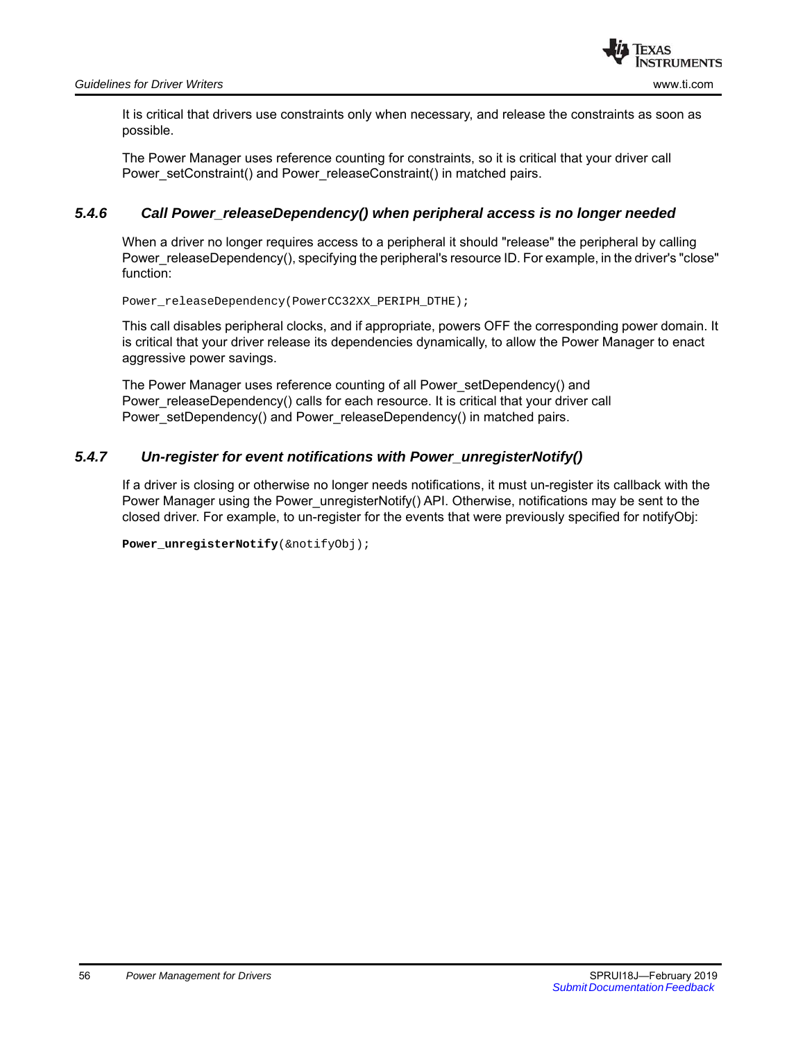It is critical that drivers use constraints only when necessary, and release the constraints as soon as possible.

The Power Manager uses reference counting for constraints, so it is critical that your driver call Power_setConstraint() and Power_releaseConstraint() in matched pairs.

### 5.4.6 Call Power_releaseDependency() when peripheral access is no longer needed

When a driver no longer requires access to a peripheral it should "release" the peripheral by calling Power_releaseDependency(), specifying the peripheral's resource ID. For example, in the driver's "close" function:

```
Power_releaseDependency(PowerCC32XX_PERIPH_DTHE);
```

This call disables peripheral clocks, and if appropriate, powers OFF the corresponding power domain. It is critical that your driver release its dependencies dynamically, to allow the Power Manager to enact aggressive power savings.

The Power Manager uses reference counting of all Power_setDependency() and Power_releaseDependency() calls for each resource. It is critical that your driver call Power_setDependency() and Power_releaseDependency() in matched pairs.

### 5.4.7 Un-register for event notifications with Power_unregisterNotify()

If a driver is closing or otherwise no longer needs notifications, it must un-register its callback with the Power Manager using the Power_unregisterNotify() API. Otherwise, notifications may be sent to the closed driver. For example, to un-register for the events that were previously specified for notifyObj:

```
Power_unregisterNotify(&notifyObj);
```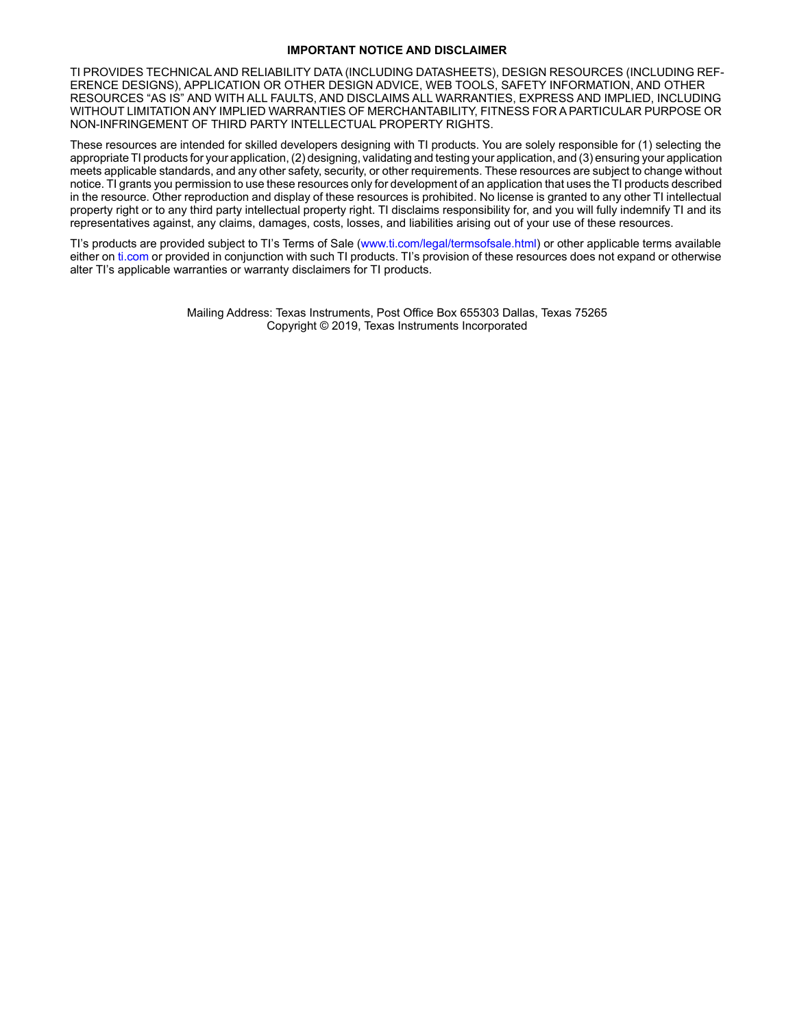**IMPORTANT NOTICE AND DISCLAIMER**

TI PROVIDES TECHNICAL AND RELIABILITY DATA (INCLUDING DATASHEETS), DESIGN RESOURCES (INCLUDING REFERENCE DESIGNS), APPLICATION OR OTHER DESIGN ADVICE, WEB TOOLS, SAFETY INFORMATION, AND OTHER RESOURCES "AS IS" AND WITH ALL FAULTS, AND DISCLAIMS ALL WARRANTIES, EXPRESS AND IMPLIED, INCLUDING WITHOUT LIMITATION ANY IMPLIED WARRANTIES OF MERCHANTABILITY, FITNESS FOR A PARTICULAR PURPOSE OR NON-INFRINGEMENT OF THIRD PARTY INTELLECTUAL PROPERTY RIGHTS.

These resources are intended for skilled developers designing with TI products. You are solely responsible for (1) selecting the appropriate TI products for your application, (2) designing, validating and testing your application, and (3) ensuring your application meets applicable standards, and any other safety, security, or other requirements. These resources are subject to change without notice. TI grants you permission to use these resources only for development of an application that uses the TI products described in the resource. Other reproduction and display of these resources is prohibited. No license is granted to any other TI intellectual property right or to any third party intellectual property right. TI disclaims responsibility for, and you will fully indemnify TI and its representatives against, any claims, damages, costs, losses, and liabilities arising out of your use of these resources.

TI's products are provided subject to TI's Terms of Sale (www.ti.com/legal/termsofsale.html) or other applicable terms available either on ti.com or provided in conjunction with such TI products. TI's provision of these resources does not expand or otherwise alter TI's applicable warranties or warranty disclaimers for TI products.

Mailing Address: Texas Instruments, Post Office Box 655303 Dallas, Texas 75265
Copyright © 2019, Texas Instruments Incorporated